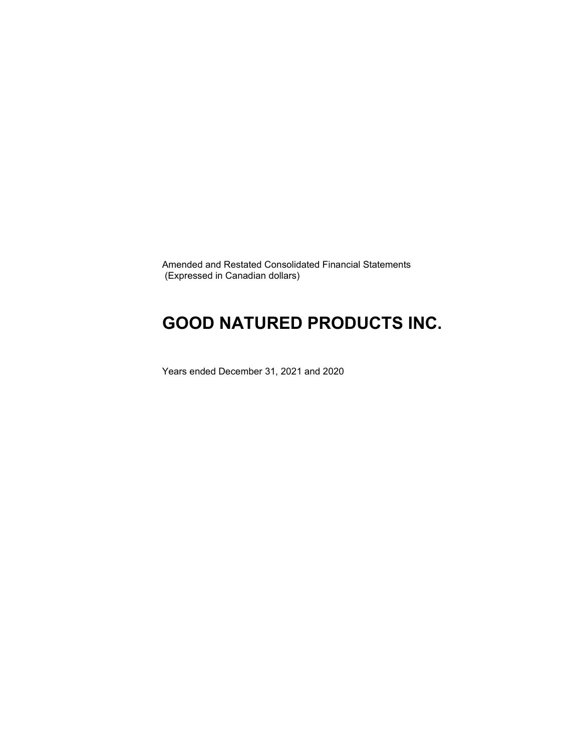Amended and Restated Consolidated Financial Statements
(Expressed in Canadian dollars)

# GOOD NATURED PRODUCTS INC.

Years ended December 31, 2021 and 2020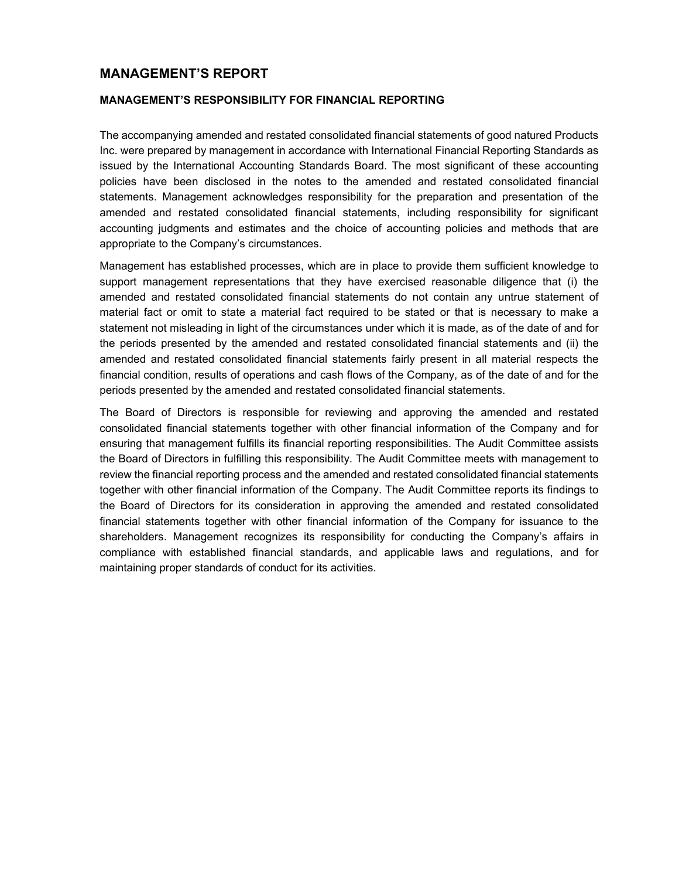## MANAGEMENT'S REPORT

### MANAGEMENT'S RESPONSIBILITY FOR FINANCIAL REPORTING

The accompanying amended and restated consolidated financial statements of good natured Products Inc. were prepared by management in accordance with International Financial Reporting Standards as issued by the International Accounting Standards Board. The most significant of these accounting policies have been disclosed in the notes to the amended and restated consolidated financial statements. Management acknowledges responsibility for the preparation and presentation of the amended and restated consolidated financial statements, including responsibility for significant accounting judgments and estimates and the choice of accounting policies and methods that are appropriate to the Company's circumstances.

Management has established processes, which are in place to provide them sufficient knowledge to support management representations that they have exercised reasonable diligence that (i) the amended and restated consolidated financial statements do not contain any untrue statement of material fact or omit to state a material fact required to be stated or that is necessary to make a statement not misleading in light of the circumstances under which it is made, as of the date of and for the periods presented by the amended and restated consolidated financial statements and (ii) the amended and restated consolidated financial statements fairly present in all material respects the financial condition, results of operations and cash flows of the Company, as of the date of and for the periods presented by the amended and restated consolidated financial statements.

The Board of Directors is responsible for reviewing and approving the amended and restated consolidated financial statements together with other financial information of the Company and for ensuring that management fulfills its financial reporting responsibilities. The Audit Committee assists the Board of Directors in fulfilling this responsibility. The Audit Committee meets with management to review the financial reporting process and the amended and restated consolidated financial statements together with other financial information of the Company. The Audit Committee reports its findings to the Board of Directors for its consideration in approving the amended and restated consolidated financial statements together with other financial information of the Company for issuance to the shareholders. Management recognizes its responsibility for conducting the Company's affairs in compliance with established financial standards, and applicable laws and regulations, and for maintaining proper standards of conduct for its activities.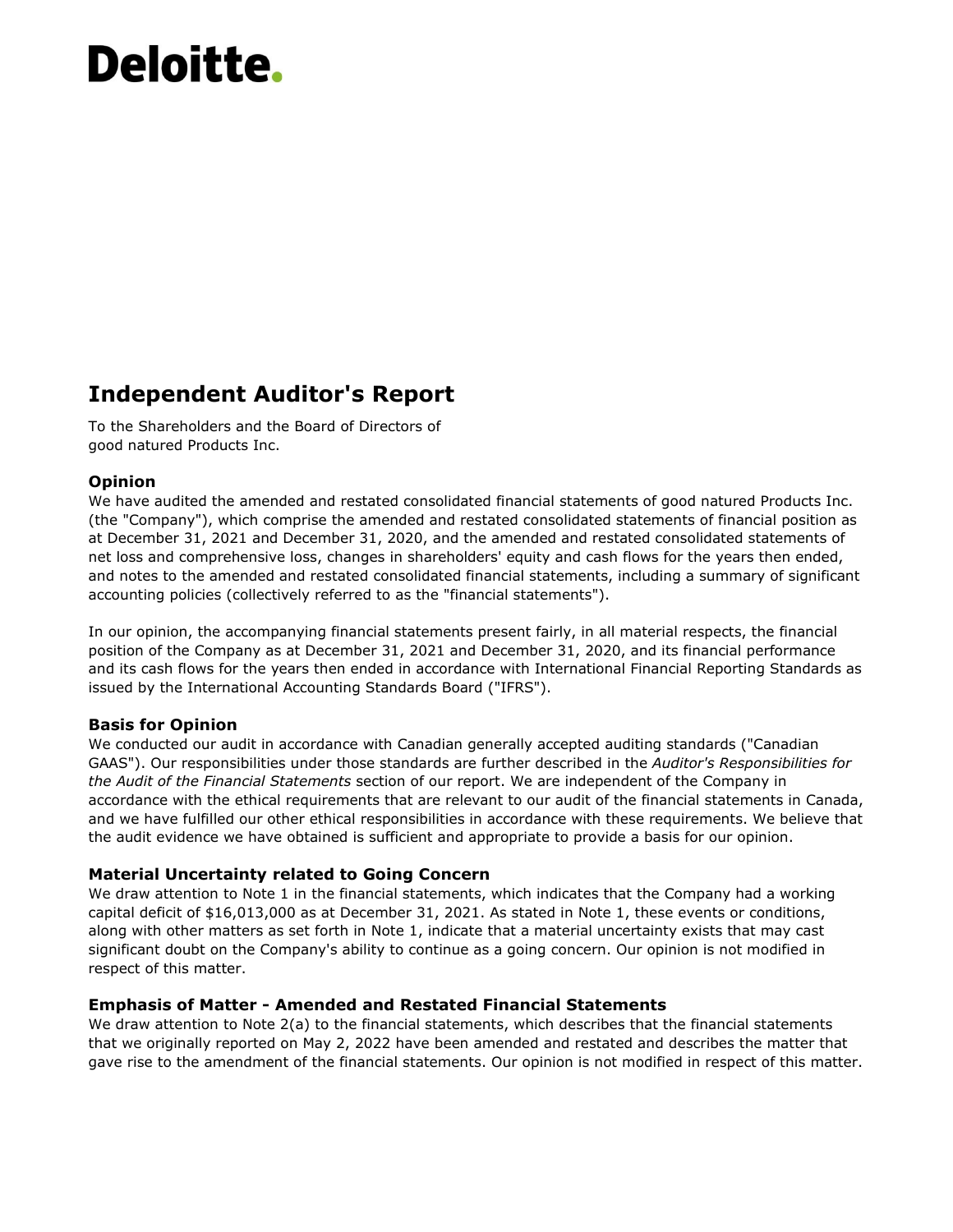Deloitte.

# Independent Auditor's Report

To the Shareholders and the Board of Directors of
good natured Products Inc.

## Opinion

We have audited the amended and restated consolidated financial statements of good natured Products Inc. (the "Company"), which comprise the amended and restated consolidated statements of financial position as at December 31, 2021 and December 31, 2020, and the amended and restated consolidated statements of net loss and comprehensive loss, changes in shareholders' equity and cash flows for the years then ended, and notes to the amended and restated consolidated financial statements, including a summary of significant accounting policies (collectively referred to as the "financial statements").

In our opinion, the accompanying financial statements present fairly, in all material respects, the financial position of the Company as at December 31, 2021 and December 31, 2020, and its financial performance and its cash flows for the years then ended in accordance with International Financial Reporting Standards as issued by the International Accounting Standards Board ("IFRS").

## Basis for Opinion

We conducted our audit in accordance with Canadian generally accepted auditing standards ("Canadian GAAS"). Our responsibilities under those standards are further described in the *Auditor's Responsibilities for the Audit of the Financial Statements* section of our report. We are independent of the Company in accordance with the ethical requirements that are relevant to our audit of the financial statements in Canada, and we have fulfilled our other ethical responsibilities in accordance with these requirements. We believe that the audit evidence we have obtained is sufficient and appropriate to provide a basis for our opinion.

## Material Uncertainty related to Going Concern

We draw attention to Note 1 in the financial statements, which indicates that the Company had a working capital deficit of $16,013,000 as at December 31, 2021. As stated in Note 1, these events or conditions, along with other matters as set forth in Note 1, indicate that a material uncertainty exists that may cast significant doubt on the Company's ability to continue as a going concern. Our opinion is not modified in respect of this matter.

## Emphasis of Matter - Amended and Restated Financial Statements

We draw attention to Note 2(a) to the financial statements, which describes that the financial statements that we originally reported on May 2, 2022 have been amended and restated and describes the matter that gave rise to the amendment of the financial statements. Our opinion is not modified in respect of this matter.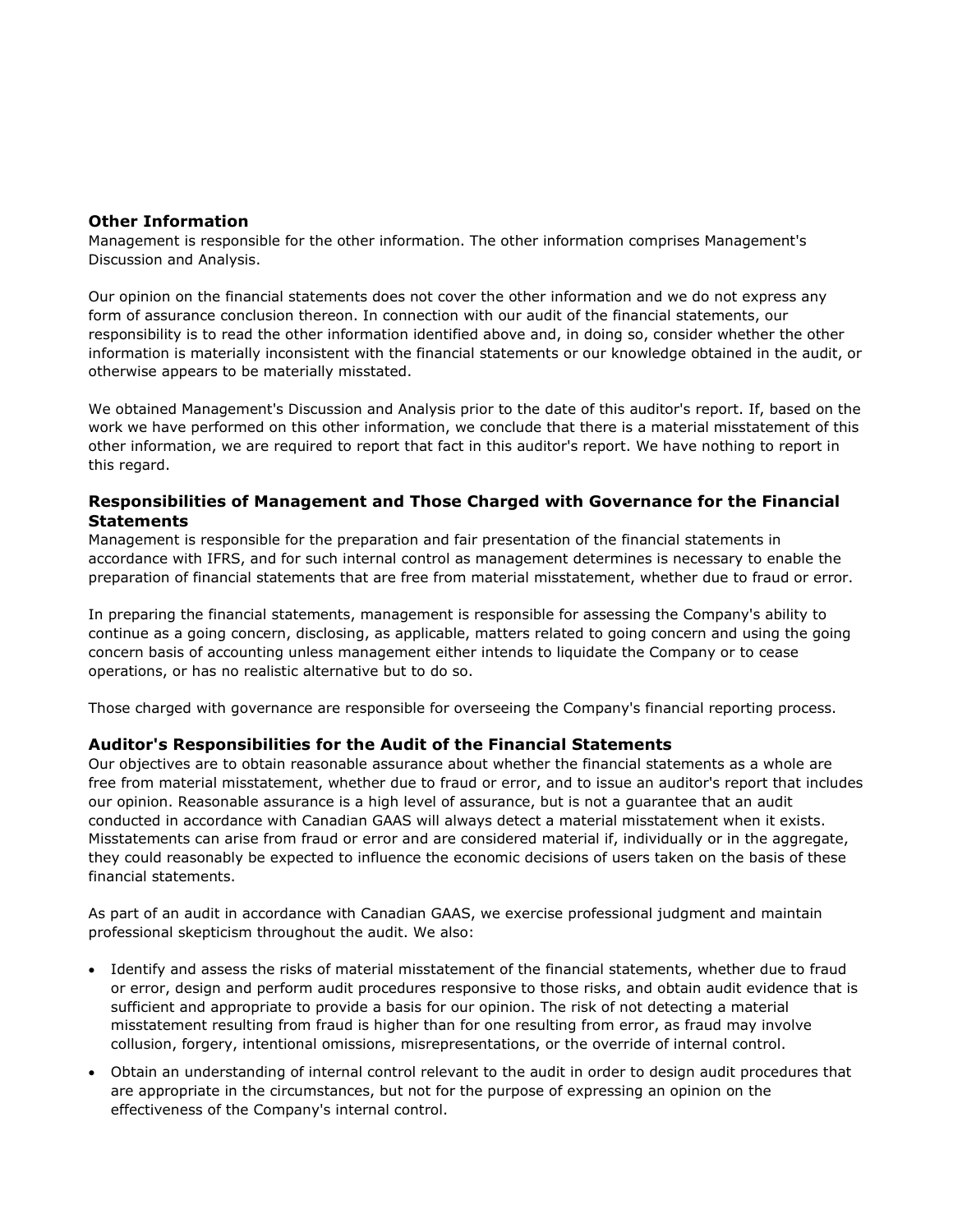### Other Information

Management is responsible for the other information. The other information comprises Management's Discussion and Analysis.

Our opinion on the financial statements does not cover the other information and we do not express any form of assurance conclusion thereon. In connection with our audit of the financial statements, our responsibility is to read the other information identified above and, in doing so, consider whether the other information is materially inconsistent with the financial statements or our knowledge obtained in the audit, or otherwise appears to be materially misstated.

We obtained Management's Discussion and Analysis prior to the date of this auditor's report. If, based on the work we have performed on this other information, we conclude that there is a material misstatement of this other information, we are required to report that fact in this auditor's report. We have nothing to report in this regard.

### Responsibilities of Management and Those Charged with Governance for the Financial Statements

Management is responsible for the preparation and fair presentation of the financial statements in accordance with IFRS, and for such internal control as management determines is necessary to enable the preparation of financial statements that are free from material misstatement, whether due to fraud or error.

In preparing the financial statements, management is responsible for assessing the Company's ability to continue as a going concern, disclosing, as applicable, matters related to going concern and using the going concern basis of accounting unless management either intends to liquidate the Company or to cease operations, or has no realistic alternative but to do so.

Those charged with governance are responsible for overseeing the Company's financial reporting process.

### Auditor's Responsibilities for the Audit of the Financial Statements

Our objectives are to obtain reasonable assurance about whether the financial statements as a whole are free from material misstatement, whether due to fraud or error, and to issue an auditor's report that includes our opinion. Reasonable assurance is a high level of assurance, but is not a guarantee that an audit conducted in accordance with Canadian GAAS will always detect a material misstatement when it exists. Misstatements can arise from fraud or error and are considered material if, individually or in the aggregate, they could reasonably be expected to influence the economic decisions of users taken on the basis of these financial statements.

As part of an audit in accordance with Canadian GAAS, we exercise professional judgment and maintain professional skepticism throughout the audit. We also:

- Identify and assess the risks of material misstatement of the financial statements, whether due to fraud or error, design and perform audit procedures responsive to those risks, and obtain audit evidence that is sufficient and appropriate to provide a basis for our opinion. The risk of not detecting a material misstatement resulting from fraud is higher than for one resulting from error, as fraud may involve collusion, forgery, intentional omissions, misrepresentations, or the override of internal control.
- Obtain an understanding of internal control relevant to the audit in order to design audit procedures that are appropriate in the circumstances, but not for the purpose of expressing an opinion on the effectiveness of the Company's internal control.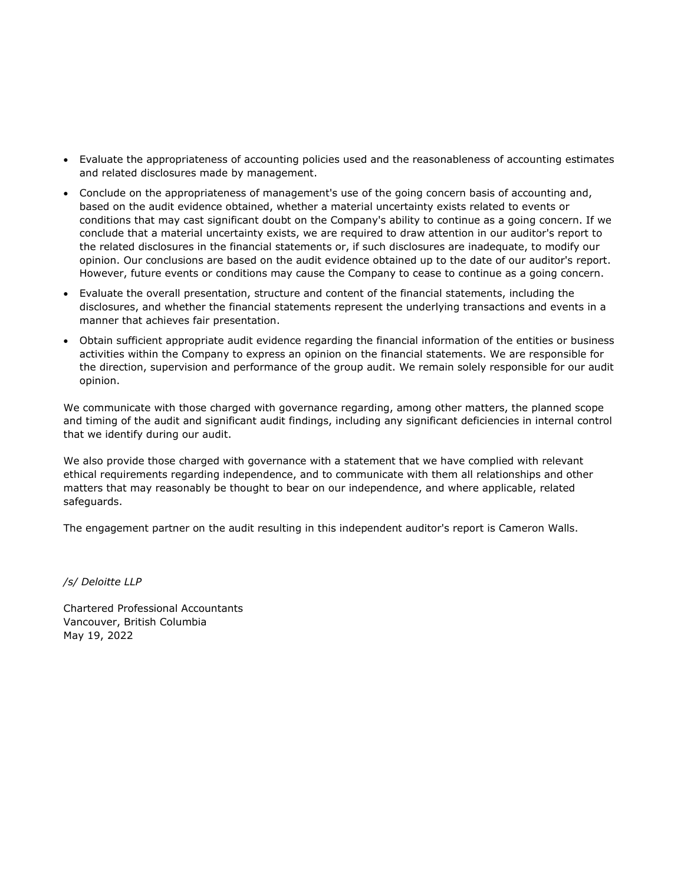- Evaluate the appropriateness of accounting policies used and the reasonableness of accounting estimates and related disclosures made by management.
- Conclude on the appropriateness of management's use of the going concern basis of accounting and, based on the audit evidence obtained, whether a material uncertainty exists related to events or conditions that may cast significant doubt on the Company's ability to continue as a going concern. If we conclude that a material uncertainty exists, we are required to draw attention in our auditor's report to the related disclosures in the financial statements or, if such disclosures are inadequate, to modify our opinion. Our conclusions are based on the audit evidence obtained up to the date of our auditor's report. However, future events or conditions may cause the Company to cease to continue as a going concern.
- Evaluate the overall presentation, structure and content of the financial statements, including the disclosures, and whether the financial statements represent the underlying transactions and events in a manner that achieves fair presentation.
- Obtain sufficient appropriate audit evidence regarding the financial information of the entities or business activities within the Company to express an opinion on the financial statements. We are responsible for the direction, supervision and performance of the group audit. We remain solely responsible for our audit opinion.

We communicate with those charged with governance regarding, among other matters, the planned scope and timing of the audit and significant audit findings, including any significant deficiencies in internal control that we identify during our audit.

We also provide those charged with governance with a statement that we have complied with relevant ethical requirements regarding independence, and to communicate with them all relationships and other matters that may reasonably be thought to bear on our independence, and where applicable, related safeguards.

The engagement partner on the audit resulting in this independent auditor's report is Cameron Walls.

*/s/ Deloitte LLP*

Chartered Professional Accountants
Vancouver, British Columbia
May 19, 2022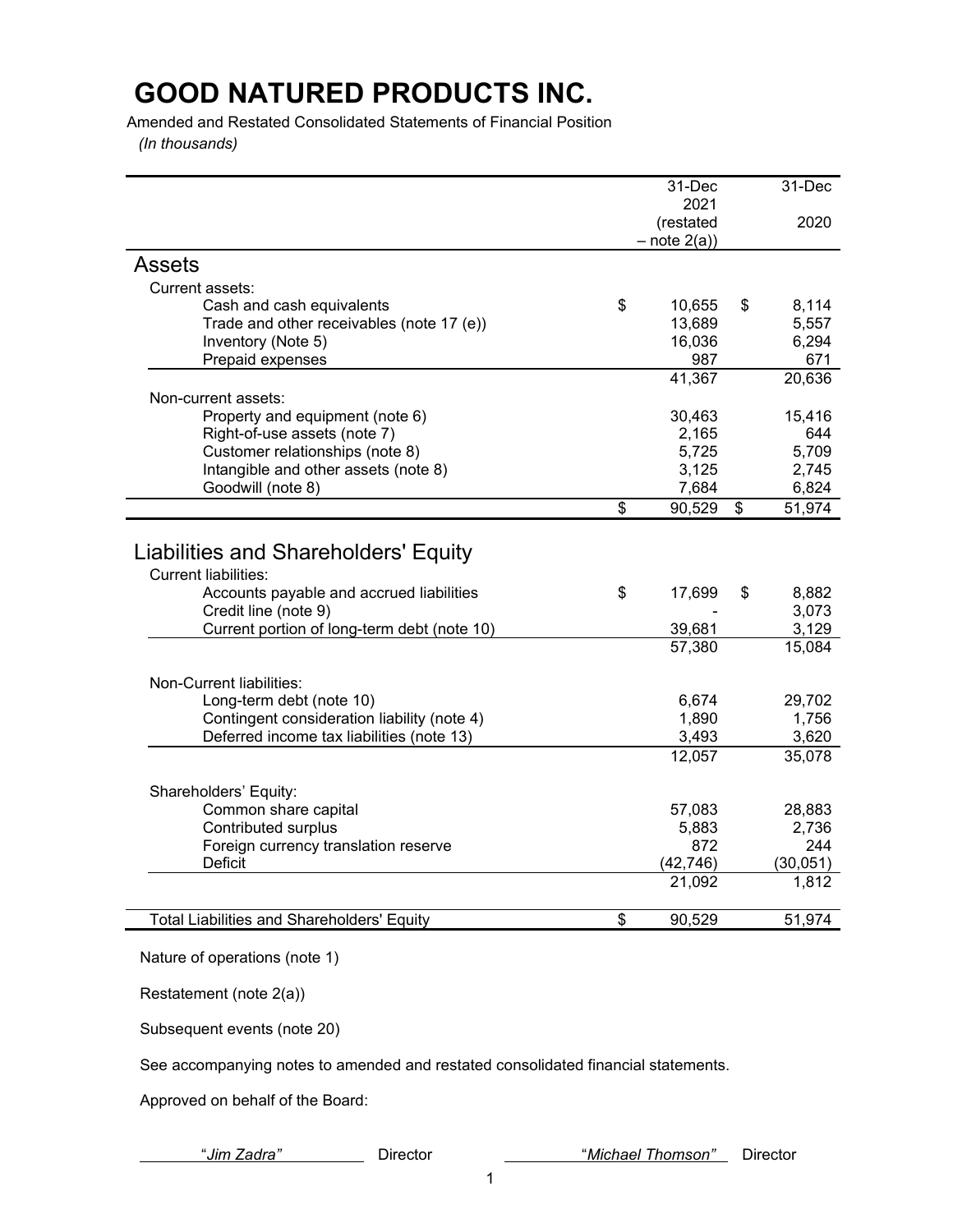# GOOD NATURED PRODUCTS INC.

Amended and Restated Consolidated Statements of Financial Position

*(In thousands)*

| | 31-Dec 2021 (restated – note 2(a)) | 31-Dec 2020 |
|---|---|---|
| **Assets** | | |
| Current assets: | | |
| Cash and cash equivalents | $ 10,655 | $ 8,114 |
| Trade and other receivables (note 17 (e)) | 13,689 | 5,557 |
| Inventory (Note 5) | 16,036 | 6,294 |
| Prepaid expenses | 987 | 671 |
| | 41,367 | 20,636 |
| Non-current assets: | | |
| Property and equipment (note 6) | 30,463 | 15,416 |
| Right-of-use assets (note 7) | 2,165 | 644 |
| Customer relationships (note 8) | 5,725 | 5,709 |
| Intangible and other assets (note 8) | 3,125 | 2,745 |
| Goodwill (note 8) | 7,684 | 6,824 |
| | $ 90,529 | $ 51,974 |
| **Liabilities and Shareholders' Equity** | | |
| Current liabilities: | | |
| Accounts payable and accrued liabilities | $ 17,699 | $ 8,882 |
| Credit line (note 9) | - | 3,073 |
| Current portion of long-term debt (note 10) | 39,681 | 3,129 |
| | 57,380 | 15,084 |
| Non-Current liabilities: | | |
| Long-term debt (note 10) | 6,674 | 29,702 |
| Contingent consideration liability (note 4) | 1,890 | 1,756 |
| Deferred income tax liabilities (note 13) | 3,493 | 3,620 |
| | 12,057 | 35,078 |
| Shareholders' Equity: | | |
| Common share capital | 57,083 | 28,883 |
| Contributed surplus | 5,883 | 2,736 |
| Foreign currency translation reserve | 872 | 244 |
| Deficit | (42,746) | (30,051) |
| | 21,092 | 1,812 |
| Total Liabilities and Shareholders' Equity | $ 90,529 | 51,974 |

Nature of operations (note 1)

Restatement (note 2(a))

Subsequent events (note 20)

See accompanying notes to amended and restated consolidated financial statements.

Approved on behalf of the Board:

"*Jim Zadra*" Director

"*Michael Thomson*" Director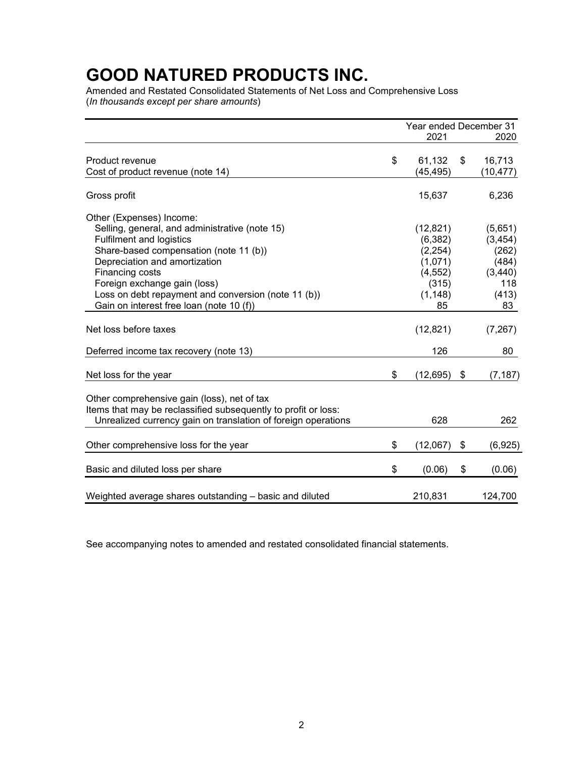# GOOD NATURED PRODUCTS INC.

Amended and Restated Consolidated Statements of Net Loss and Comprehensive Loss
(*In thousands except per share amounts*)

| | Year ended December 31 2021 | 2020 |
|---|---|---|
| Product revenue | $ 61,132 | $ 16,713 |
| Cost of product revenue (note 14) | (45,495) | (10,477) |
| Gross profit | 15,637 | 6,236 |
| Other (Expenses) Income: | | |
| Selling, general, and administrative (note 15) | (12,821) | (5,651) |
| Fulfilment and logistics | (6,382) | (3,454) |
| Share-based compensation (note 11 (b)) | (2,254) | (262) |
| Depreciation and amortization | (1,071) | (484) |
| Financing costs | (4,552) | (3,440) |
| Foreign exchange gain (loss) | (315) | 118 |
| Loss on debt repayment and conversion (note 11 (b)) | (1,148) | (413) |
| Gain on interest free loan (note 10 (f)) | 85 | 83 |
| Net loss before taxes | (12,821) | (7,267) |
| Deferred income tax recovery (note 13) | 126 | 80 |
| Net loss for the year | $ (12,695) | $ (7,187) |
| Other comprehensive gain (loss), net of tax | | |
| Items that may be reclassified subsequently to profit or loss: | | |
| Unrealized currency gain on translation of foreign operations | 628 | 262 |
| Other comprehensive loss for the year | $ (12,067) | $ (6,925) |
| Basic and diluted loss per share | $ (0.06) | $ (0.06) |
| Weighted average shares outstanding – basic and diluted | 210,831 | 124,700 |

See accompanying notes to amended and restated consolidated financial statements.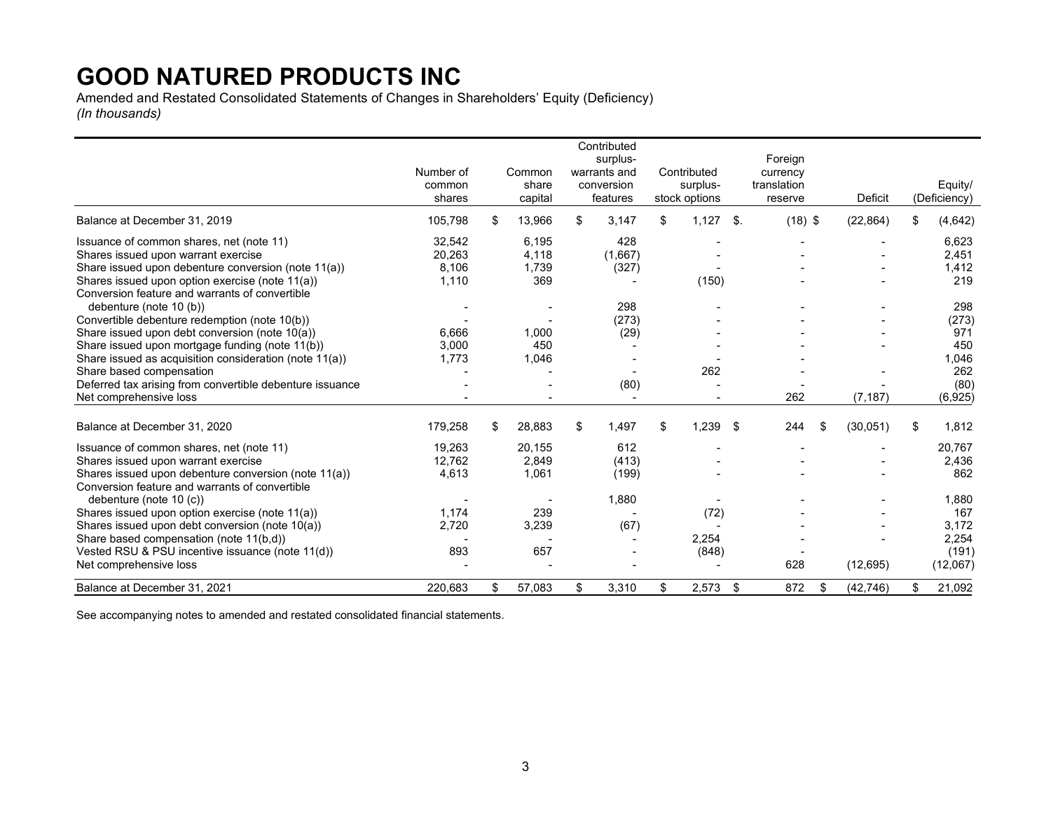# GOOD NATURED PRODUCTS INC

Amended and Restated Consolidated Statements of Changes in Shareholders' Equity (Deficiency)
*(In thousands)*

| | Number of common shares | Common share capital | Contributed surplus-warrants and conversion features | Contributed surplus-stock options | Foreign currency translation reserve | Deficit | Equity/ (Deficiency) |
|---|---|---|---|---|---|---|---|
| Balance at December 31, 2019 | 105,798 | $ 13,966 | $ 3,147 | $ 1,127 | $. (18) | $ (22,864) | $ (4,642) |
| Issuance of common shares, net (note 11) | 32,542 | 6,195 | 428 | - | - | - | 6,623 |
| Shares issued upon warrant exercise | 20,263 | 4,118 | (1,667) | - | - | - | 2,451 |
| Share issued upon debenture conversion (note 11(a)) | 8,106 | 1,739 | (327) | - | - | - | 1,412 |
| Shares issued upon option exercise (note 11(a)) | 1,110 | 369 | - | (150) | - | - | 219 |
| Conversion feature and warrants of convertible debenture (note 10 (b)) | - | - | 298 | - | - | - | 298 |
| Convertible debenture redemption (note 10(b)) | - | - | (273) | - | - | - | (273) |
| Share issued upon debt conversion (note 10(a)) | 6,666 | 1,000 | (29) | - | - | - | 971 |
| Share issued upon mortgage funding (note 11(b)) | 3,000 | 450 | - | - | - | - | 450 |
| Share issued as acquisition consideration (note 11(a)) | 1,773 | 1,046 | - | - | - | | 1,046 |
| Share based compensation | - | - | - | 262 | - | - | 262 |
| Deferred tax arising from convertible debenture issuance | - | - | (80) | - | - | - | (80) |
| Net comprehensive loss | - | - | - | - | 262 | (7,187) | (6,925) |
| Balance at December 31, 2020 | 179,258 | $ 28,883 | $ 1,497 | $ 1,239 | $ 244 | $ (30,051) | $ 1,812 |
| Issuance of common shares, net (note 11) | 19,263 | 20,155 | 612 | - | - | - | 20,767 |
| Shares issued upon warrant exercise | 12,762 | 2,849 | (413) | - | - | - | 2,436 |
| Shares issued upon debenture conversion (note 11(a)) | 4,613 | 1,061 | (199) | - | - | - | 862 |
| Conversion feature and warrants of convertible debenture (note 10 (c)) | - | - | 1,880 | - | - | - | 1,880 |
| Shares issued upon option exercise (note 11(a)) | 1,174 | 239 | - | (72) | - | - | 167 |
| Shares issued upon debt conversion (note 10(a)) | 2,720 | 3,239 | (67) | - | - | - | 3,172 |
| Share based compensation (note 11(b,d)) | - | - | - | 2,254 | - | - | 2,254 |
| Vested RSU & PSU incentive issuance (note 11(d)) | 893 | 657 | - | (848) | - | | (191) |
| Net comprehensive loss | - | - | - | - | 628 | (12,695) | (12,067) |
| Balance at December 31, 2021 | 220,683 | $ 57,083 | $ 3,310 | $ 2,573 | $ 872 | $ (42,746) | $ 21,092 |

See accompanying notes to amended and restated consolidated financial statements.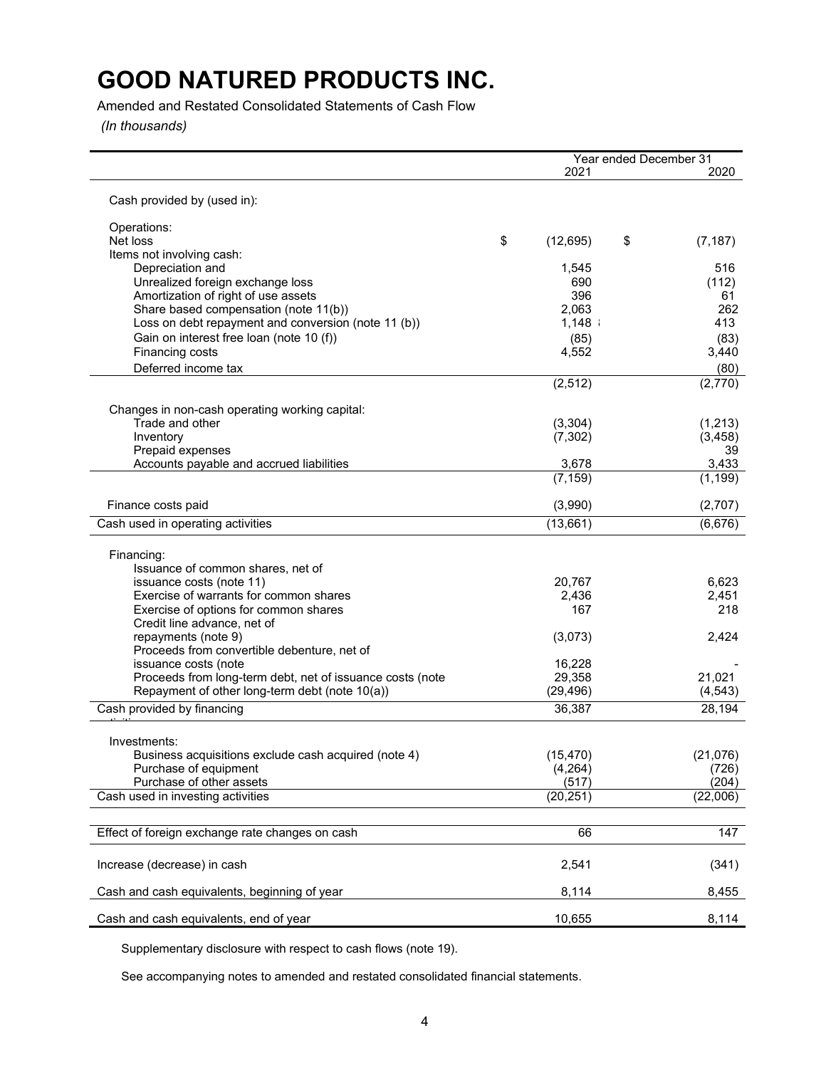# GOOD NATURED PRODUCTS INC.

Amended and Restated Consolidated Statements of Cash Flow

*(In thousands)*

| | Year ended December 31 2021 | 2020 |
|---|---|---|
| Cash provided by (used in): | | |
| Operations: | | |
| Net loss | $ (12,695) | $ (7,187) |
| Items not involving cash: | | |
| Depreciation and | 1,545 | 516 |
| Unrealized foreign exchange loss | 690 | (112) |
| Amortization of right of use assets | 396 | 61 |
| Share based compensation (note 11(b)) | 2,063 | 262 |
| Loss on debt repayment and conversion (note 11 (b)) | 1,148 | 413 |
| Gain on interest free loan (note 10 (f)) | (85) | (83) |
| Financing costs | 4,552 | 3,440 |
| Deferred income tax | | (80) |
| | (2,512) | (2,770) |
| Changes in non-cash operating working capital: | | |
| Trade and other | (3,304) | (1,213) |
| Inventory | (7,302) | (3,458) |
| Prepaid expenses | | 39 |
| Accounts payable and accrued liabilities | 3,678 | 3,433 |
| | (7,159) | (1,199) |
| Finance costs paid | (3,990) | (2,707) |
| Cash used in operating activities | (13,661) | (6,676) |
| Financing: | | |
| Issuance of common shares, net of issuance costs (note 11) | 20,767 | 6,623 |
| Exercise of warrants for common shares | 2,436 | 2,451 |
| Exercise of options for common shares | 167 | 218 |
| Credit line advance, net of repayments (note 9) | (3,073) | 2,424 |
| Proceeds from convertible debenture, net of issuance costs (note | 16,228 | - |
| Proceeds from long-term debt, net of issuance costs (note | 29,358 | 21,021 |
| Repayment of other long-term debt (note 10(a)) | (29,496) | (4,543) |
| Cash provided by financing | 36,387 | 28,194 |
| Investments: | | |
| Business acquisitions exclude cash acquired (note 4) | (15,470) | (21,076) |
| Purchase of equipment | (4,264) | (726) |
| Purchase of other assets | (517) | (204) |
| Cash used in investing activities | (20,251) | (22,006) |
| Effect of foreign exchange rate changes on cash | 66 | 147 |
| Increase (decrease) in cash | 2,541 | (341) |
| Cash and cash equivalents, beginning of year | 8,114 | 8,455 |
| Cash and cash equivalents, end of year | 10,655 | 8,114 |

Supplementary disclosure with respect to cash flows (note 19).

See accompanying notes to amended and restated consolidated financial statements.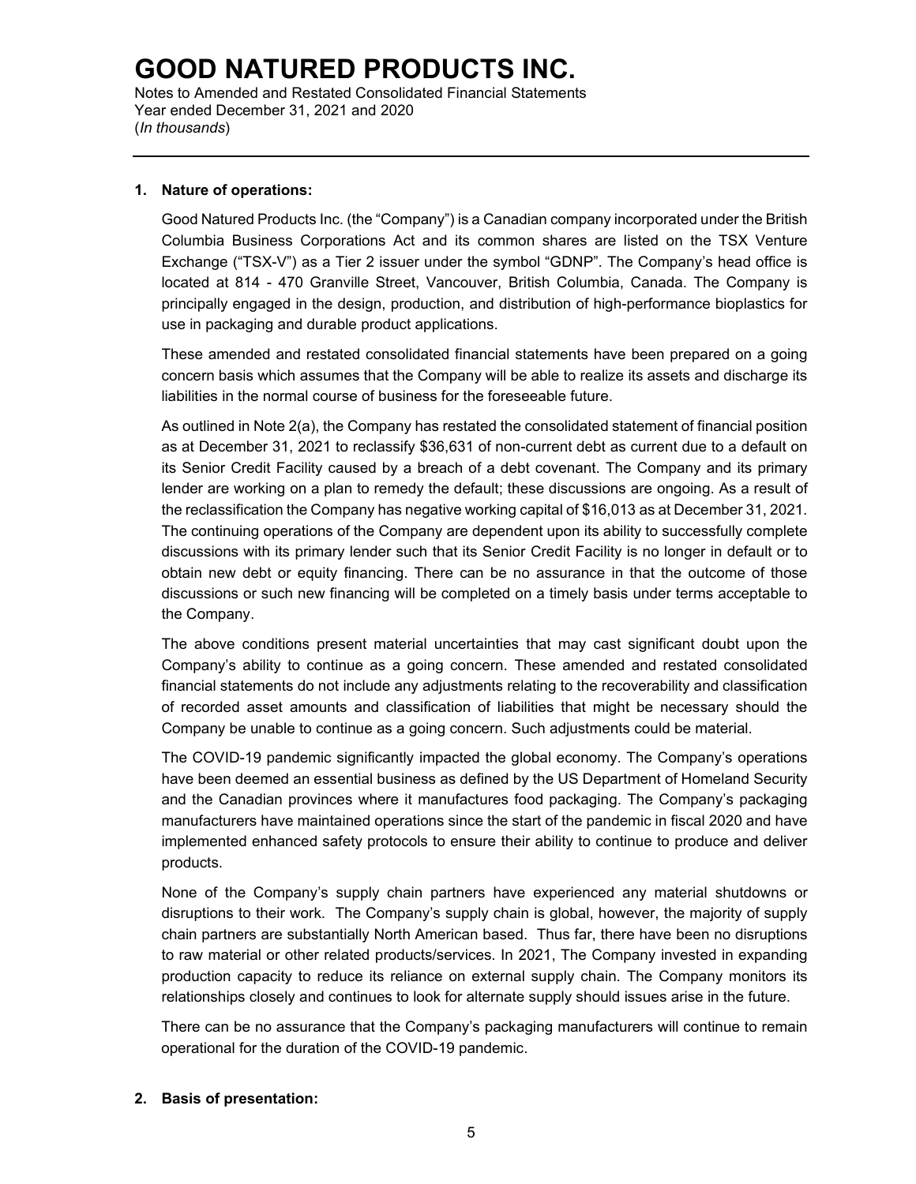# GOOD NATURED PRODUCTS INC.

Notes to Amended and Restated Consolidated Financial Statements
Year ended December 31, 2021 and 2020
(*In thousands*)

## 1. Nature of operations:

Good Natured Products Inc. (the "Company") is a Canadian company incorporated under the British Columbia Business Corporations Act and its common shares are listed on the TSX Venture Exchange ("TSX-V") as a Tier 2 issuer under the symbol "GDNP". The Company's head office is located at 814 - 470 Granville Street, Vancouver, British Columbia, Canada. The Company is principally engaged in the design, production, and distribution of high-performance bioplastics for use in packaging and durable product applications.

These amended and restated consolidated financial statements have been prepared on a going concern basis which assumes that the Company will be able to realize its assets and discharge its liabilities in the normal course of business for the foreseeable future.

As outlined in Note 2(a), the Company has restated the consolidated statement of financial position as at December 31, 2021 to reclassify $36,631 of non-current debt as current due to a default on its Senior Credit Facility caused by a breach of a debt covenant. The Company and its primary lender are working on a plan to remedy the default; these discussions are ongoing. As a result of the reclassification the Company has negative working capital of $16,013 as at December 31, 2021. The continuing operations of the Company are dependent upon its ability to successfully complete discussions with its primary lender such that its Senior Credit Facility is no longer in default or to obtain new debt or equity financing. There can be no assurance in that the outcome of those discussions or such new financing will be completed on a timely basis under terms acceptable to the Company.

The above conditions present material uncertainties that may cast significant doubt upon the Company's ability to continue as a going concern. These amended and restated consolidated financial statements do not include any adjustments relating to the recoverability and classification of recorded asset amounts and classification of liabilities that might be necessary should the Company be unable to continue as a going concern. Such adjustments could be material.

The COVID-19 pandemic significantly impacted the global economy. The Company's operations have been deemed an essential business as defined by the US Department of Homeland Security and the Canadian provinces where it manufactures food packaging. The Company's packaging manufacturers have maintained operations since the start of the pandemic in fiscal 2020 and have implemented enhanced safety protocols to ensure their ability to continue to produce and deliver products.

None of the Company's supply chain partners have experienced any material shutdowns or disruptions to their work. The Company's supply chain is global, however, the majority of supply chain partners are substantially North American based. Thus far, there have been no disruptions to raw material or other related products/services. In 2021, The Company invested in expanding production capacity to reduce its reliance on external supply chain. The Company monitors its relationships closely and continues to look for alternate supply should issues arise in the future.

There can be no assurance that the Company's packaging manufacturers will continue to remain operational for the duration of the COVID-19 pandemic.

## 2. Basis of presentation: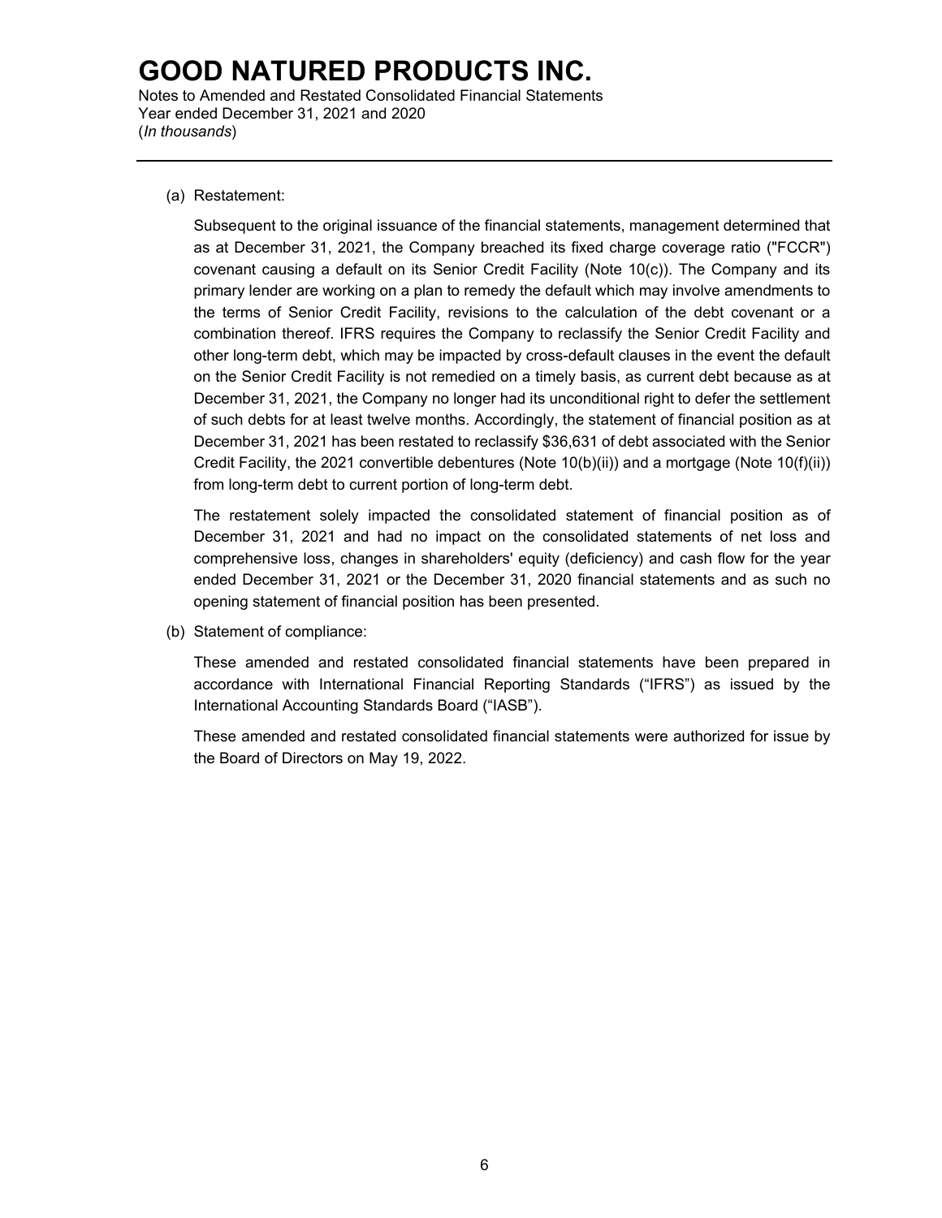(a) Restatement:

Subsequent to the original issuance of the financial statements, management determined that as at December 31, 2021, the Company breached its fixed charge coverage ratio ("FCCR") covenant causing a default on its Senior Credit Facility (Note 10(c)). The Company and its primary lender are working on a plan to remedy the default which may involve amendments to the terms of Senior Credit Facility, revisions to the calculation of the debt covenant or a combination thereof. IFRS requires the Company to reclassify the Senior Credit Facility and other long-term debt, which may be impacted by cross-default clauses in the event the default on the Senior Credit Facility is not remedied on a timely basis, as current debt because as at December 31, 2021, the Company no longer had its unconditional right to defer the settlement of such debts for at least twelve months. Accordingly, the statement of financial position as at December 31, 2021 has been restated to reclassify $36,631 of debt associated with the Senior Credit Facility, the 2021 convertible debentures (Note 10(b)(ii)) and a mortgage (Note 10(f)(ii)) from long-term debt to current portion of long-term debt.

The restatement solely impacted the consolidated statement of financial position as of December 31, 2021 and had no impact on the consolidated statements of net loss and comprehensive loss, changes in shareholders' equity (deficiency) and cash flow for the year ended December 31, 2021 or the December 31, 2020 financial statements and as such no opening statement of financial position has been presented.

(b) Statement of compliance:

These amended and restated consolidated financial statements have been prepared in accordance with International Financial Reporting Standards ("IFRS") as issued by the International Accounting Standards Board ("IASB").

These amended and restated consolidated financial statements were authorized for issue by the Board of Directors on May 19, 2022.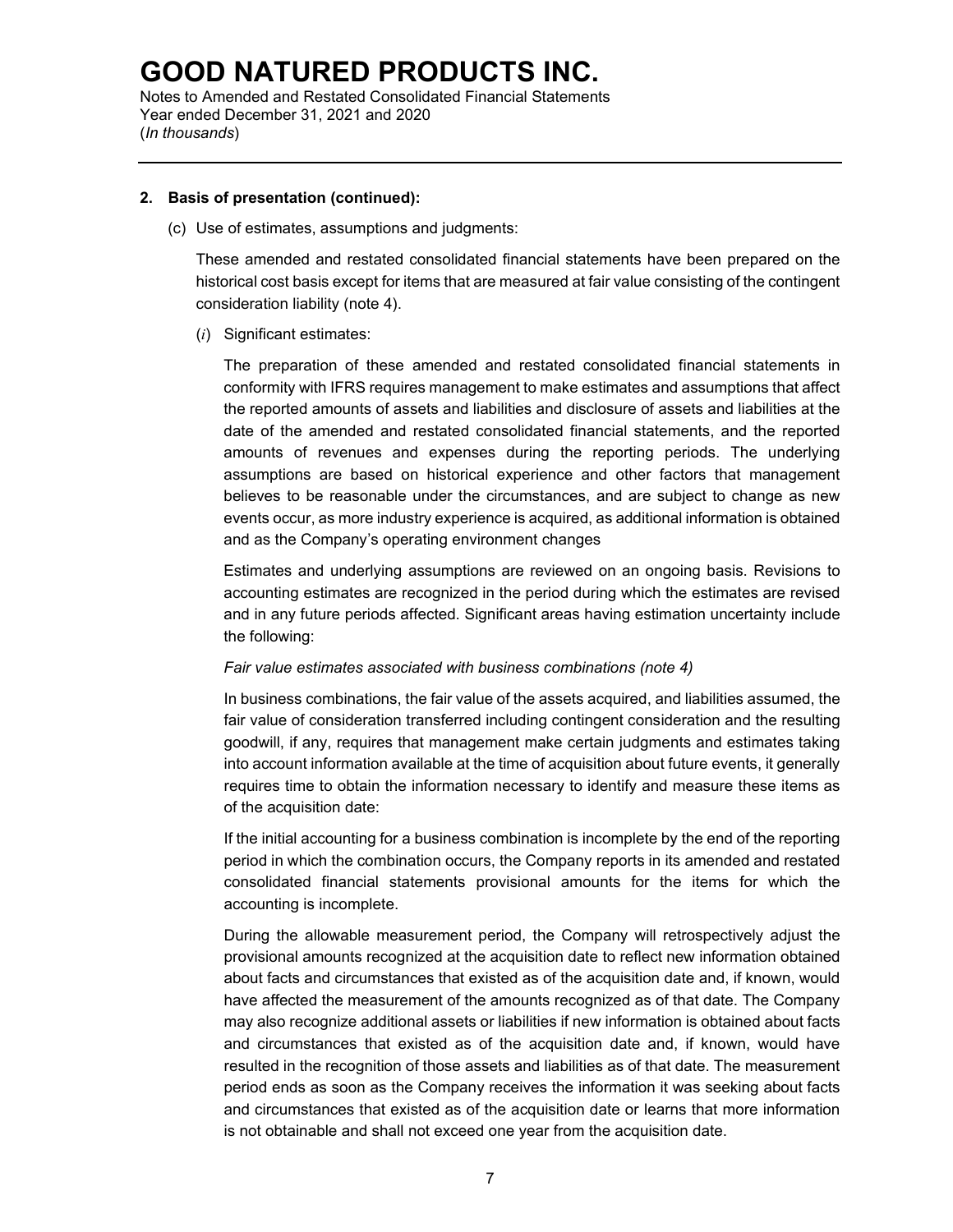## 2. Basis of presentation (continued):

(c) Use of estimates, assumptions and judgments:

These amended and restated consolidated financial statements have been prepared on the historical cost basis except for items that are measured at fair value consisting of the contingent consideration liability (note 4).

(*i*) Significant estimates:

The preparation of these amended and restated consolidated financial statements in conformity with IFRS requires management to make estimates and assumptions that affect the reported amounts of assets and liabilities and disclosure of assets and liabilities at the date of the amended and restated consolidated financial statements, and the reported amounts of revenues and expenses during the reporting periods. The underlying assumptions are based on historical experience and other factors that management believes to be reasonable under the circumstances, and are subject to change as new events occur, as more industry experience is acquired, as additional information is obtained and as the Company's operating environment changes

Estimates and underlying assumptions are reviewed on an ongoing basis. Revisions to accounting estimates are recognized in the period during which the estimates are revised and in any future periods affected. Significant areas having estimation uncertainty include the following:

*Fair value estimates associated with business combinations (note 4)*

In business combinations, the fair value of the assets acquired, and liabilities assumed, the fair value of consideration transferred including contingent consideration and the resulting goodwill, if any, requires that management make certain judgments and estimates taking into account information available at the time of acquisition about future events, it generally requires time to obtain the information necessary to identify and measure these items as of the acquisition date:

If the initial accounting for a business combination is incomplete by the end of the reporting period in which the combination occurs, the Company reports in its amended and restated consolidated financial statements provisional amounts for the items for which the accounting is incomplete.

During the allowable measurement period, the Company will retrospectively adjust the provisional amounts recognized at the acquisition date to reflect new information obtained about facts and circumstances that existed as of the acquisition date and, if known, would have affected the measurement of the amounts recognized as of that date. The Company may also recognize additional assets or liabilities if new information is obtained about facts and circumstances that existed as of the acquisition date and, if known, would have resulted in the recognition of those assets and liabilities as of that date. The measurement period ends as soon as the Company receives the information it was seeking about facts and circumstances that existed as of the acquisition date or learns that more information is not obtainable and shall not exceed one year from the acquisition date.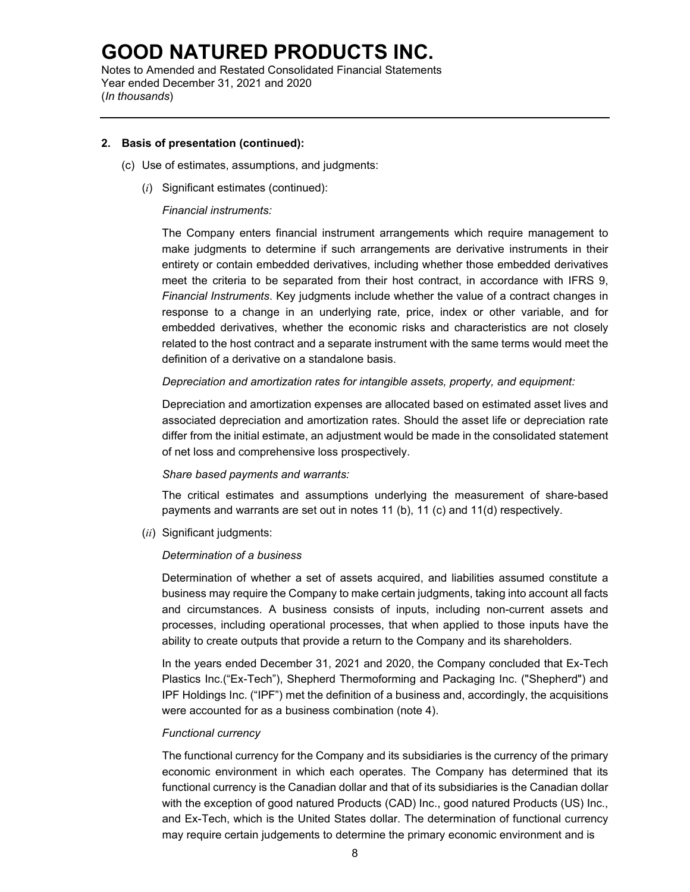**2. Basis of presentation (continued):**

(c) Use of estimates, assumptions, and judgments:

(*i*) Significant estimates (continued):

*Financial instruments:*

The Company enters financial instrument arrangements which require management to make judgments to determine if such arrangements are derivative instruments in their entirety or contain embedded derivatives, including whether those embedded derivatives meet the criteria to be separated from their host contract, in accordance with IFRS 9, *Financial Instruments*. Key judgments include whether the value of a contract changes in response to a change in an underlying rate, price, index or other variable, and for embedded derivatives, whether the economic risks and characteristics are not closely related to the host contract and a separate instrument with the same terms would meet the definition of a derivative on a standalone basis.

*Depreciation and amortization rates for intangible assets, property, and equipment:*

Depreciation and amortization expenses are allocated based on estimated asset lives and associated depreciation and amortization rates. Should the asset life or depreciation rate differ from the initial estimate, an adjustment would be made in the consolidated statement of net loss and comprehensive loss prospectively.

*Share based payments and warrants:*

The critical estimates and assumptions underlying the measurement of share-based payments and warrants are set out in notes 11 (b), 11 (c) and 11(d) respectively.

(*ii*) Significant judgments:

*Determination of a business*

Determination of whether a set of assets acquired, and liabilities assumed constitute a business may require the Company to make certain judgments, taking into account all facts and circumstances. A business consists of inputs, including non-current assets and processes, including operational processes, that when applied to those inputs have the ability to create outputs that provide a return to the Company and its shareholders.

In the years ended December 31, 2021 and 2020, the Company concluded that Ex-Tech Plastics Inc.("Ex-Tech"), Shepherd Thermoforming and Packaging Inc. ("Shepherd") and IPF Holdings Inc. ("IPF") met the definition of a business and, accordingly, the acquisitions were accounted for as a business combination (note 4).

*Functional currency*

The functional currency for the Company and its subsidiaries is the currency of the primary economic environment in which each operates. The Company has determined that its functional currency is the Canadian dollar and that of its subsidiaries is the Canadian dollar with the exception of good natured Products (CAD) Inc., good natured Products (US) Inc., and Ex-Tech, which is the United States dollar. The determination of functional currency may require certain judgements to determine the primary economic environment and is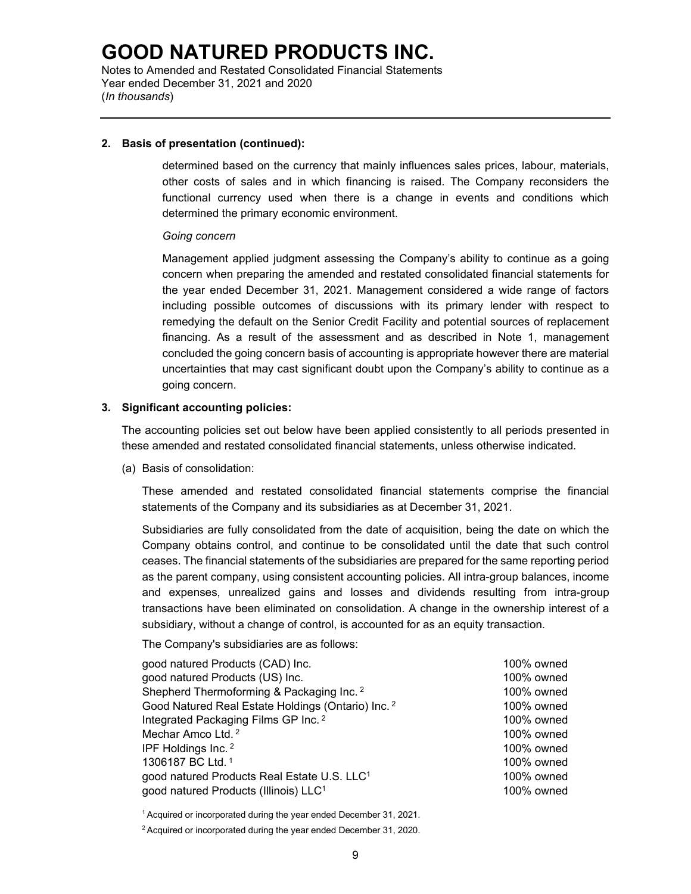**2. Basis of presentation (continued):**

determined based on the currency that mainly influences sales prices, labour, materials, other costs of sales and in which financing is raised. The Company reconsiders the functional currency used when there is a change in events and conditions which determined the primary economic environment.

*Going concern*

Management applied judgment assessing the Company's ability to continue as a going concern when preparing the amended and restated consolidated financial statements for the year ended December 31, 2021. Management considered a wide range of factors including possible outcomes of discussions with its primary lender with respect to remedying the default on the Senior Credit Facility and potential sources of replacement financing. As a result of the assessment and as described in Note 1, management concluded the going concern basis of accounting is appropriate however there are material uncertainties that may cast significant doubt upon the Company's ability to continue as a going concern.

**3. Significant accounting policies:**

The accounting policies set out below have been applied consistently to all periods presented in these amended and restated consolidated financial statements, unless otherwise indicated.

(a) Basis of consolidation:

These amended and restated consolidated financial statements comprise the financial statements of the Company and its subsidiaries as at December 31, 2021.

Subsidiaries are fully consolidated from the date of acquisition, being the date on which the Company obtains control, and continue to be consolidated until the date that such control ceases. The financial statements of the subsidiaries are prepared for the same reporting period as the parent company, using consistent accounting policies. All intra-group balances, income and expenses, unrealized gains and losses and dividends resulting from intra-group transactions have been eliminated on consolidation. A change in the ownership interest of a subsidiary, without a change of control, is accounted for as an equity transaction.

The Company's subsidiaries are as follows:

| | |
|---|---|
| good natured Products (CAD) Inc. | 100% owned |
| good natured Products (US) Inc. | 100% owned |
| Shepherd Thermoforming & Packaging Inc. [2] | 100% owned |
| Good Natured Real Estate Holdings (Ontario) Inc. [2] | 100% owned |
| Integrated Packaging Films GP Inc. [2] | 100% owned |
| Mechar Amco Ltd. [2] | 100% owned |
| IPF Holdings Inc. [2] | 100% owned |
| 1306187 BC Ltd. [1] | 100% owned |
| good natured Products Real Estate U.S. LLC[1] | 100% owned |
| good natured Products (Illinois) LLC[1] | 100% owned |

[1] Acquired or incorporated during the year ended December 31, 2021.

[2] Acquired or incorporated during the year ended December 31, 2020.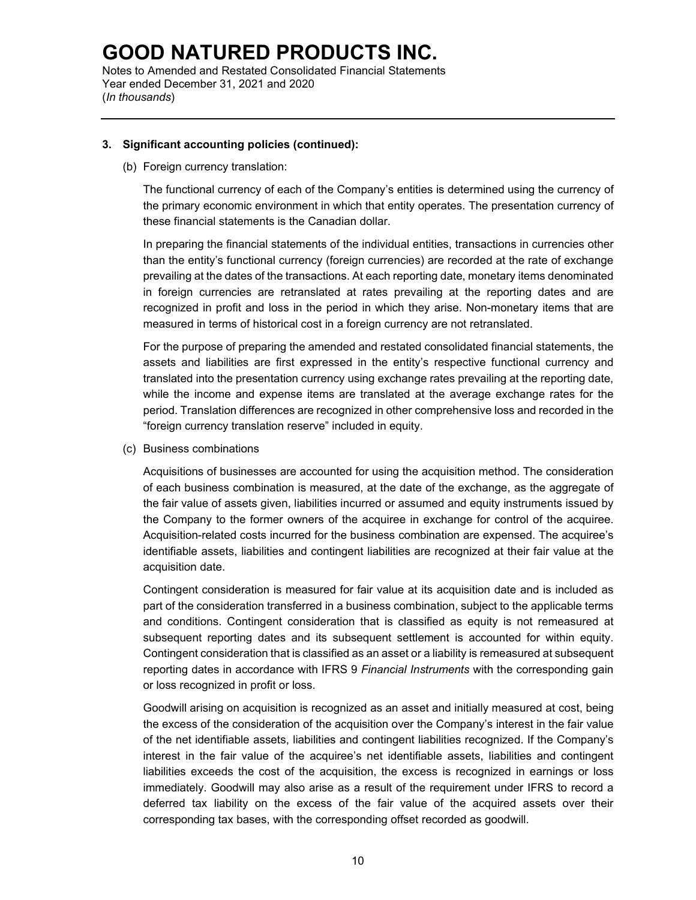### 3. Significant accounting policies (continued):

(b) Foreign currency translation:

The functional currency of each of the Company's entities is determined using the currency of the primary economic environment in which that entity operates. The presentation currency of these financial statements is the Canadian dollar.

In preparing the financial statements of the individual entities, transactions in currencies other than the entity's functional currency (foreign currencies) are recorded at the rate of exchange prevailing at the dates of the transactions. At each reporting date, monetary items denominated in foreign currencies are retranslated at rates prevailing at the reporting dates and are recognized in profit and loss in the period in which they arise. Non-monetary items that are measured in terms of historical cost in a foreign currency are not retranslated.

For the purpose of preparing the amended and restated consolidated financial statements, the assets and liabilities are first expressed in the entity's respective functional currency and translated into the presentation currency using exchange rates prevailing at the reporting date, while the income and expense items are translated at the average exchange rates for the period. Translation differences are recognized in other comprehensive loss and recorded in the "foreign currency translation reserve" included in equity.

(c) Business combinations

Acquisitions of businesses are accounted for using the acquisition method. The consideration of each business combination is measured, at the date of the exchange, as the aggregate of the fair value of assets given, liabilities incurred or assumed and equity instruments issued by the Company to the former owners of the acquiree in exchange for control of the acquiree. Acquisition-related costs incurred for the business combination are expensed. The acquiree's identifiable assets, liabilities and contingent liabilities are recognized at their fair value at the acquisition date.

Contingent consideration is measured for fair value at its acquisition date and is included as part of the consideration transferred in a business combination, subject to the applicable terms and conditions. Contingent consideration that is classified as equity is not remeasured at subsequent reporting dates and its subsequent settlement is accounted for within equity. Contingent consideration that is classified as an asset or a liability is remeasured at subsequent reporting dates in accordance with IFRS 9 *Financial Instruments* with the corresponding gain or loss recognized in profit or loss.

Goodwill arising on acquisition is recognized as an asset and initially measured at cost, being the excess of the consideration of the acquisition over the Company's interest in the fair value of the net identifiable assets, liabilities and contingent liabilities recognized. If the Company's interest in the fair value of the acquiree's net identifiable assets, liabilities and contingent liabilities exceeds the cost of the acquisition, the excess is recognized in earnings or loss immediately. Goodwill may also arise as a result of the requirement under IFRS to record a deferred tax liability on the excess of the fair value of the acquired assets over their corresponding tax bases, with the corresponding offset recorded as goodwill.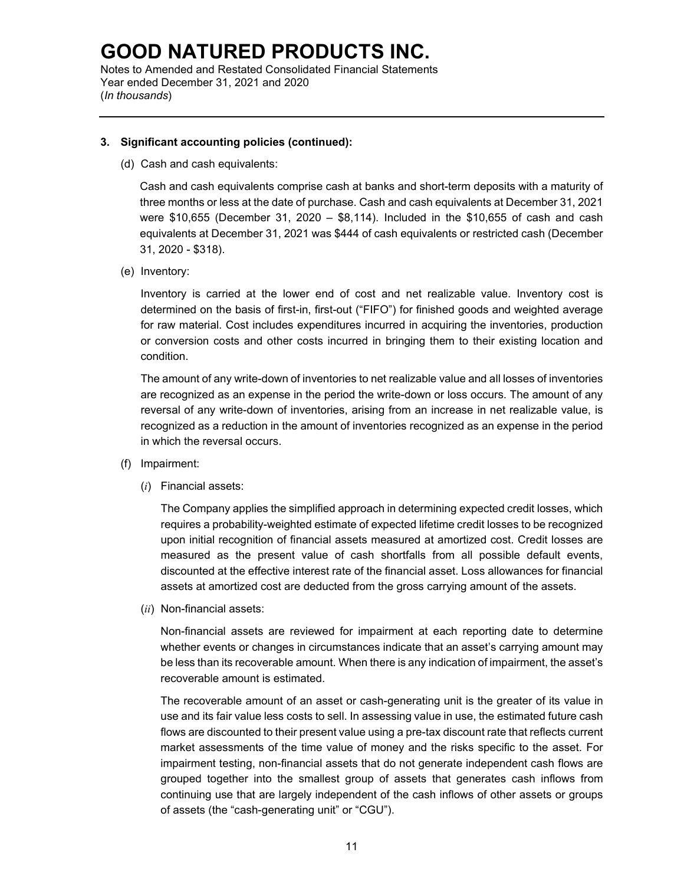### 3. Significant accounting policies (continued):

(d) Cash and cash equivalents:

Cash and cash equivalents comprise cash at banks and short-term deposits with a maturity of three months or less at the date of purchase. Cash and cash equivalents at December 31, 2021 were $10,655 (December 31, 2020 – $8,114). Included in the $10,655 of cash and cash equivalents at December 31, 2021 was $444 of cash equivalents or restricted cash (December 31, 2020 - $318).

(e) Inventory:

Inventory is carried at the lower end of cost and net realizable value. Inventory cost is determined on the basis of first-in, first-out ("FIFO") for finished goods and weighted average for raw material. Cost includes expenditures incurred in acquiring the inventories, production or conversion costs and other costs incurred in bringing them to their existing location and condition.

The amount of any write-down of inventories to net realizable value and all losses of inventories are recognized as an expense in the period the write-down or loss occurs. The amount of any reversal of any write-down of inventories, arising from an increase in net realizable value, is recognized as a reduction in the amount of inventories recognized as an expense in the period in which the reversal occurs.

(f) Impairment:

(*i*) Financial assets:

The Company applies the simplified approach in determining expected credit losses, which requires a probability-weighted estimate of expected lifetime credit losses to be recognized upon initial recognition of financial assets measured at amortized cost. Credit losses are measured as the present value of cash shortfalls from all possible default events, discounted at the effective interest rate of the financial asset. Loss allowances for financial assets at amortized cost are deducted from the gross carrying amount of the assets.

(*ii*) Non-financial assets:

Non-financial assets are reviewed for impairment at each reporting date to determine whether events or changes in circumstances indicate that an asset's carrying amount may be less than its recoverable amount. When there is any indication of impairment, the asset's recoverable amount is estimated.

The recoverable amount of an asset or cash-generating unit is the greater of its value in use and its fair value less costs to sell. In assessing value in use, the estimated future cash flows are discounted to their present value using a pre-tax discount rate that reflects current market assessments of the time value of money and the risks specific to the asset. For impairment testing, non-financial assets that do not generate independent cash flows are grouped together into the smallest group of assets that generates cash inflows from continuing use that are largely independent of the cash inflows of other assets or groups of assets (the "cash-generating unit" or "CGU").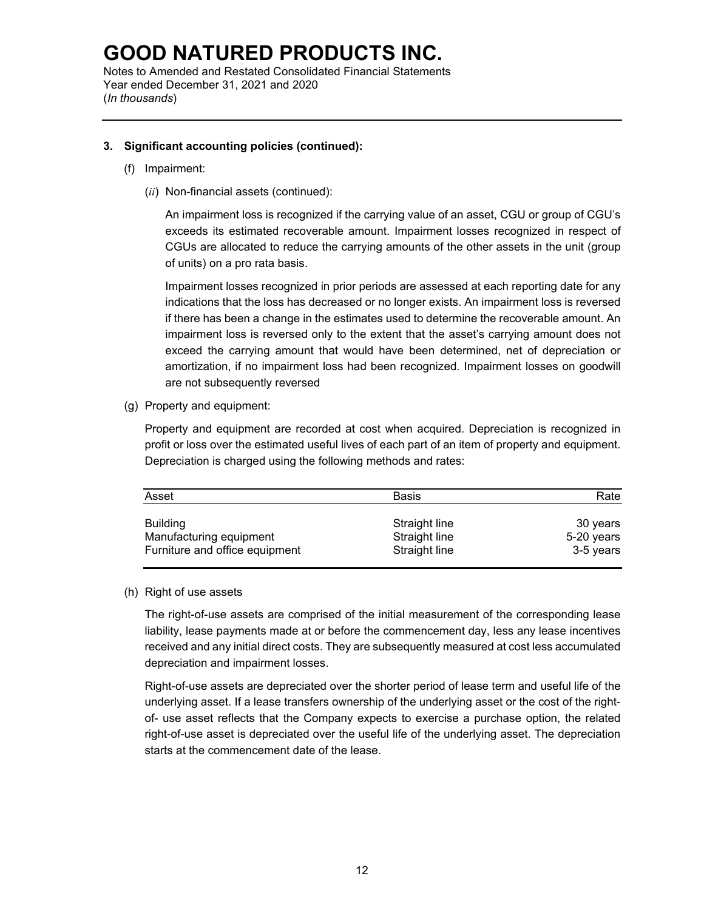### 3. Significant accounting policies (continued):

(f) Impairment:

(*ii*) Non-financial assets (continued):

An impairment loss is recognized if the carrying value of an asset, CGU or group of CGU's exceeds its estimated recoverable amount. Impairment losses recognized in respect of CGUs are allocated to reduce the carrying amounts of the other assets in the unit (group of units) on a pro rata basis.

Impairment losses recognized in prior periods are assessed at each reporting date for any indications that the loss has decreased or no longer exists. An impairment loss is reversed if there has been a change in the estimates used to determine the recoverable amount. An impairment loss is reversed only to the extent that the asset's carrying amount does not exceed the carrying amount that would have been determined, net of depreciation or amortization, if no impairment loss had been recognized. Impairment losses on goodwill are not subsequently reversed

(g) Property and equipment:

Property and equipment are recorded at cost when acquired. Depreciation is recognized in profit or loss over the estimated useful lives of each part of an item of property and equipment. Depreciation is charged using the following methods and rates:

| Asset | Basis | Rate |
|---|---|---|
| Building | Straight line | 30 years |
| Manufacturing equipment | Straight line | 5-20 years |
| Furniture and office equipment | Straight line | 3-5 years |

(h) Right of use assets

The right-of-use assets are comprised of the initial measurement of the corresponding lease liability, lease payments made at or before the commencement day, less any lease incentives received and any initial direct costs. They are subsequently measured at cost less accumulated depreciation and impairment losses.

Right-of-use assets are depreciated over the shorter period of lease term and useful life of the underlying asset. If a lease transfers ownership of the underlying asset or the cost of the right-of- use asset reflects that the Company expects to exercise a purchase option, the related right-of-use asset is depreciated over the useful life of the underlying asset. The depreciation starts at the commencement date of the lease.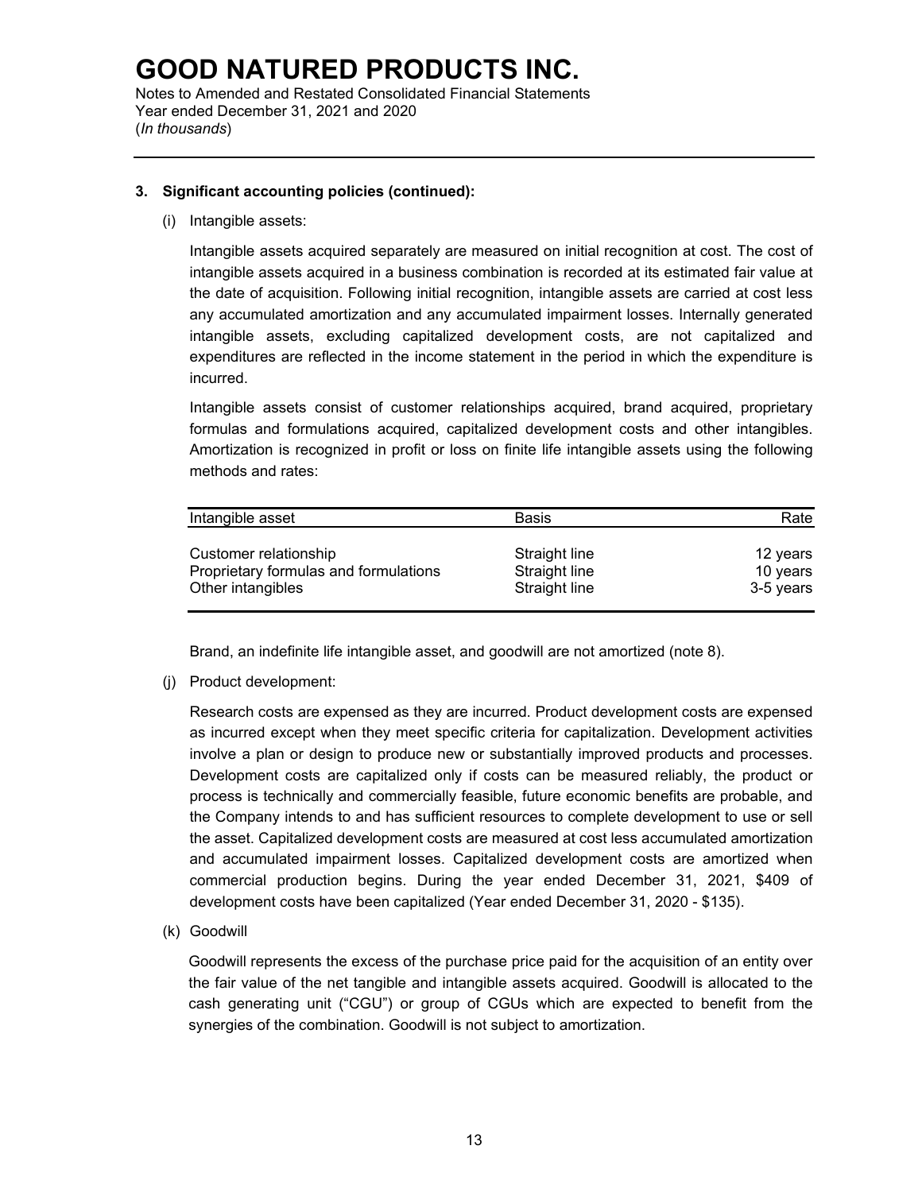### 3. Significant accounting policies (continued):

(i) Intangible assets:

Intangible assets acquired separately are measured on initial recognition at cost. The cost of intangible assets acquired in a business combination is recorded at its estimated fair value at the date of acquisition. Following initial recognition, intangible assets are carried at cost less any accumulated amortization and any accumulated impairment losses. Internally generated intangible assets, excluding capitalized development costs, are not capitalized and expenditures are reflected in the income statement in the period in which the expenditure is incurred.

Intangible assets consist of customer relationships acquired, brand acquired, proprietary formulas and formulations acquired, capitalized development costs and other intangibles. Amortization is recognized in profit or loss on finite life intangible assets using the following methods and rates:

| Intangible asset | Basis | Rate |
|---|---|---|
| Customer relationship | Straight line | 12 years |
| Proprietary formulas and formulations | Straight line | 10 years |
| Other intangibles | Straight line | 3-5 years |

Brand, an indefinite life intangible asset, and goodwill are not amortized (note 8).

(j) Product development:

Research costs are expensed as they are incurred. Product development costs are expensed as incurred except when they meet specific criteria for capitalization. Development activities involve a plan or design to produce new or substantially improved products and processes. Development costs are capitalized only if costs can be measured reliably, the product or process is technically and commercially feasible, future economic benefits are probable, and the Company intends to and has sufficient resources to complete development to use or sell the asset. Capitalized development costs are measured at cost less accumulated amortization and accumulated impairment losses. Capitalized development costs are amortized when commercial production begins. During the year ended December 31, 2021, $409 of development costs have been capitalized (Year ended December 31, 2020 - $135).

(k) Goodwill

Goodwill represents the excess of the purchase price paid for the acquisition of an entity over the fair value of the net tangible and intangible assets acquired. Goodwill is allocated to the cash generating unit ("CGU") or group of CGUs which are expected to benefit from the synergies of the combination. Goodwill is not subject to amortization.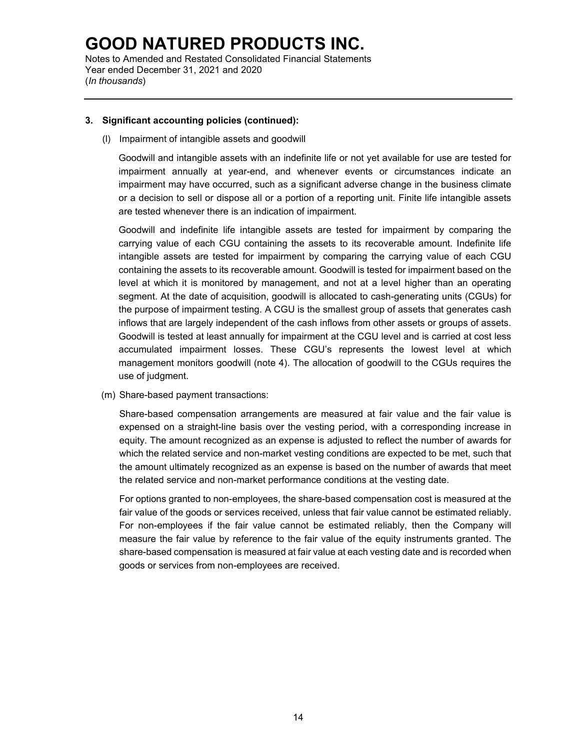## 3. Significant accounting policies (continued):

(l) Impairment of intangible assets and goodwill

Goodwill and intangible assets with an indefinite life or not yet available for use are tested for impairment annually at year-end, and whenever events or circumstances indicate an impairment may have occurred, such as a significant adverse change in the business climate or a decision to sell or dispose all or a portion of a reporting unit. Finite life intangible assets are tested whenever there is an indication of impairment.

Goodwill and indefinite life intangible assets are tested for impairment by comparing the carrying value of each CGU containing the assets to its recoverable amount. Indefinite life intangible assets are tested for impairment by comparing the carrying value of each CGU containing the assets to its recoverable amount. Goodwill is tested for impairment based on the level at which it is monitored by management, and not at a level higher than an operating segment. At the date of acquisition, goodwill is allocated to cash-generating units (CGUs) for the purpose of impairment testing. A CGU is the smallest group of assets that generates cash inflows that are largely independent of the cash inflows from other assets or groups of assets. Goodwill is tested at least annually for impairment at the CGU level and is carried at cost less accumulated impairment losses. These CGU's represents the lowest level at which management monitors goodwill (note 4). The allocation of goodwill to the CGUs requires the use of judgment.

(m) Share-based payment transactions:

Share-based compensation arrangements are measured at fair value and the fair value is expensed on a straight-line basis over the vesting period, with a corresponding increase in equity. The amount recognized as an expense is adjusted to reflect the number of awards for which the related service and non-market vesting conditions are expected to be met, such that the amount ultimately recognized as an expense is based on the number of awards that meet the related service and non-market performance conditions at the vesting date.

For options granted to non-employees, the share-based compensation cost is measured at the fair value of the goods or services received, unless that fair value cannot be estimated reliably. For non-employees if the fair value cannot be estimated reliably, then the Company will measure the fair value by reference to the fair value of the equity instruments granted. The share-based compensation is measured at fair value at each vesting date and is recorded when goods or services from non-employees are received.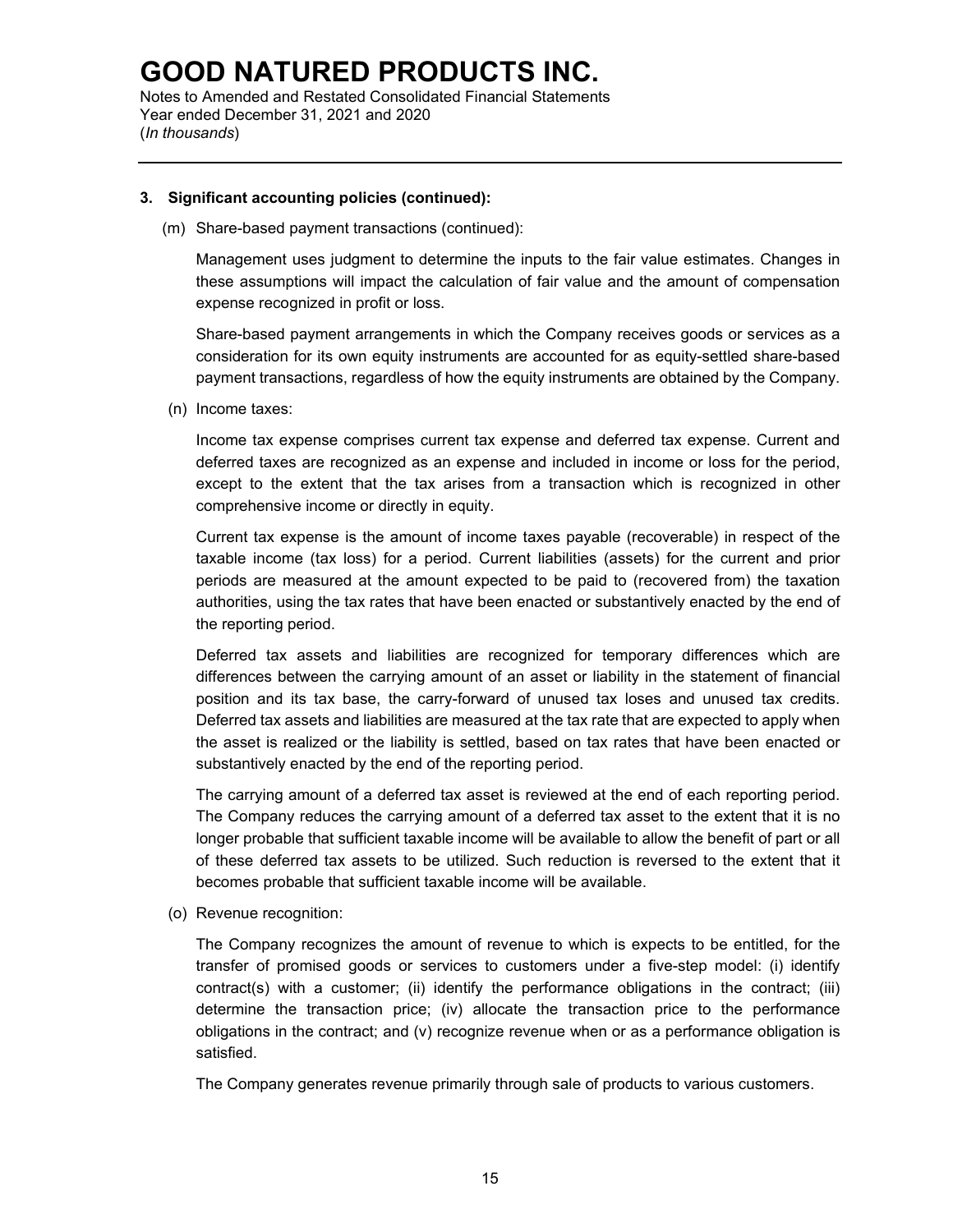### 3. Significant accounting policies (continued):

(m) Share-based payment transactions (continued):

Management uses judgment to determine the inputs to the fair value estimates. Changes in these assumptions will impact the calculation of fair value and the amount of compensation expense recognized in profit or loss.

Share-based payment arrangements in which the Company receives goods or services as a consideration for its own equity instruments are accounted for as equity-settled share-based payment transactions, regardless of how the equity instruments are obtained by the Company.

(n) Income taxes:

Income tax expense comprises current tax expense and deferred tax expense. Current and deferred taxes are recognized as an expense and included in income or loss for the period, except to the extent that the tax arises from a transaction which is recognized in other comprehensive income or directly in equity.

Current tax expense is the amount of income taxes payable (recoverable) in respect of the taxable income (tax loss) for a period. Current liabilities (assets) for the current and prior periods are measured at the amount expected to be paid to (recovered from) the taxation authorities, using the tax rates that have been enacted or substantively enacted by the end of the reporting period.

Deferred tax assets and liabilities are recognized for temporary differences which are differences between the carrying amount of an asset or liability in the statement of financial position and its tax base, the carry-forward of unused tax loses and unused tax credits. Deferred tax assets and liabilities are measured at the tax rate that are expected to apply when the asset is realized or the liability is settled, based on tax rates that have been enacted or substantively enacted by the end of the reporting period.

The carrying amount of a deferred tax asset is reviewed at the end of each reporting period. The Company reduces the carrying amount of a deferred tax asset to the extent that it is no longer probable that sufficient taxable income will be available to allow the benefit of part or all of these deferred tax assets to be utilized. Such reduction is reversed to the extent that it becomes probable that sufficient taxable income will be available.

(o) Revenue recognition:

The Company recognizes the amount of revenue to which is expects to be entitled, for the transfer of promised goods or services to customers under a five-step model: (i) identify contract(s) with a customer; (ii) identify the performance obligations in the contract; (iii) determine the transaction price; (iv) allocate the transaction price to the performance obligations in the contract; and (v) recognize revenue when or as a performance obligation is satisfied.

The Company generates revenue primarily through sale of products to various customers.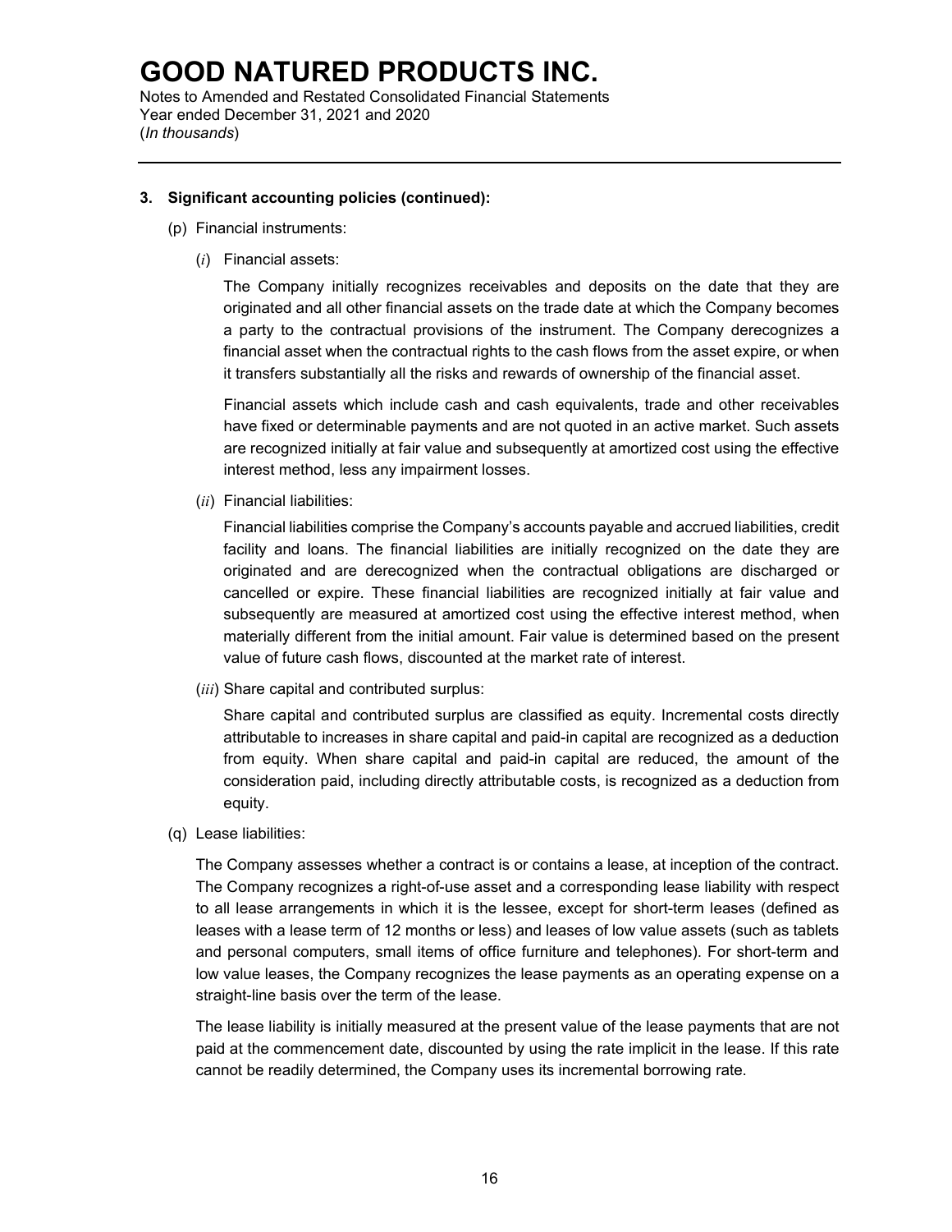### 3. Significant accounting policies (continued):

(p) Financial instruments:

(*i*) Financial assets:

The Company initially recognizes receivables and deposits on the date that they are originated and all other financial assets on the trade date at which the Company becomes a party to the contractual provisions of the instrument. The Company derecognizes a financial asset when the contractual rights to the cash flows from the asset expire, or when it transfers substantially all the risks and rewards of ownership of the financial asset.

Financial assets which include cash and cash equivalents, trade and other receivables have fixed or determinable payments and are not quoted in an active market. Such assets are recognized initially at fair value and subsequently at amortized cost using the effective interest method, less any impairment losses.

(*ii*) Financial liabilities:

Financial liabilities comprise the Company's accounts payable and accrued liabilities, credit facility and loans. The financial liabilities are initially recognized on the date they are originated and are derecognized when the contractual obligations are discharged or cancelled or expire. These financial liabilities are recognized initially at fair value and subsequently are measured at amortized cost using the effective interest method, when materially different from the initial amount. Fair value is determined based on the present value of future cash flows, discounted at the market rate of interest.

(*iii*) Share capital and contributed surplus:

Share capital and contributed surplus are classified as equity. Incremental costs directly attributable to increases in share capital and paid-in capital are recognized as a deduction from equity. When share capital and paid-in capital are reduced, the amount of the consideration paid, including directly attributable costs, is recognized as a deduction from equity.

(q) Lease liabilities:

The Company assesses whether a contract is or contains a lease, at inception of the contract. The Company recognizes a right-of-use asset and a corresponding lease liability with respect to all lease arrangements in which it is the lessee, except for short-term leases (defined as leases with a lease term of 12 months or less) and leases of low value assets (such as tablets and personal computers, small items of office furniture and telephones). For short-term and low value leases, the Company recognizes the lease payments as an operating expense on a straight-line basis over the term of the lease.

The lease liability is initially measured at the present value of the lease payments that are not paid at the commencement date, discounted by using the rate implicit in the lease. If this rate cannot be readily determined, the Company uses its incremental borrowing rate.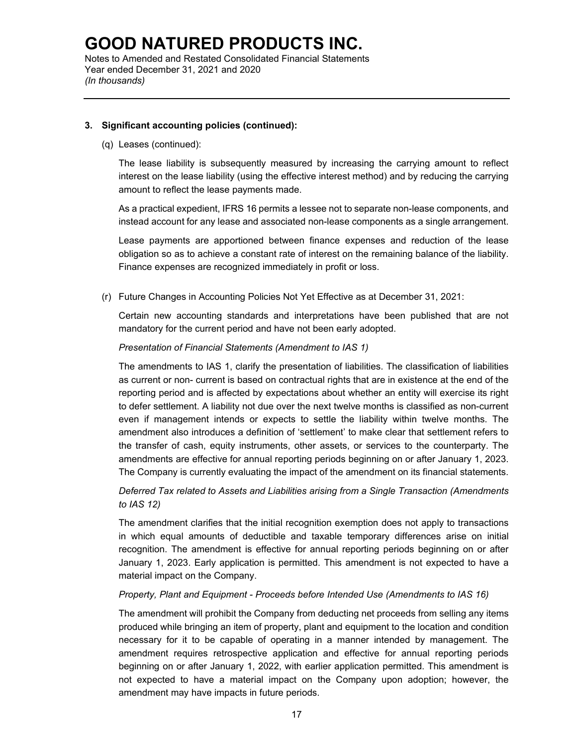### 3. Significant accounting policies (continued):

(q) Leases (continued):

The lease liability is subsequently measured by increasing the carrying amount to reflect interest on the lease liability (using the effective interest method) and by reducing the carrying amount to reflect the lease payments made.

As a practical expedient, IFRS 16 permits a lessee not to separate non-lease components, and instead account for any lease and associated non-lease components as a single arrangement.

Lease payments are apportioned between finance expenses and reduction of the lease obligation so as to achieve a constant rate of interest on the remaining balance of the liability. Finance expenses are recognized immediately in profit or loss.

(r) Future Changes in Accounting Policies Not Yet Effective as at December 31, 2021:

Certain new accounting standards and interpretations have been published that are not mandatory for the current period and have not been early adopted.

*Presentation of Financial Statements (Amendment to IAS 1)*

The amendments to IAS 1, clarify the presentation of liabilities. The classification of liabilities as current or non- current is based on contractual rights that are in existence at the end of the reporting period and is affected by expectations about whether an entity will exercise its right to defer settlement. A liability not due over the next twelve months is classified as non-current even if management intends or expects to settle the liability within twelve months. The amendment also introduces a definition of 'settlement' to make clear that settlement refers to the transfer of cash, equity instruments, other assets, or services to the counterparty. The amendments are effective for annual reporting periods beginning on or after January 1, 2023. The Company is currently evaluating the impact of the amendment on its financial statements.

*Deferred Tax related to Assets and Liabilities arising from a Single Transaction (Amendments to IAS 12)*

The amendment clarifies that the initial recognition exemption does not apply to transactions in which equal amounts of deductible and taxable temporary differences arise on initial recognition. The amendment is effective for annual reporting periods beginning on or after January 1, 2023. Early application is permitted. This amendment is not expected to have a material impact on the Company.

*Property, Plant and Equipment - Proceeds before Intended Use (Amendments to IAS 16)*

The amendment will prohibit the Company from deducting net proceeds from selling any items produced while bringing an item of property, plant and equipment to the location and condition necessary for it to be capable of operating in a manner intended by management. The amendment requires retrospective application and effective for annual reporting periods beginning on or after January 1, 2022, with earlier application permitted. This amendment is not expected to have a material impact on the Company upon adoption; however, the amendment may have impacts in future periods.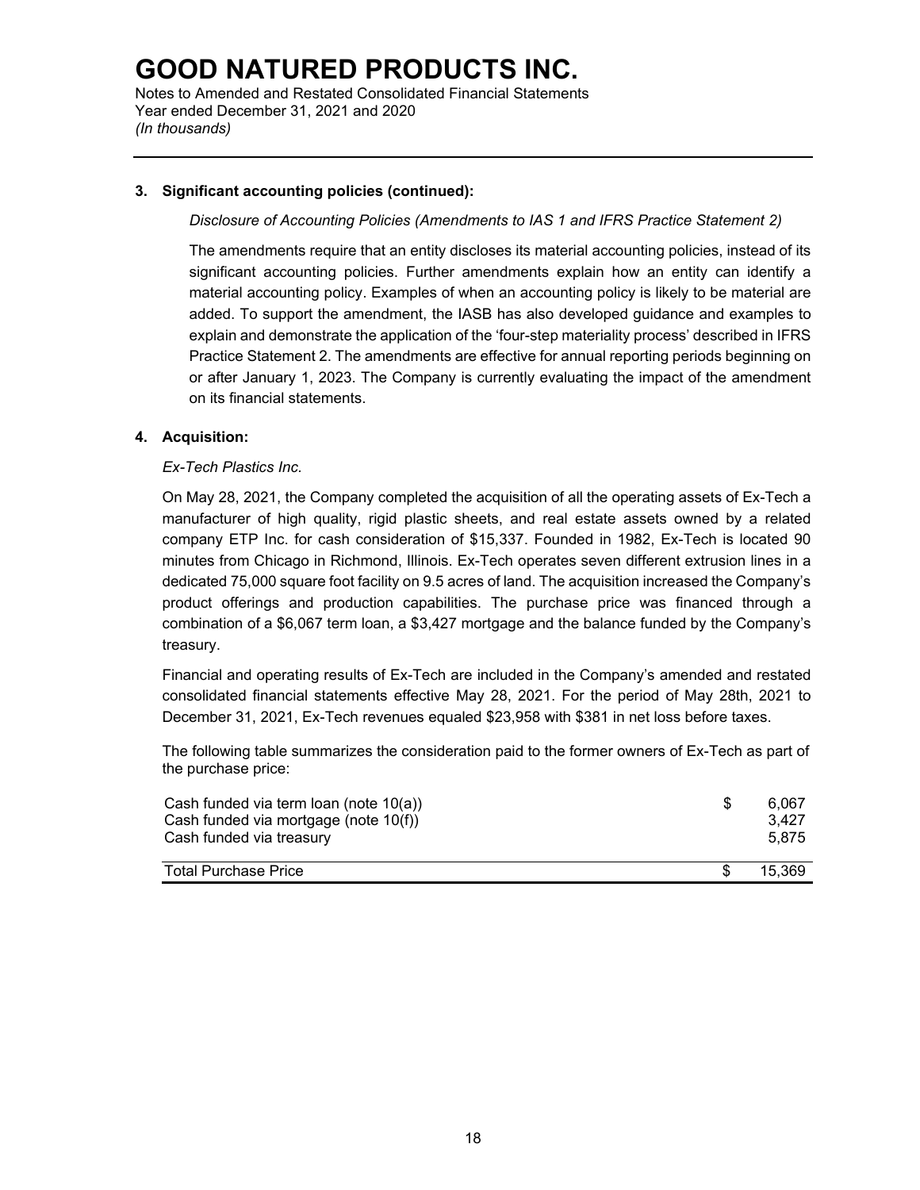# GOOD NATURED PRODUCTS INC.

Notes to Amended and Restated Consolidated Financial Statements
Year ended December 31, 2021 and 2020
*(In thousands)*

---

**3. Significant accounting policies (continued):**

*Disclosure of Accounting Policies (Amendments to IAS 1 and IFRS Practice Statement 2)*

The amendments require that an entity discloses its material accounting policies, instead of its significant accounting policies. Further amendments explain how an entity can identify a material accounting policy. Examples of when an accounting policy is likely to be material are added. To support the amendment, the IASB has also developed guidance and examples to explain and demonstrate the application of the 'four-step materiality process' described in IFRS Practice Statement 2. The amendments are effective for annual reporting periods beginning on or after January 1, 2023. The Company is currently evaluating the impact of the amendment on its financial statements.

**4. Acquisition:**

*Ex-Tech Plastics Inc.*

On May 28, 2021, the Company completed the acquisition of all the operating assets of Ex-Tech a manufacturer of high quality, rigid plastic sheets, and real estate assets owned by a related company ETP Inc. for cash consideration of $15,337. Founded in 1982, Ex-Tech is located 90 minutes from Chicago in Richmond, Illinois. Ex-Tech operates seven different extrusion lines in a dedicated 75,000 square foot facility on 9.5 acres of land. The acquisition increased the Company's product offerings and production capabilities. The purchase price was financed through a combination of a $6,067 term loan, a $3,427 mortgage and the balance funded by the Company's treasury.

Financial and operating results of Ex-Tech are included in the Company's amended and restated consolidated financial statements effective May 28, 2021. For the period of May 28th, 2021 to December 31, 2021, Ex-Tech revenues equaled $23,958 with $381 in net loss before taxes.

The following table summarizes the consideration paid to the former owners of Ex-Tech as part of the purchase price:

| | | |
|---|---|---|
| Cash funded via term loan (note 10(a)) | $ | 6,067 |
| Cash funded via mortgage (note 10(f)) | | 3,427 |
| Cash funded via treasury | | 5,875 |
| Total Purchase Price | $ | 15,369 |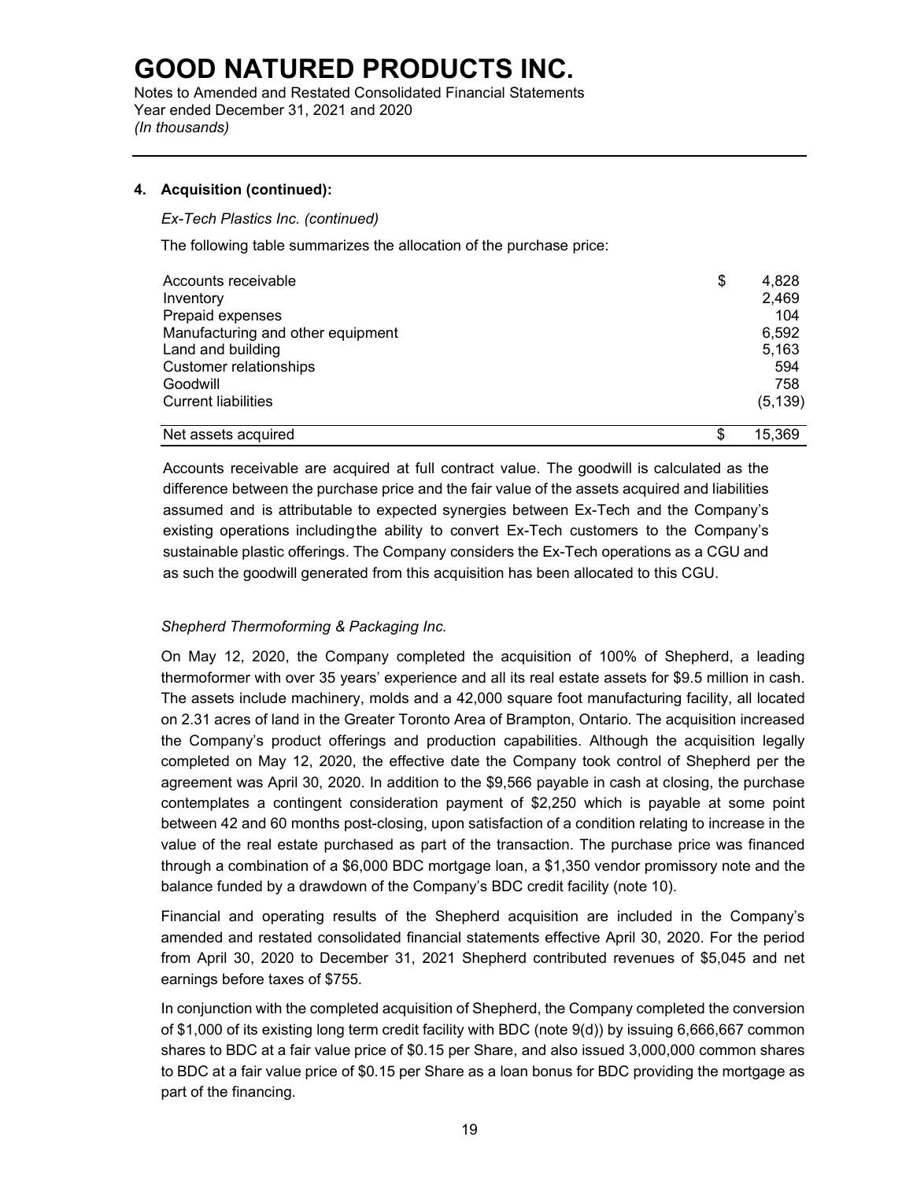## 4. Acquisition (continued):

*Ex-Tech Plastics Inc. (continued)*

The following table summarizes the allocation of the purchase price:

| | |
|---|---|
| Accounts receivable | $ 4,828 |
| Inventory | 2,469 |
| Prepaid expenses | 104 |
| Manufacturing and other equipment | 6,592 |
| Land and building | 5,163 |
| Customer relationships | 594 |
| Goodwill | 758 |
| Current liabilities | (5,139) |
| Net assets acquired | $ 15,369 |

Accounts receivable are acquired at full contract value. The goodwill is calculated as the difference between the purchase price and the fair value of the assets acquired and liabilities assumed and is attributable to expected synergies between Ex-Tech and the Company's existing operations including the ability to convert Ex-Tech customers to the Company's sustainable plastic offerings. The Company considers the Ex-Tech operations as a CGU and as such the goodwill generated from this acquisition has been allocated to this CGU.

*Shepherd Thermoforming & Packaging Inc.*

On May 12, 2020, the Company completed the acquisition of 100% of Shepherd, a leading thermoformer with over 35 years' experience and all its real estate assets for $9.5 million in cash. The assets include machinery, molds and a 42,000 square foot manufacturing facility, all located on 2.31 acres of land in the Greater Toronto Area of Brampton, Ontario. The acquisition increased the Company's product offerings and production capabilities. Although the acquisition legally completed on May 12, 2020, the effective date the Company took control of Shepherd per the agreement was April 30, 2020. In addition to the $9,566 payable in cash at closing, the purchase contemplates a contingent consideration payment of $2,250 which is payable at some point between 42 and 60 months post-closing, upon satisfaction of a condition relating to increase in the value of the real estate purchased as part of the transaction. The purchase price was financed through a combination of a $6,000 BDC mortgage loan, a $1,350 vendor promissory note and the balance funded by a drawdown of the Company's BDC credit facility (note 10).

Financial and operating results of the Shepherd acquisition are included in the Company's amended and restated consolidated financial statements effective April 30, 2020. For the period from April 30, 2020 to December 31, 2021 Shepherd contributed revenues of $5,045 and net earnings before taxes of $755.

In conjunction with the completed acquisition of Shepherd, the Company completed the conversion of $1,000 of its existing long term credit facility with BDC (note 9(d)) by issuing 6,666,667 common shares to BDC at a fair value price of $0.15 per Share, and also issued 3,000,000 common shares to BDC at a fair value price of $0.15 per Share as a loan bonus for BDC providing the mortgage as part of the financing.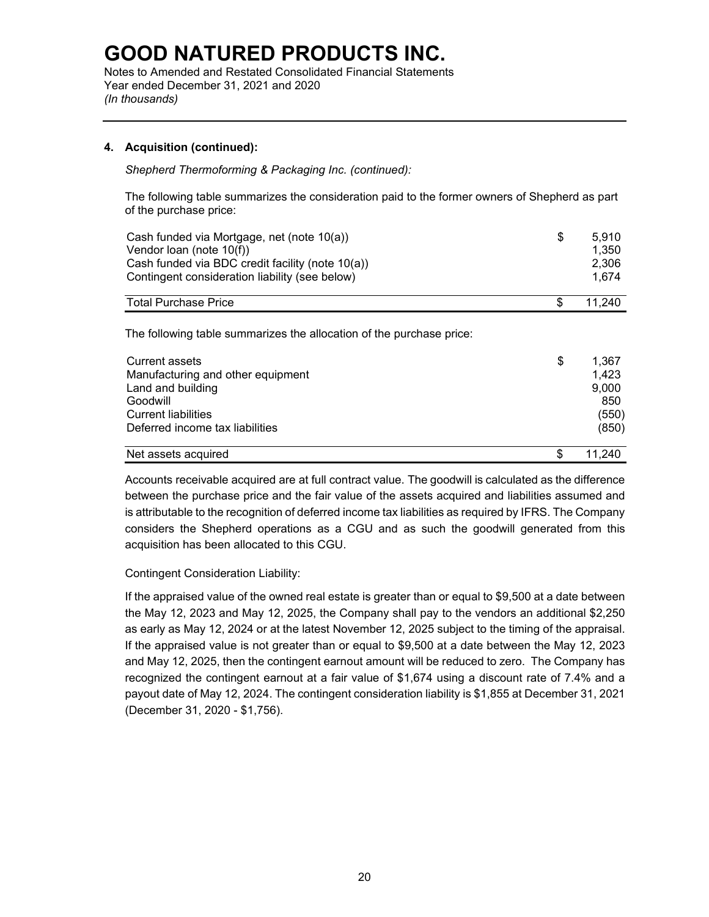# GOOD NATURED PRODUCTS INC.

Notes to Amended and Restated Consolidated Financial Statements
Year ended December 31, 2021 and 2020
*(In thousands)*

### 4. Acquisition (continued):

*Shepherd Thermoforming & Packaging Inc. (continued):*

The following table summarizes the consideration paid to the former owners of Shepherd as part of the purchase price:

| | | |
|---|---|---|
| Cash funded via Mortgage, net (note 10(a)) | $ | 5,910 |
| Vendor loan (note 10(f)) | | 1,350 |
| Cash funded via BDC credit facility (note 10(a)) | | 2,306 |
| Contingent consideration liability (see below) | | 1,674 |
| Total Purchase Price | $ | 11,240 |

The following table summarizes the allocation of the purchase price:

| | | |
|---|---|---|
| Current assets | $ | 1,367 |
| Manufacturing and other equipment | | 1,423 |
| Land and building | | 9,000 |
| Goodwill | | 850 |
| Current liabilities | | (550) |
| Deferred income tax liabilities | | (850) |
| Net assets acquired | $ | 11,240 |

Accounts receivable acquired are at full contract value. The goodwill is calculated as the difference between the purchase price and the fair value of the assets acquired and liabilities assumed and is attributable to the recognition of deferred income tax liabilities as required by IFRS. The Company considers the Shepherd operations as a CGU and as such the goodwill generated from this acquisition has been allocated to this CGU.

Contingent Consideration Liability:

If the appraised value of the owned real estate is greater than or equal to $9,500 at a date between the May 12, 2023 and May 12, 2025, the Company shall pay to the vendors an additional $2,250 as early as May 12, 2024 or at the latest November 12, 2025 subject to the timing of the appraisal. If the appraised value is not greater than or equal to $9,500 at a date between the May 12, 2023 and May 12, 2025, then the contingent earnout amount will be reduced to zero. The Company has recognized the contingent earnout at a fair value of $1,674 using a discount rate of 7.4% and a payout date of May 12, 2024. The contingent consideration liability is $1,855 at December 31, 2021 (December 31, 2020 - $1,756).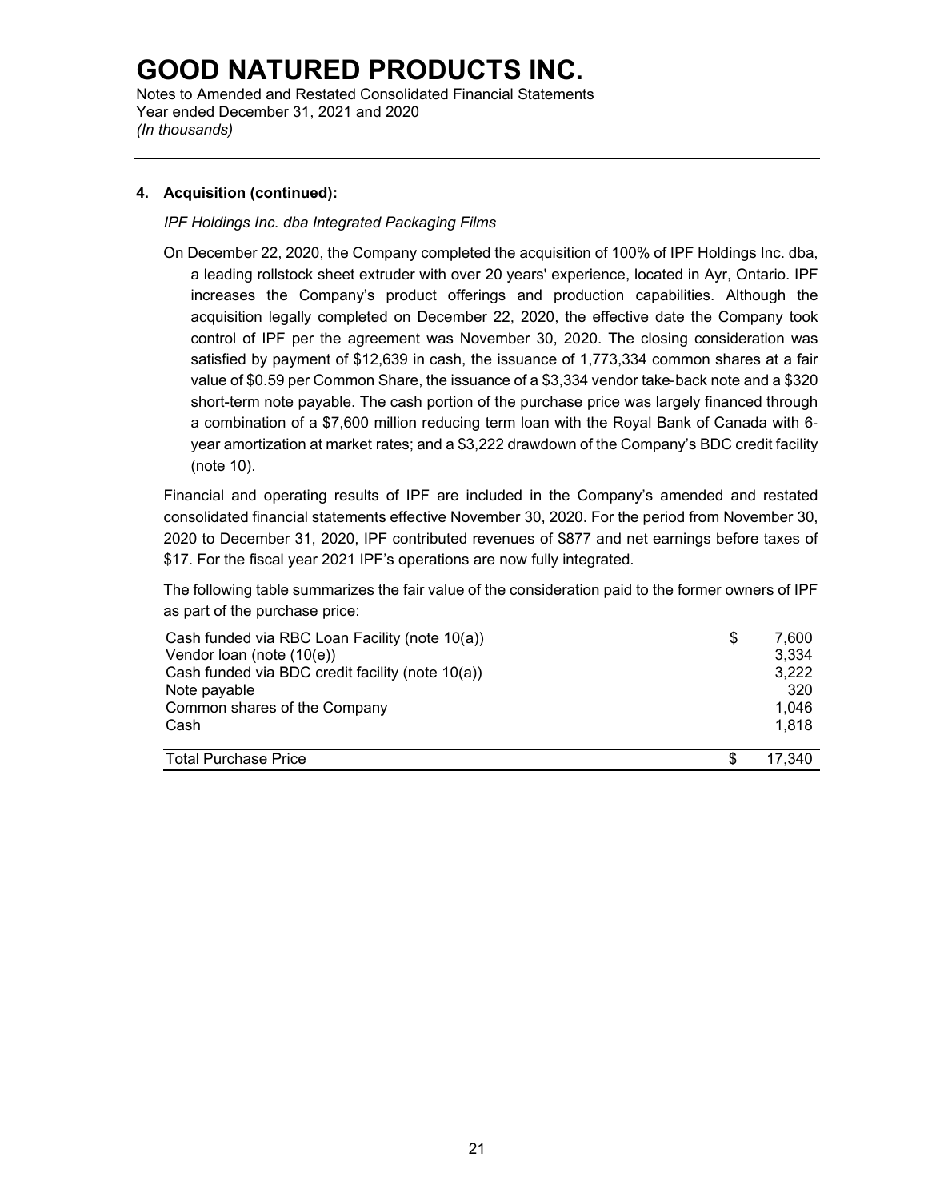# GOOD NATURED PRODUCTS INC.

Notes to Amended and Restated Consolidated Financial Statements
Year ended December 31, 2021 and 2020
*(In thousands)*

---

**4. Acquisition (continued):**

*IPF Holdings Inc. dba Integrated Packaging Films*

On December 22, 2020, the Company completed the acquisition of 100% of IPF Holdings Inc. dba, a leading rollstock sheet extruder with over 20 years' experience, located in Ayr, Ontario. IPF increases the Company's product offerings and production capabilities. Although the acquisition legally completed on December 22, 2020, the effective date the Company took control of IPF per the agreement was November 30, 2020. The closing consideration was satisfied by payment of $12,639 in cash, the issuance of 1,773,334 common shares at a fair value of $0.59 per Common Share, the issuance of a $3,334 vendor take-back note and a $320 short-term note payable. The cash portion of the purchase price was largely financed through a combination of a $7,600 million reducing term loan with the Royal Bank of Canada with 6-year amortization at market rates; and a $3,222 drawdown of the Company's BDC credit facility (note 10).

Financial and operating results of IPF are included in the Company's amended and restated consolidated financial statements effective November 30, 2020. For the period from November 30, 2020 to December 31, 2020, IPF contributed revenues of $877 and net earnings before taxes of $17. For the fiscal year 2021 IPF's operations are now fully integrated.

The following table summarizes the fair value of the consideration paid to the former owners of IPF as part of the purchase price:

| | | |
|---|---|---|
| Cash funded via RBC Loan Facility (note 10(a)) | $ | 7,600 |
| Vendor loan (note (10(e)) | | 3,334 |
| Cash funded via BDC credit facility (note 10(a)) | | 3,222 |
| Note payable | | 320 |
| Common shares of the Company | | 1,046 |
| Cash | | 1,818 |
| Total Purchase Price | $ | 17,340 |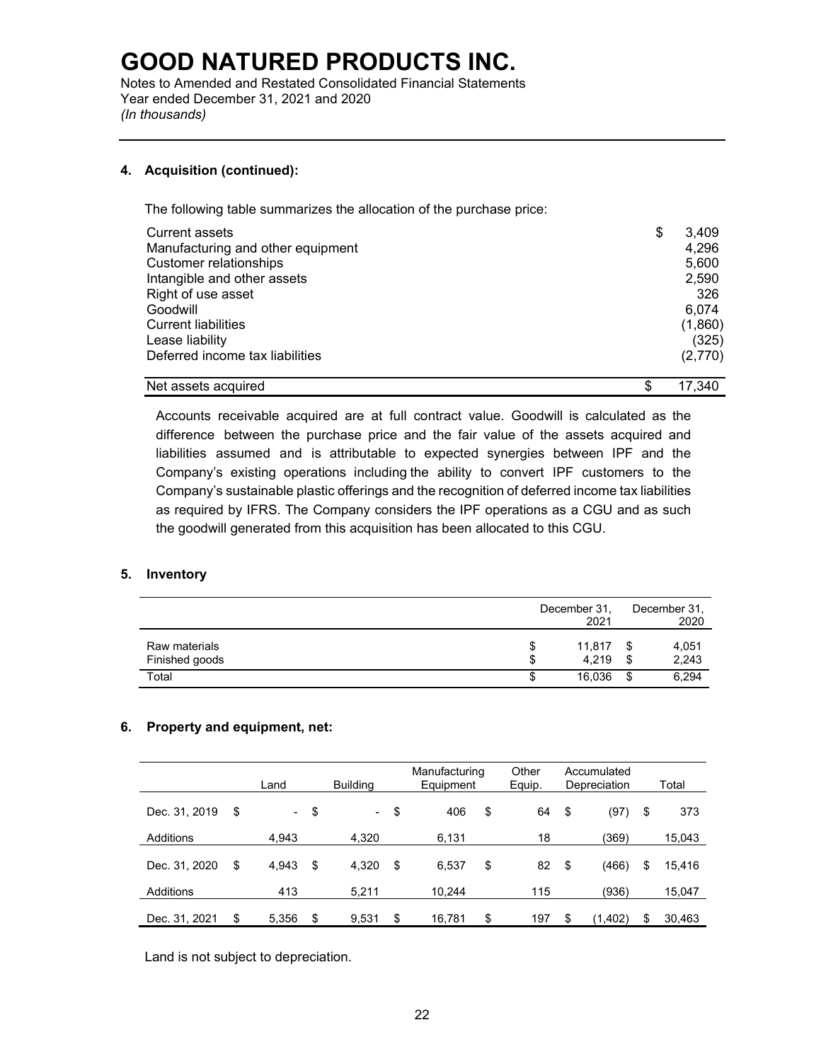# GOOD NATURED PRODUCTS INC.

Notes to Amended and Restated Consolidated Financial Statements
Year ended December 31, 2021 and 2020
*(In thousands)*

## 4. Acquisition (continued):

The following table summarizes the allocation of the purchase price:

| | |
|---|---|
| Current assets | $ 3,409 |
| Manufacturing and other equipment | 4,296 |
| Customer relationships | 5,600 |
| Intangible and other assets | 2,590 |
| Right of use asset | 326 |
| Goodwill | 6,074 |
| Current liabilities | (1,860) |
| Lease liability | (325) |
| Deferred income tax liabilities | (2,770) |
| Net assets acquired | $ 17,340 |

Accounts receivable acquired are at full contract value. Goodwill is calculated as the difference between the purchase price and the fair value of the assets acquired and liabilities assumed and is attributable to expected synergies between IPF and the Company's existing operations including the ability to convert IPF customers to the Company's sustainable plastic offerings and the recognition of deferred income tax liabilities as required by IFRS. The Company considers the IPF operations as a CGU and as such the goodwill generated from this acquisition has been allocated to this CGU.

## 5. Inventory

| | December 31, 2021 | December 31, 2020 |
|---|---|---|
| Raw materials | $ 11,817 | $ 4,051 |
| Finished goods | $ 4,219 | $ 2,243 |
| Total | $ 16,036 | $ 6,294 |

## 6. Property and equipment, net:

| | Land | Building | Manufacturing Equipment | Other Equip. | Accumulated Depreciation | Total |
|---|---|---|---|---|---|---|
| Dec. 31, 2019 | $ - | $ - | $ 406 | $ 64 | $ (97) | $ 373 |
| Additions | 4,943 | 4,320 | 6,131 | 18 | (369) | 15,043 |
| Dec. 31, 2020 | $ 4,943 | $ 4,320 | $ 6,537 | $ 82 | $ (466) | $ 15,416 |
| Additions | 413 | 5,211 | 10,244 | 115 | (936) | 15,047 |
| Dec. 31, 2021 | $ 5,356 | $ 9,531 | $ 16,781 | $ 197 | $ (1,402) | $ 30,463 |

Land is not subject to depreciation.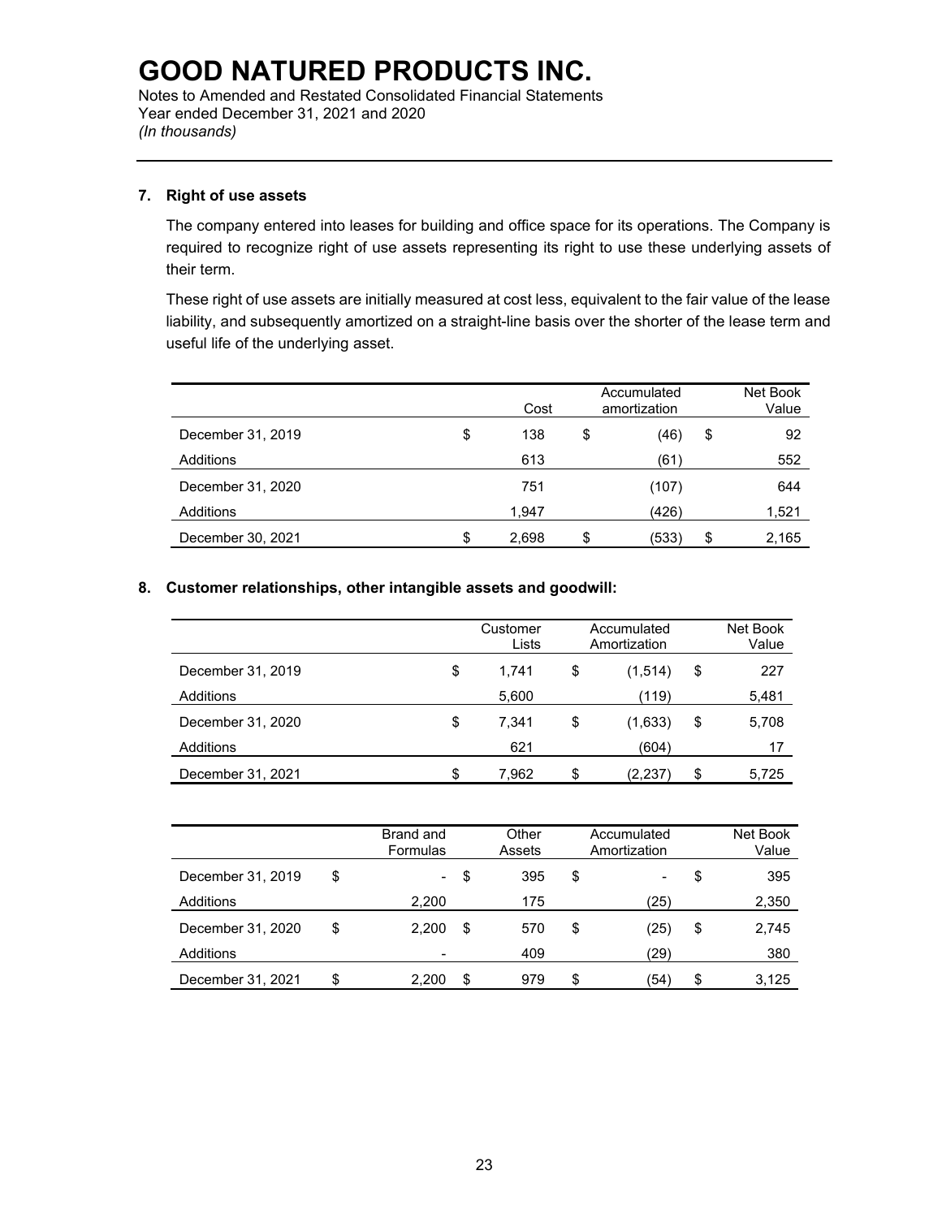# GOOD NATURED PRODUCTS INC.

Notes to Amended and Restated Consolidated Financial Statements
Year ended December 31, 2021 and 2020
*(In thousands)*

## 7. Right of use assets

The company entered into leases for building and office space for its operations. The Company is required to recognize right of use assets representing its right to use these underlying assets of their term.

These right of use assets are initially measured at cost less, equivalent to the fair value of the lease liability, and subsequently amortized on a straight-line basis over the shorter of the lease term and useful life of the underlying asset.

| | Cost | Accumulated amortization | Net Book Value |
|---|---|---|---|
| December 31, 2019 | $ 138 | $ (46) | $ 92 |
| Additions | 613 | (61) | 552 |
| December 31, 2020 | 751 | (107) | 644 |
| Additions | 1,947 | (426) | 1,521 |
| December 30, 2021 | $ 2,698 | $ (533) | $ 2,165 |

## 8. Customer relationships, other intangible assets and goodwill:

| | Customer Lists | Accumulated Amortization | Net Book Value |
|---|---|---|---|
| December 31, 2019 | $ 1,741 | $ (1,514) | $ 227 |
| Additions | 5,600 | (119) | 5,481 |
| December 31, 2020 | $ 7,341 | $ (1,633) | $ 5,708 |
| Additions | 621 | (604) | 17 |
| December 31, 2021 | $ 7,962 | $ (2,237) | $ 5,725 |

| | Brand and Formulas | Other Assets | Accumulated Amortization | Net Book Value |
|---|---|---|---|---|
| December 31, 2019 | $ - | $ 395 | $ - | $ 395 |
| Additions | 2,200 | 175 | (25) | 2,350 |
| December 31, 2020 | $ 2,200 | $ 570 | $ (25) | $ 2,745 |
| Additions | - | 409 | (29) | 380 |
| December 31, 2021 | $ 2,200 | $ 979 | $ (54) | $ 3,125 |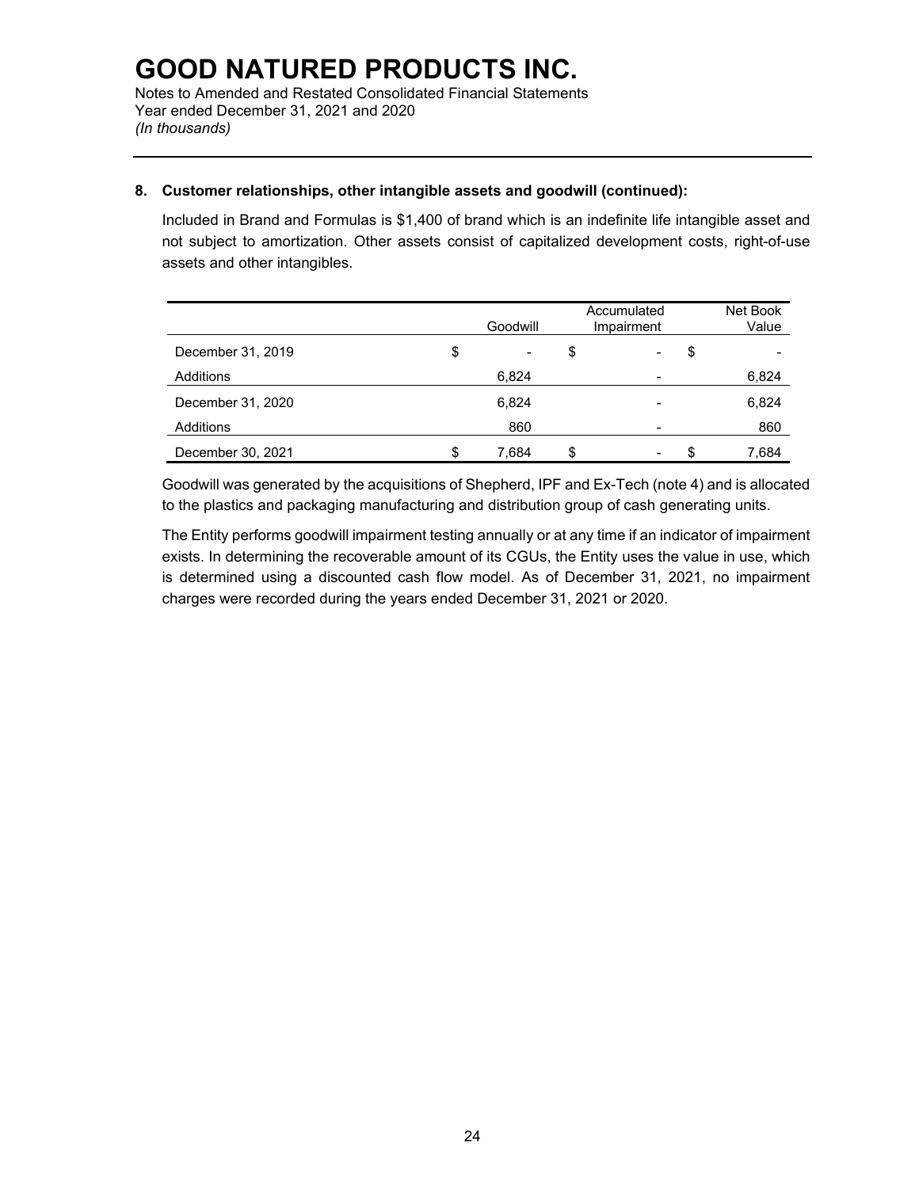# GOOD NATURED PRODUCTS INC.

Notes to Amended and Restated Consolidated Financial Statements
Year ended December 31, 2021 and 2020
*(In thousands)*

---

**8. Customer relationships, other intangible assets and goodwill (continued):**

Included in Brand and Formulas is $1,400 of brand which is an indefinite life intangible asset and not subject to amortization. Other assets consist of capitalized development costs, right-of-use assets and other intangibles.

| | Goodwill | Accumulated Impairment | Net Book Value |
|---|---|---|---|
| December 31, 2019 | $ - | $ - | $ - |
| Additions | 6,824 | - | 6,824 |
| December 31, 2020 | 6,824 | - | 6,824 |
| Additions | 860 | - | 860 |
| December 30, 2021 | $ 7,684 | $ - | $ 7,684 |

Goodwill was generated by the acquisitions of Shepherd, IPF and Ex-Tech (note 4) and is allocated to the plastics and packaging manufacturing and distribution group of cash generating units.

The Entity performs goodwill impairment testing annually or at any time if an indicator of impairment exists. In determining the recoverable amount of its CGUs, the Entity uses the value in use, which is determined using a discounted cash flow model. As of December 31, 2021, no impairment charges were recorded during the years ended December 31, 2021 or 2020.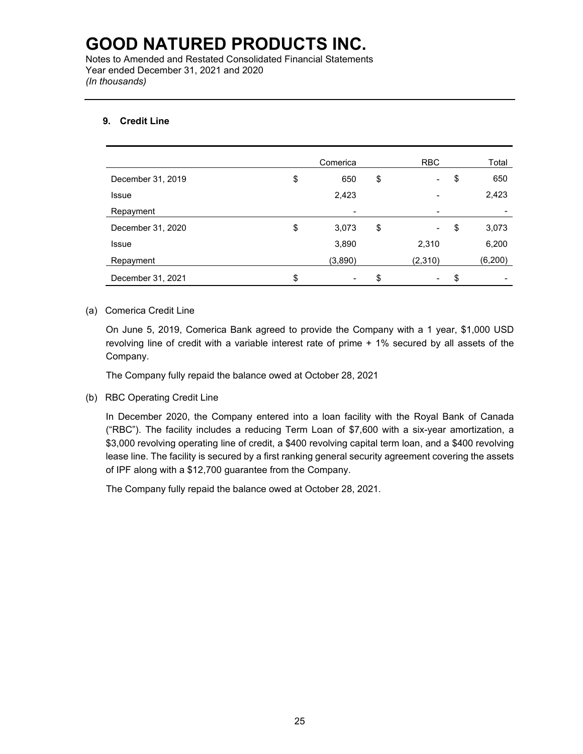# GOOD NATURED PRODUCTS INC.

Notes to Amended and Restated Consolidated Financial Statements
Year ended December 31, 2021 and 2020
*(In thousands)*

## 9. Credit Line

| | Comerica | RBC | Total |
|---|---|---|---|
| December 31, 2019 | $ 650 | $ - | $ 650 |
| Issue | 2,423 | - | 2,423 |
| Repayment | - | - | - |
| December 31, 2020 | $ 3,073 | $ - | $ 3,073 |
| Issue | 3,890 | 2,310 | 6,200 |
| Repayment | (3,890) | (2,310) | (6,200) |
| December 31, 2021 | $ - | $ - | $ - |

(a) Comerica Credit Line

On June 5, 2019, Comerica Bank agreed to provide the Company with a 1 year, $1,000 USD revolving line of credit with a variable interest rate of prime + 1% secured by all assets of the Company.

The Company fully repaid the balance owed at October 28, 2021

(b) RBC Operating Credit Line

In December 2020, the Company entered into a loan facility with the Royal Bank of Canada ("RBC"). The facility includes a reducing Term Loan of $7,600 with a six-year amortization, a $3,000 revolving operating line of credit, a $400 revolving capital term loan, and a $400 revolving lease line. The facility is secured by a first ranking general security agreement covering the assets of IPF along with a $12,700 guarantee from the Company.

The Company fully repaid the balance owed at October 28, 2021.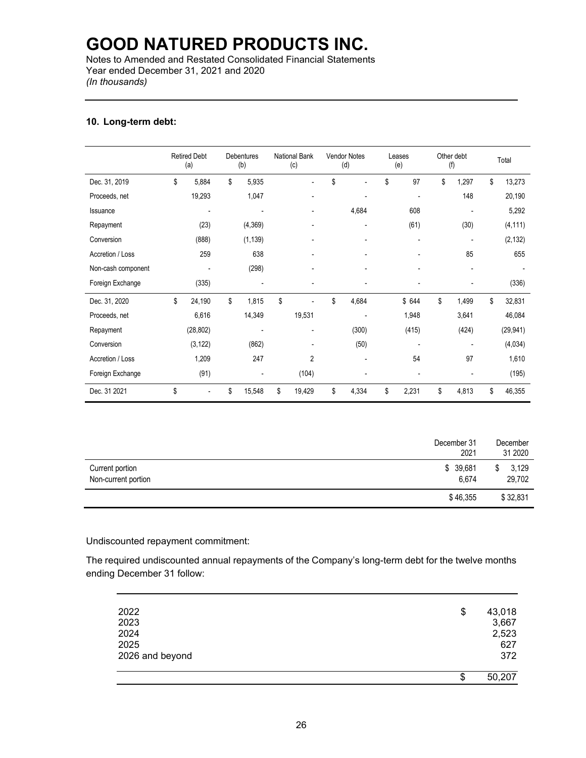# GOOD NATURED PRODUCTS INC.

Notes to Amended and Restated Consolidated Financial Statements
Year ended December 31, 2021 and 2020
*(In thousands)*

## 10. Long-term debt:

| | Retired Debt (a) | Debentures (b) | National Bank (c) | Vendor Notes (d) | Leases (e) | Other debt (f) | Total |
|---|---|---|---|---|---|---|---|
| Dec. 31, 2019 | $ 5,884 | $ 5,935 | - | $ - | $ 97 | $ 1,297 | $ 13,273 |
| Proceeds, net | 19,293 | 1,047 | - | - | - | 148 | 20,190 |
| Issuance | - | - | - | 4,684 | 608 | - | 5,292 |
| Repayment | (23) | (4,369) | - | - | (61) | (30) | (4,111) |
| Conversion | (888) | (1,139) | - | - | - | - | (2,132) |
| Accretion / Loss | 259 | 638 | - | - | - | 85 | 655 |
| Non-cash component | - | (298) | - | - | - | - | - |
| Foreign Exchange | (335) | - | - | - | - | - | (336) |
| Dec. 31, 2020 | $ 24,190 | $ 1,815 | $ - | $ 4,684 | $ 644 | $ 1,499 | $ 32,831 |
| Proceeds, net | 6,616 | 14,349 | 19,531 | - | 1,948 | 3,641 | 46,084 |
| Repayment | (28,802) | - | - | (300) | (415) | (424) | (29,941) |
| Conversion | (3,122) | (862) | - | (50) | - | - | (4,034) |
| Accretion / Loss | 1,209 | 247 | 2 | - | 54 | 97 | 1,610 |
| Foreign Exchange | (91) | - | (104) | - | - | - | (195) |
| Dec. 31 2021 | $ - | $ 15,548 | $ 19,429 | $ 4,334 | $ 2,231 | $ 4,813 | $ 46,355 |

| | December 31 2021 | December 31 2020 |
|---|---|---|
| Current portion | $ 39,681 | $ 3,129 |
| Non-current portion | 6,674 | 29,702 |
| | $ 46,355 | $ 32,831 |

Undiscounted repayment commitment:

The required undiscounted annual repayments of the Company's long-term debt for the twelve months ending December 31 follow:

| | |
|---|---|
| 2022 | $ 43,018 |
| 2023 | 3,667 |
| 2024 | 2,523 |
| 2025 | 627 |
| 2026 and beyond | 372 |
| | $ 50,207 |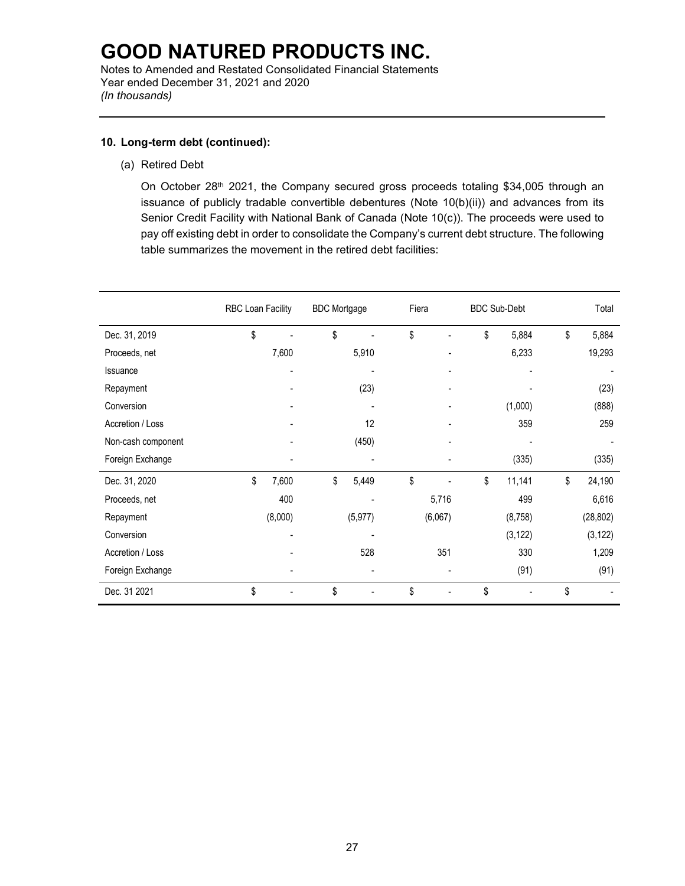# GOOD NATURED PRODUCTS INC.

Notes to Amended and Restated Consolidated Financial Statements
Year ended December 31, 2021 and 2020
*(In thousands)*

---

**10. Long-term debt (continued):**

(a) Retired Debt

On October 28th 2021, the Company secured gross proceeds totaling $34,005 through an issuance of publicly tradable convertible debentures (Note 10(b)(ii)) and advances from its Senior Credit Facility with National Bank of Canada (Note 10(c)). The proceeds were used to pay off existing debt in order to consolidate the Company's current debt structure. The following table summarizes the movement in the retired debt facilities:

| | RBC Loan Facility | BDC Mortgage | Fiera | BDC Sub-Debt | Total |
|---|---|---|---|---|---|
| Dec. 31, 2019 | $ - | $ - | $ - | $ 5,884 | $ 5,884 |
| Proceeds, net | 7,600 | 5,910 | - | 6,233 | 19,293 |
| Issuance | - | - | - | - | - |
| Repayment | - | (23) | - | - | (23) |
| Conversion | - | - | - | (1,000) | (888) |
| Accretion / Loss | - | 12 | - | 359 | 259 |
| Non-cash component | - | (450) | - | - | - |
| Foreign Exchange | - | - | - | (335) | (335) |
| Dec. 31, 2020 | $ 7,600 | $ 5,449 | $ - | $ 11,141 | $ 24,190 |
| Proceeds, net | 400 | - | 5,716 | 499 | 6,616 |
| Repayment | (8,000) | (5,977) | (6,067) | (8,758) | (28,802) |
| Conversion | - | - | | (3,122) | (3,122) |
| Accretion / Loss | - | 528 | 351 | 330 | 1,209 |
| Foreign Exchange | - | - | - | (91) | (91) |
| Dec. 31 2021 | $ - | $ - | $ - | $ - | $ - |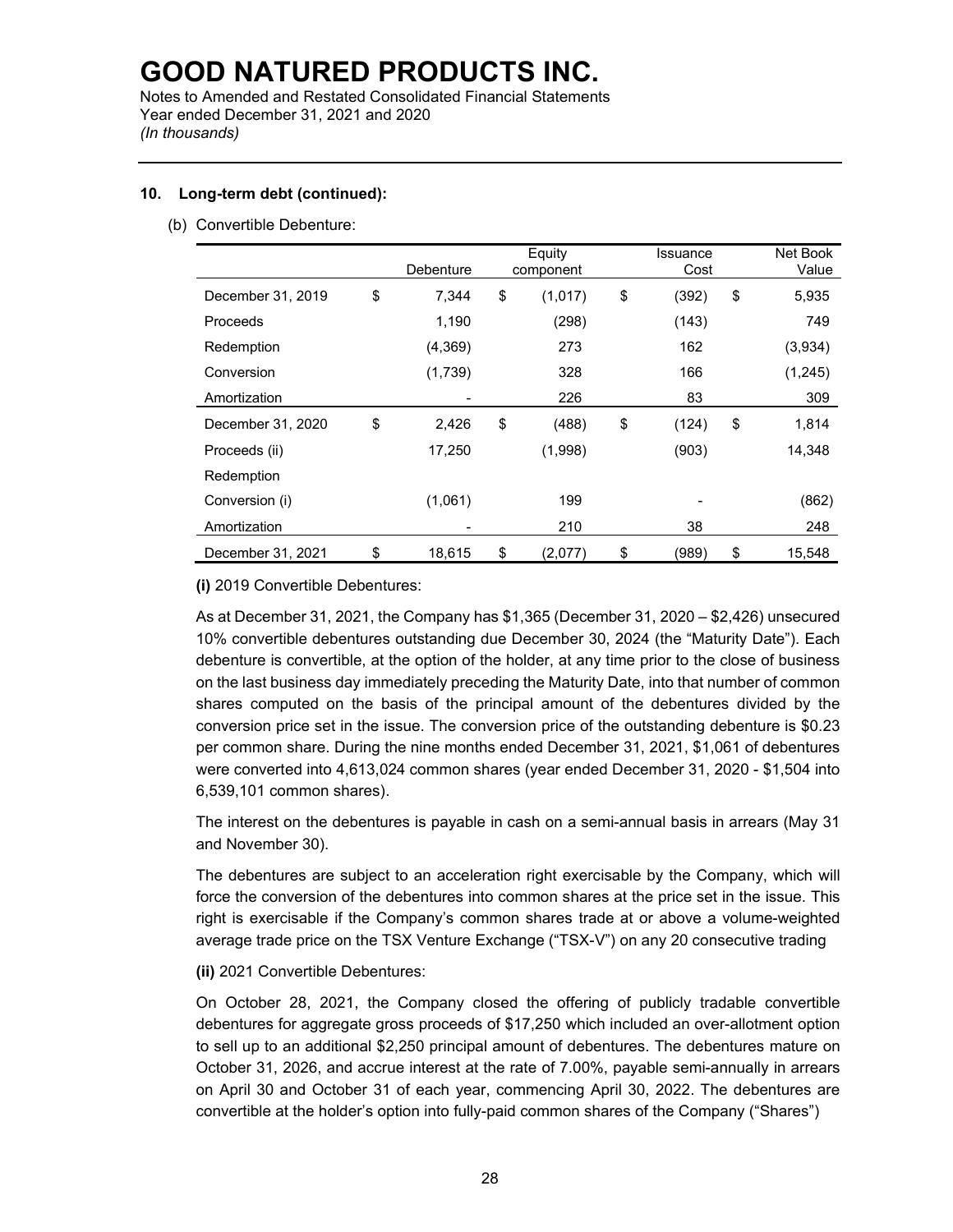**10. Long-term debt (continued):**

(b) Convertible Debenture:

| | Debenture | Equity component | Issuance Cost | Net Book Value |
|---|---|---|---|---|
| December 31, 2019 | $ 7,344 | $ (1,017) | $ (392) | $ 5,935 |
| Proceeds | 1,190 | (298) | (143) | 749 |
| Redemption | (4,369) | 273 | 162 | (3,934) |
| Conversion | (1,739) | 328 | 166 | (1,245) |
| Amortization | - | 226 | 83 | 309 |
| December 31, 2020 | $ 2,426 | $ (488) | $ (124) | $ 1,814 |
| Proceeds (ii) | 17,250 | (1,998) | (903) | 14,348 |
| Redemption | | | | |
| Conversion (i) | (1,061) | 199 | - | (862) |
| Amortization | - | 210 | 38 | 248 |
| December 31, 2021 | $ 18,615 | $ (2,077) | $ (989) | $ 15,548 |

**(i)** 2019 Convertible Debentures:

As at December 31, 2021, the Company has $1,365 (December 31, 2020 – $2,426) unsecured 10% convertible debentures outstanding due December 30, 2024 (the "Maturity Date"). Each debenture is convertible, at the option of the holder, at any time prior to the close of business on the last business day immediately preceding the Maturity Date, into that number of common shares computed on the basis of the principal amount of the debentures divided by the conversion price set in the issue. The conversion price of the outstanding debenture is $0.23 per common share. During the nine months ended December 31, 2021, $1,061 of debentures were converted into 4,613,024 common shares (year ended December 31, 2020 - $1,504 into 6,539,101 common shares).

The interest on the debentures is payable in cash on a semi-annual basis in arrears (May 31 and November 30).

The debentures are subject to an acceleration right exercisable by the Company, which will force the conversion of the debentures into common shares at the price set in the issue. This right is exercisable if the Company's common shares trade at or above a volume-weighted average trade price on the TSX Venture Exchange ("TSX-V") on any 20 consecutive trading

**(ii)** 2021 Convertible Debentures:

On October 28, 2021, the Company closed the offering of publicly tradable convertible debentures for aggregate gross proceeds of $17,250 which included an over-allotment option to sell up to an additional $2,250 principal amount of debentures. The debentures mature on October 31, 2026, and accrue interest at the rate of 7.00%, payable semi-annually in arrears on April 30 and October 31 of each year, commencing April 30, 2022. The debentures are convertible at the holder's option into fully-paid common shares of the Company ("Shares")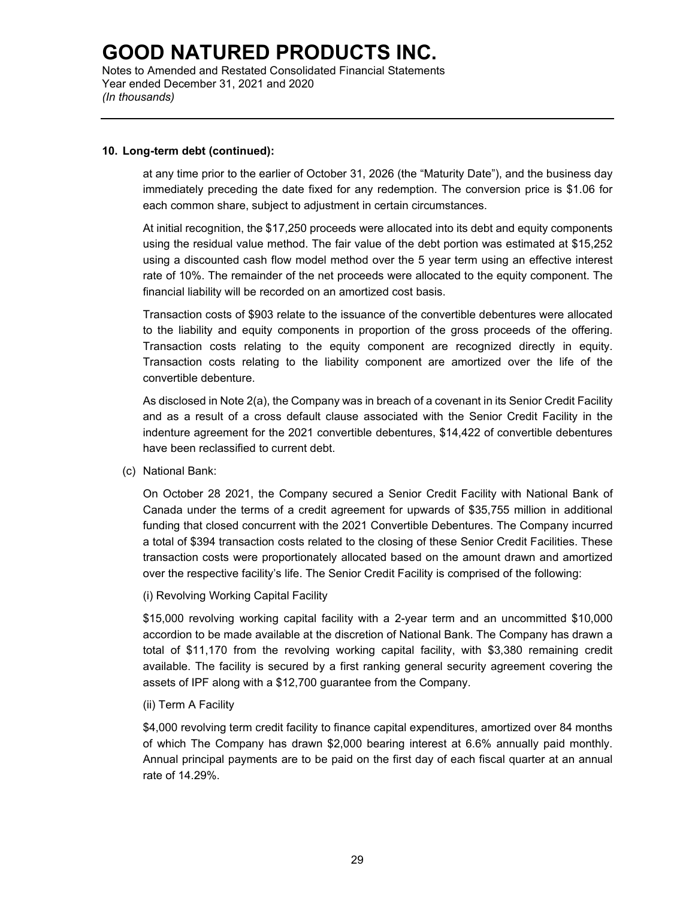## 10. Long-term debt (continued):

at any time prior to the earlier of October 31, 2026 (the "Maturity Date"), and the business day immediately preceding the date fixed for any redemption. The conversion price is $1.06 for each common share, subject to adjustment in certain circumstances.

At initial recognition, the $17,250 proceeds were allocated into its debt and equity components using the residual value method. The fair value of the debt portion was estimated at $15,252 using a discounted cash flow model method over the 5 year term using an effective interest rate of 10%. The remainder of the net proceeds were allocated to the equity component. The financial liability will be recorded on an amortized cost basis.

Transaction costs of $903 relate to the issuance of the convertible debentures were allocated to the liability and equity components in proportion of the gross proceeds of the offering. Transaction costs relating to the equity component are recognized directly in equity. Transaction costs relating to the liability component are amortized over the life of the convertible debenture.

As disclosed in Note 2(a), the Company was in breach of a covenant in its Senior Credit Facility and as a result of a cross default clause associated with the Senior Credit Facility in the indenture agreement for the 2021 convertible debentures, $14,422 of convertible debentures have been reclassified to current debt.

(c) National Bank:

On October 28 2021, the Company secured a Senior Credit Facility with National Bank of Canada under the terms of a credit agreement for upwards of $35,755 million in additional funding that closed concurrent with the 2021 Convertible Debentures. The Company incurred a total of $394 transaction costs related to the closing of these Senior Credit Facilities. These transaction costs were proportionately allocated based on the amount drawn and amortized over the respective facility's life. The Senior Credit Facility is comprised of the following:

(i) Revolving Working Capital Facility

$15,000 revolving working capital facility with a 2-year term and an uncommitted $10,000 accordion to be made available at the discretion of National Bank. The Company has drawn a total of $11,170 from the revolving working capital facility, with $3,380 remaining credit available. The facility is secured by a first ranking general security agreement covering the assets of IPF along with a $12,700 guarantee from the Company.

(ii) Term A Facility

$4,000 revolving term credit facility to finance capital expenditures, amortized over 84 months of which The Company has drawn $2,000 bearing interest at 6.6% annually paid monthly. Annual principal payments are to be paid on the first day of each fiscal quarter at an annual rate of 14.29%.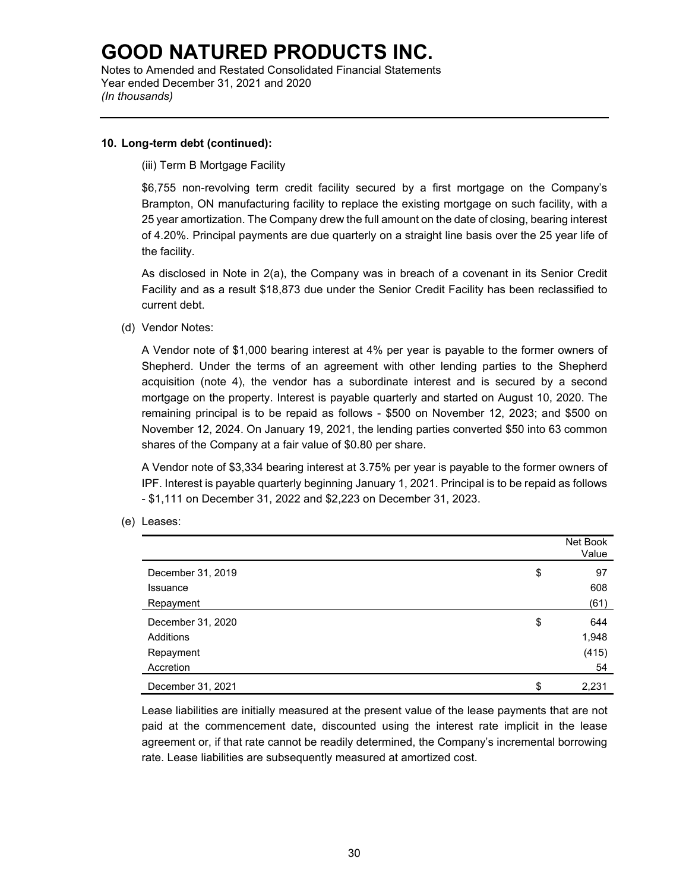**10. Long-term debt (continued):**

(iii) Term B Mortgage Facility

$6,755 non-revolving term credit facility secured by a first mortgage on the Company's Brampton, ON manufacturing facility to replace the existing mortgage on such facility, with a 25 year amortization. The Company drew the full amount on the date of closing, bearing interest of 4.20%. Principal payments are due quarterly on a straight line basis over the 25 year life of the facility.

As disclosed in Note in 2(a), the Company was in breach of a covenant in its Senior Credit Facility and as a result $18,873 due under the Senior Credit Facility has been reclassified to current debt.

(d) Vendor Notes:

A Vendor note of $1,000 bearing interest at 4% per year is payable to the former owners of Shepherd. Under the terms of an agreement with other lending parties to the Shepherd acquisition (note 4), the vendor has a subordinate interest and is secured by a second mortgage on the property. Interest is payable quarterly and started on August 10, 2020. The remaining principal is to be repaid as follows - $500 on November 12, 2023; and $500 on November 12, 2024. On January 19, 2021, the lending parties converted $50 into 63 common shares of the Company at a fair value of $0.80 per share.

A Vendor note of $3,334 bearing interest at 3.75% per year is payable to the former owners of IPF. Interest is payable quarterly beginning January 1, 2021. Principal is to be repaid as follows - $1,111 on December 31, 2022 and $2,223 on December 31, 2023.

(e) Leases:

| | | Net Book Value |
|---|---|---|
| December 31, 2019 | $ | 97 |
| Issuance | | 608 |
| Repayment | | (61) |
| December 31, 2020 | $ | 644 |
| Additions | | 1,948 |
| Repayment | | (415) |
| Accretion | | 54 |
| December 31, 2021 | $ | 2,231 |

Lease liabilities are initially measured at the present value of the lease payments that are not paid at the commencement date, discounted using the interest rate implicit in the lease agreement or, if that rate cannot be readily determined, the Company's incremental borrowing rate. Lease liabilities are subsequently measured at amortized cost.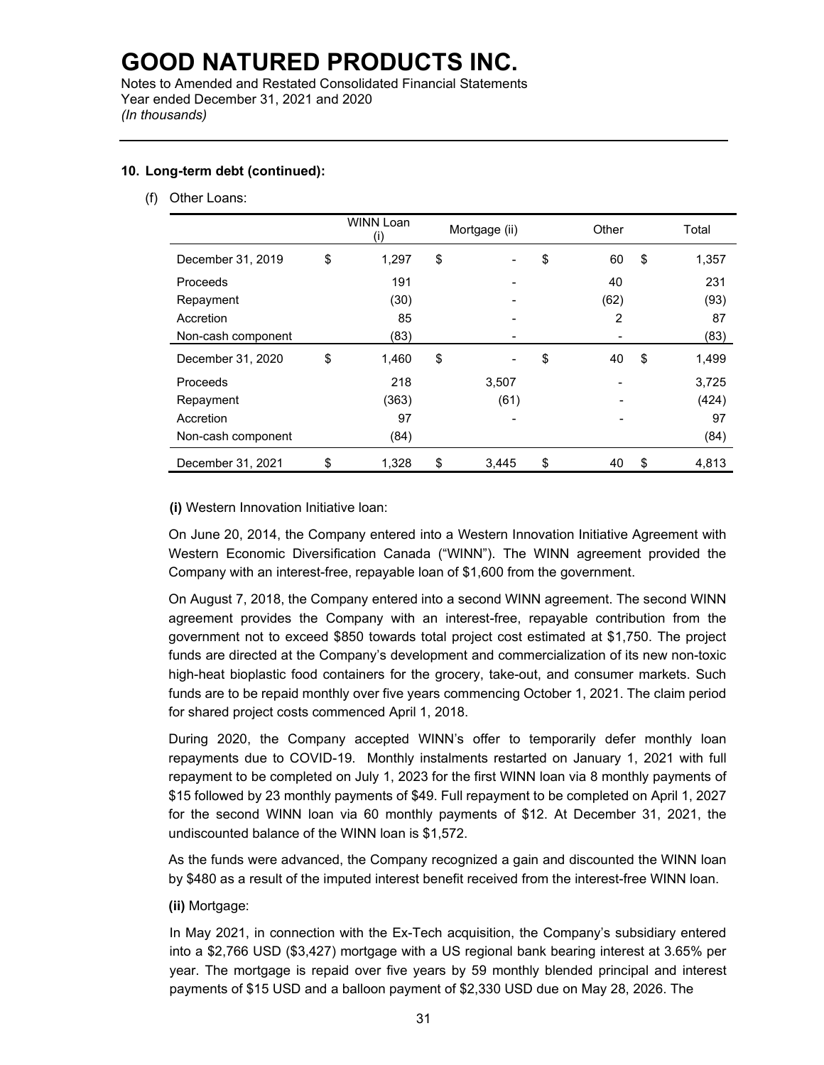# GOOD NATURED PRODUCTS INC.

Notes to Amended and Restated Consolidated Financial Statements
Year ended December 31, 2021 and 2020
*(In thousands)*

**10. Long-term debt (continued):**

(f) Other Loans:

| | WINN Loan (i) | Mortgage (ii) | Other | Total |
|---|---|---|---|---|
| December 31, 2019 | $ 1,297 | $ - | $ 60 | $ 1,357 |
| Proceeds | 191 | - | 40 | 231 |
| Repayment | (30) | - | (62) | (93) |
| Accretion | 85 | - | 2 | 87 |
| Non-cash component | (83) | - | - | (83) |
| December 31, 2020 | $ 1,460 | $ - | $ 40 | $ 1,499 |
| Proceeds | 218 | 3,507 | - | 3,725 |
| Repayment | (363) | (61) | - | (424) |
| Accretion | 97 | - | - | 97 |
| Non-cash component | (84) | | | (84) |
| December 31, 2021 | $ 1,328 | $ 3,445 | $ 40 | $ 4,813 |

**(i)** Western Innovation Initiative loan:

On June 20, 2014, the Company entered into a Western Innovation Initiative Agreement with Western Economic Diversification Canada ("WINN"). The WINN agreement provided the Company with an interest-free, repayable loan of $1,600 from the government.

On August 7, 2018, the Company entered into a second WINN agreement. The second WINN agreement provides the Company with an interest-free, repayable contribution from the government not to exceed $850 towards total project cost estimated at $1,750. The project funds are directed at the Company's development and commercialization of its new non-toxic high-heat bioplastic food containers for the grocery, take-out, and consumer markets. Such funds are to be repaid monthly over five years commencing October 1, 2021. The claim period for shared project costs commenced April 1, 2018.

During 2020, the Company accepted WINN's offer to temporarily defer monthly loan repayments due to COVID-19. Monthly instalments restarted on January 1, 2021 with full repayment to be completed on July 1, 2023 for the first WINN loan via 8 monthly payments of $15 followed by 23 monthly payments of $49. Full repayment to be completed on April 1, 2027 for the second WINN loan via 60 monthly payments of $12. At December 31, 2021, the undiscounted balance of the WINN loan is $1,572.

As the funds were advanced, the Company recognized a gain and discounted the WINN loan by $480 as a result of the imputed interest benefit received from the interest-free WINN loan.

**(ii)** Mortgage:

In May 2021, in connection with the Ex-Tech acquisition, the Company's subsidiary entered into a $2,766 USD ($3,427) mortgage with a US regional bank bearing interest at 3.65% per year. The mortgage is repaid over five years by 59 monthly blended principal and interest payments of $15 USD and a balloon payment of $2,330 USD due on May 28, 2026. The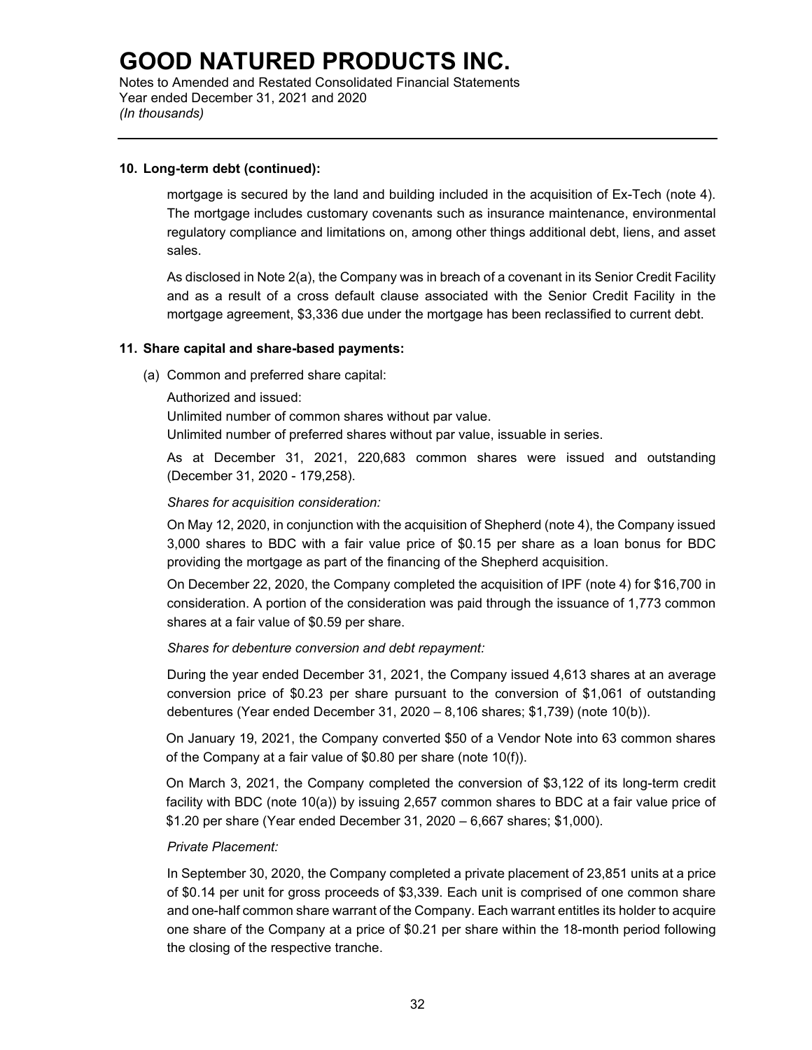## 10. Long-term debt (continued):

mortgage is secured by the land and building included in the acquisition of Ex-Tech (note 4). The mortgage includes customary covenants such as insurance maintenance, environmental regulatory compliance and limitations on, among other things additional debt, liens, and asset sales.

As disclosed in Note 2(a), the Company was in breach of a covenant in its Senior Credit Facility and as a result of a cross default clause associated with the Senior Credit Facility in the mortgage agreement, $3,336 due under the mortgage has been reclassified to current debt.

## 11. Share capital and share-based payments:

(a) Common and preferred share capital:

Authorized and issued:

Unlimited number of common shares without par value.

Unlimited number of preferred shares without par value, issuable in series.

As at December 31, 2021, 220,683 common shares were issued and outstanding (December 31, 2020 - 179,258).

*Shares for acquisition consideration:*

On May 12, 2020, in conjunction with the acquisition of Shepherd (note 4), the Company issued 3,000 shares to BDC with a fair value price of $0.15 per share as a loan bonus for BDC providing the mortgage as part of the financing of the Shepherd acquisition.

On December 22, 2020, the Company completed the acquisition of IPF (note 4) for $16,700 in consideration. A portion of the consideration was paid through the issuance of 1,773 common shares at a fair value of $0.59 per share.

*Shares for debenture conversion and debt repayment:*

During the year ended December 31, 2021, the Company issued 4,613 shares at an average conversion price of $0.23 per share pursuant to the conversion of $1,061 of outstanding debentures (Year ended December 31, 2020 – 8,106 shares; $1,739) (note 10(b)).

On January 19, 2021, the Company converted $50 of a Vendor Note into 63 common shares of the Company at a fair value of $0.80 per share (note 10(f)).

On March 3, 2021, the Company completed the conversion of $3,122 of its long-term credit facility with BDC (note 10(a)) by issuing 2,657 common shares to BDC at a fair value price of $1.20 per share (Year ended December 31, 2020 – 6,667 shares; $1,000).

*Private Placement:*

In September 30, 2020, the Company completed a private placement of 23,851 units at a price of $0.14 per unit for gross proceeds of $3,339. Each unit is comprised of one common share and one-half common share warrant of the Company. Each warrant entitles its holder to acquire one share of the Company at a price of $0.21 per share within the 18-month period following the closing of the respective tranche.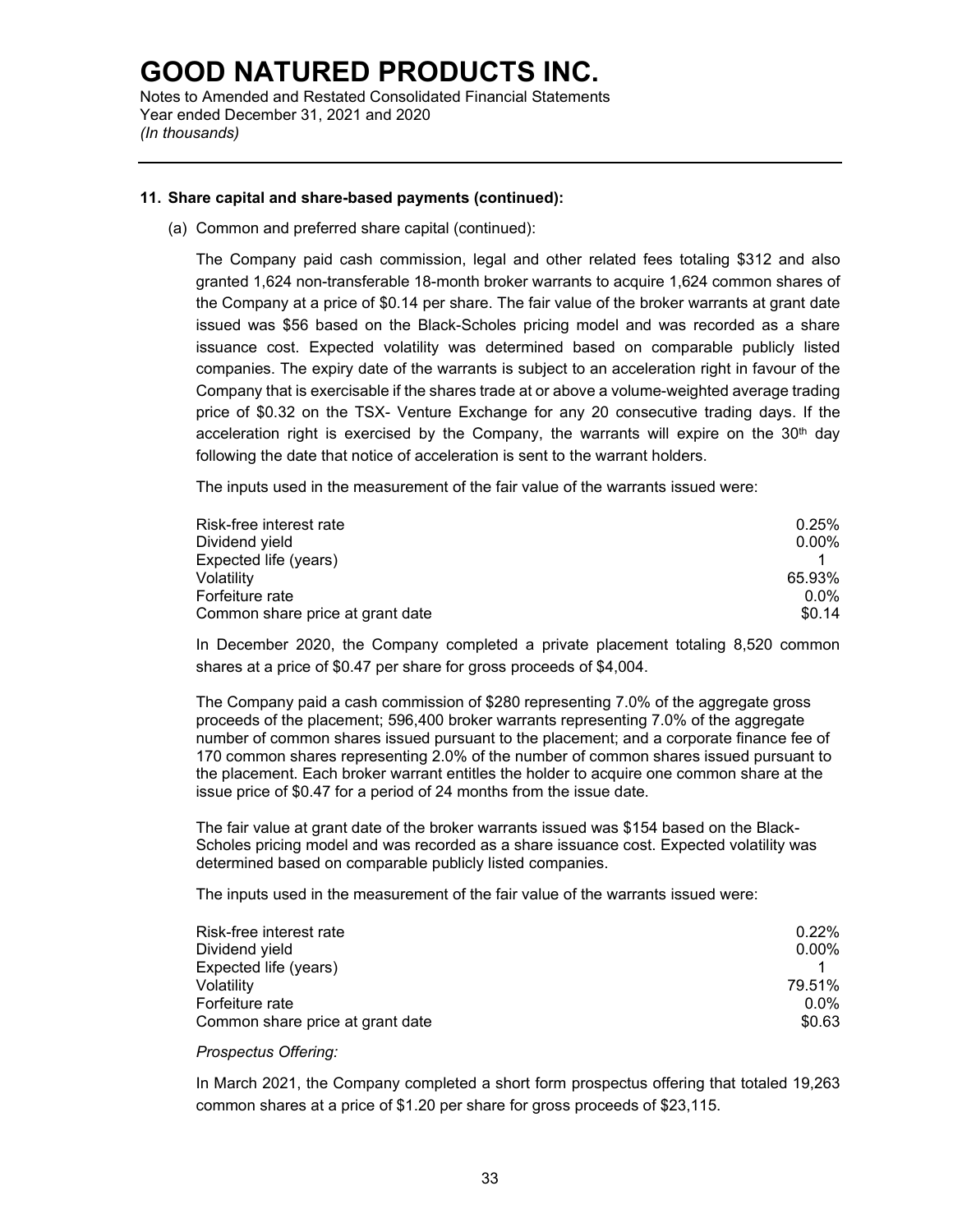## 11. Share capital and share-based payments (continued):

(a) Common and preferred share capital (continued):

The Company paid cash commission, legal and other related fees totaling $312 and also granted 1,624 non-transferable 18-month broker warrants to acquire 1,624 common shares of the Company at a price of $0.14 per share. The fair value of the broker warrants at grant date issued was $56 based on the Black-Scholes pricing model and was recorded as a share issuance cost. Expected volatility was determined based on comparable publicly listed companies. The expiry date of the warrants is subject to an acceleration right in favour of the Company that is exercisable if the shares trade at or above a volume-weighted average trading price of $0.32 on the TSX- Venture Exchange for any 20 consecutive trading days. If the acceleration right is exercised by the Company, the warrants will expire on the 30th day following the date that notice of acceleration is sent to the warrant holders.

The inputs used in the measurement of the fair value of the warrants issued were:

| | |
|---|---|
| Risk-free interest rate | 0.25% |
| Dividend yield | 0.00% |
| Expected life (years) | 1 |
| Volatility | 65.93% |
| Forfeiture rate | 0.0% |
| Common share price at grant date | $0.14 |

In December 2020, the Company completed a private placement totaling 8,520 common shares at a price of $0.47 per share for gross proceeds of $4,004.

The Company paid a cash commission of $280 representing 7.0% of the aggregate gross proceeds of the placement; 596,400 broker warrants representing 7.0% of the aggregate number of common shares issued pursuant to the placement; and a corporate finance fee of 170 common shares representing 2.0% of the number of common shares issued pursuant to the placement. Each broker warrant entitles the holder to acquire one common share at the issue price of $0.47 for a period of 24 months from the issue date.

The fair value at grant date of the broker warrants issued was $154 based on the Black-Scholes pricing model and was recorded as a share issuance cost. Expected volatility was determined based on comparable publicly listed companies.

The inputs used in the measurement of the fair value of the warrants issued were:

| | |
|---|---|
| Risk-free interest rate | 0.22% |
| Dividend yield | 0.00% |
| Expected life (years) | 1 |
| Volatility | 79.51% |
| Forfeiture rate | 0.0% |
| Common share price at grant date | $0.63 |

*Prospectus Offering:*

In March 2021, the Company completed a short form prospectus offering that totaled 19,263 common shares at a price of $1.20 per share for gross proceeds of $23,115.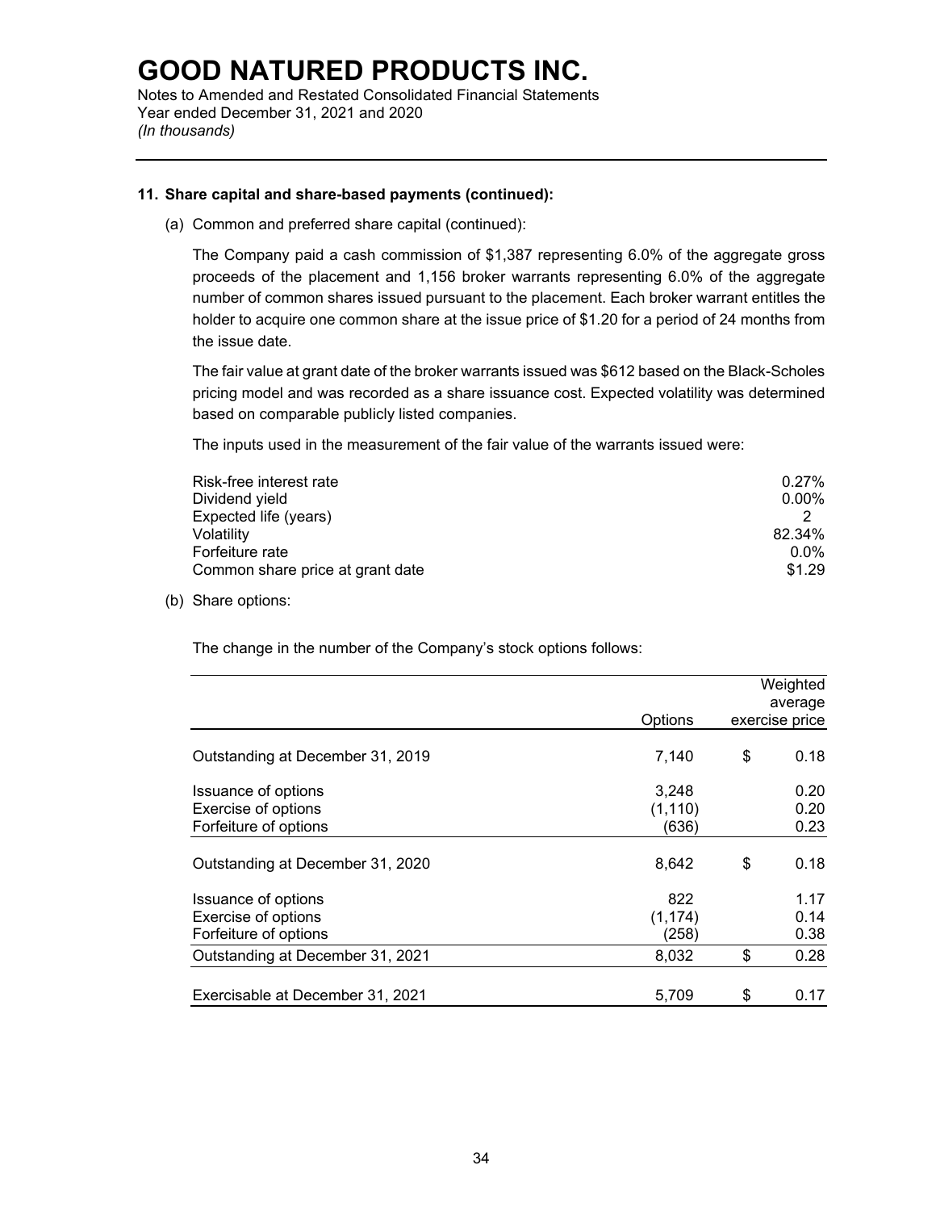# GOOD NATURED PRODUCTS INC.

Notes to Amended and Restated Consolidated Financial Statements
Year ended December 31, 2021 and 2020
*(In thousands)*

---

**11. Share capital and share-based payments (continued):**

(a) Common and preferred share capital (continued):

The Company paid a cash commission of $1,387 representing 6.0% of the aggregate gross proceeds of the placement and 1,156 broker warrants representing 6.0% of the aggregate number of common shares issued pursuant to the placement. Each broker warrant entitles the holder to acquire one common share at the issue price of $1.20 for a period of 24 months from the issue date.

The fair value at grant date of the broker warrants issued was $612 based on the Black-Scholes pricing model and was recorded as a share issuance cost. Expected volatility was determined based on comparable publicly listed companies.

The inputs used in the measurement of the fair value of the warrants issued were:

| | |
|---|---|
| Risk-free interest rate | 0.27% |
| Dividend yield | 0.00% |
| Expected life (years) | 2 |
| Volatility | 82.34% |
| Forfeiture rate | 0.0% |
| Common share price at grant date | $1.29 |

(b) Share options:

The change in the number of the Company's stock options follows:

| | Options | Weighted average exercise price |
|---|---|---|
| Outstanding at December 31, 2019 | 7,140 | $ 0.18 |
| Issuance of options | 3,248 | 0.20 |
| Exercise of options | (1,110) | 0.20 |
| Forfeiture of options | (636) | 0.23 |
| Outstanding at December 31, 2020 | 8,642 | $ 0.18 |
| Issuance of options | 822 | 1.17 |
| Exercise of options | (1,174) | 0.14 |
| Forfeiture of options | (258) | 0.38 |
| Outstanding at December 31, 2021 | 8,032 | $ 0.28 |
| Exercisable at December 31, 2021 | 5,709 | $ 0.17 |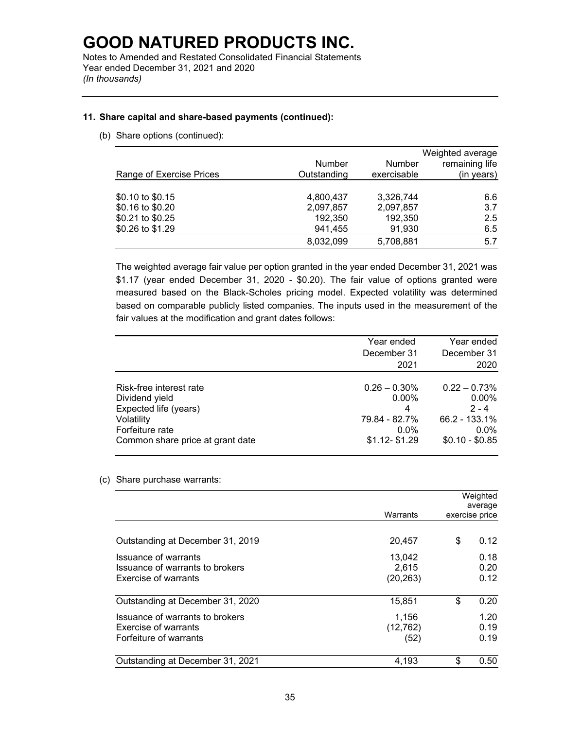# GOOD NATURED PRODUCTS INC.

Notes to Amended and Restated Consolidated Financial Statements
Year ended December 31, 2021 and 2020
*(In thousands)*

## 11. Share capital and share-based payments (continued):

(b) Share options (continued):

| Range of Exercise Prices | Number Outstanding | Number exercisable | Weighted average remaining life (in years) |
|---|---|---|---|
| \$0.10 to \$0.15 | 4,800,437 | 3,326,744 | 6.6 |
| \$0.16 to \$0.20 | 2,097,857 | 2,097,857 | 3.7 |
| \$0.21 to \$0.25 | 192,350 | 192,350 | 2.5 |
| \$0.26 to \$1.29 | 941,455 | 91,930 | 6.5 |
| | 8,032,099 | 5,708,881 | 5.7 |

The weighted average fair value per option granted in the year ended December 31, 2021 was \$1.17 (year ended December 31, 2020 - \$0.20). The fair value of options granted were measured based on the Black-Scholes pricing model. Expected volatility was determined based on comparable publicly listed companies. The inputs used in the measurement of the fair values at the modification and grant dates follows:

| | Year ended December 31 2021 | Year ended December 31 2020 |
|---|---|---|
| Risk-free interest rate | 0.26 – 0.30% | 0.22 – 0.73% |
| Dividend yield | 0.00% | 0.00% |
| Expected life (years) | 4 | 2 - 4 |
| Volatility | 79.84 - 82.7% | 66.2 - 133.1% |
| Forfeiture rate | 0.0% | 0.0% |
| Common share price at grant date | \$1.12- \$1.29 | \$0.10 - \$0.85 |

(c) Share purchase warrants:

| | Warrants | Weighted average exercise price |
|---|---|---|
| Outstanding at December 31, 2019 | 20,457 | \$ 0.12 |
| Issuance of warrants | 13,042 | 0.18 |
| Issuance of warrants to brokers | 2,615 | 0.20 |
| Exercise of warrants | (20,263) | 0.12 |
| Outstanding at December 31, 2020 | 15,851 | \$ 0.20 |
| Issuance of warrants to brokers | 1,156 | 1.20 |
| Exercise of warrants | (12,762) | 0.19 |
| Forfeiture of warrants | (52) | 0.19 |
| Outstanding at December 31, 2021 | 4,193 | \$ 0.50 |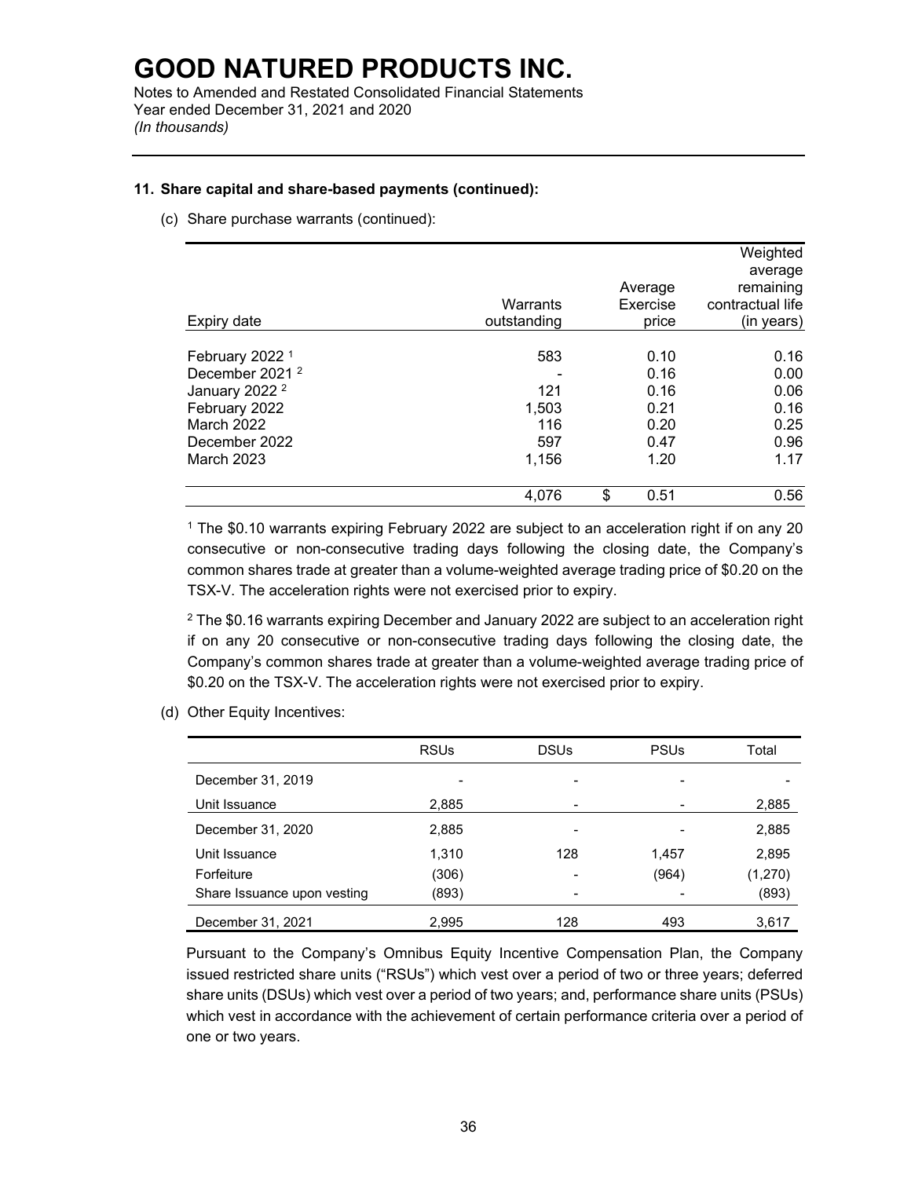### 11. Share capital and share-based payments (continued):

(c) Share purchase warrants (continued):

| Expiry date | Warrants outstanding | Average Exercise price | Weighted average remaining contractual life (in years) |
|---|---|---|---|
| February 2022 [1] | 583 | 0.10 | 0.16 |
| December 2021 [2] | - | 0.16 | 0.00 |
| January 2022 [2] | 121 | 0.16 | 0.06 |
| February 2022 | 1,503 | 0.21 | 0.16 |
| March 2022 | 116 | 0.20 | 0.25 |
| December 2022 | 597 | 0.47 | 0.96 |
| March 2023 | 1,156 | 1.20 | 1.17 |
| | 4,076 | $ 0.51 | 0.56 |

[1] The $0.10 warrants expiring February 2022 are subject to an acceleration right if on any 20 consecutive or non-consecutive trading days following the closing date, the Company's common shares trade at greater than a volume-weighted average trading price of $0.20 on the TSX-V. The acceleration rights were not exercised prior to expiry.

[2] The $0.16 warrants expiring December and January 2022 are subject to an acceleration right if on any 20 consecutive or non-consecutive trading days following the closing date, the Company's common shares trade at greater than a volume-weighted average trading price of $0.20 on the TSX-V. The acceleration rights were not exercised prior to expiry.

(d) Other Equity Incentives:

| | RSUs | DSUs | PSUs | Total |
|---|---|---|---|---|
| December 31, 2019 | - | - | - | - |
| Unit Issuance | 2,885 | - | - | 2,885 |
| December 31, 2020 | 2,885 | - | - | 2,885 |
| Unit Issuance | 1,310 | 128 | 1,457 | 2,895 |
| Forfeiture | (306) | - | (964) | (1,270) |
| Share Issuance upon vesting | (893) | - | - | (893) |
| December 31, 2021 | 2,995 | 128 | 493 | 3,617 |

Pursuant to the Company's Omnibus Equity Incentive Compensation Plan, the Company issued restricted share units ("RSUs") which vest over a period of two or three years; deferred share units (DSUs) which vest over a period of two years; and, performance share units (PSUs) which vest in accordance with the achievement of certain performance criteria over a period of one or two years.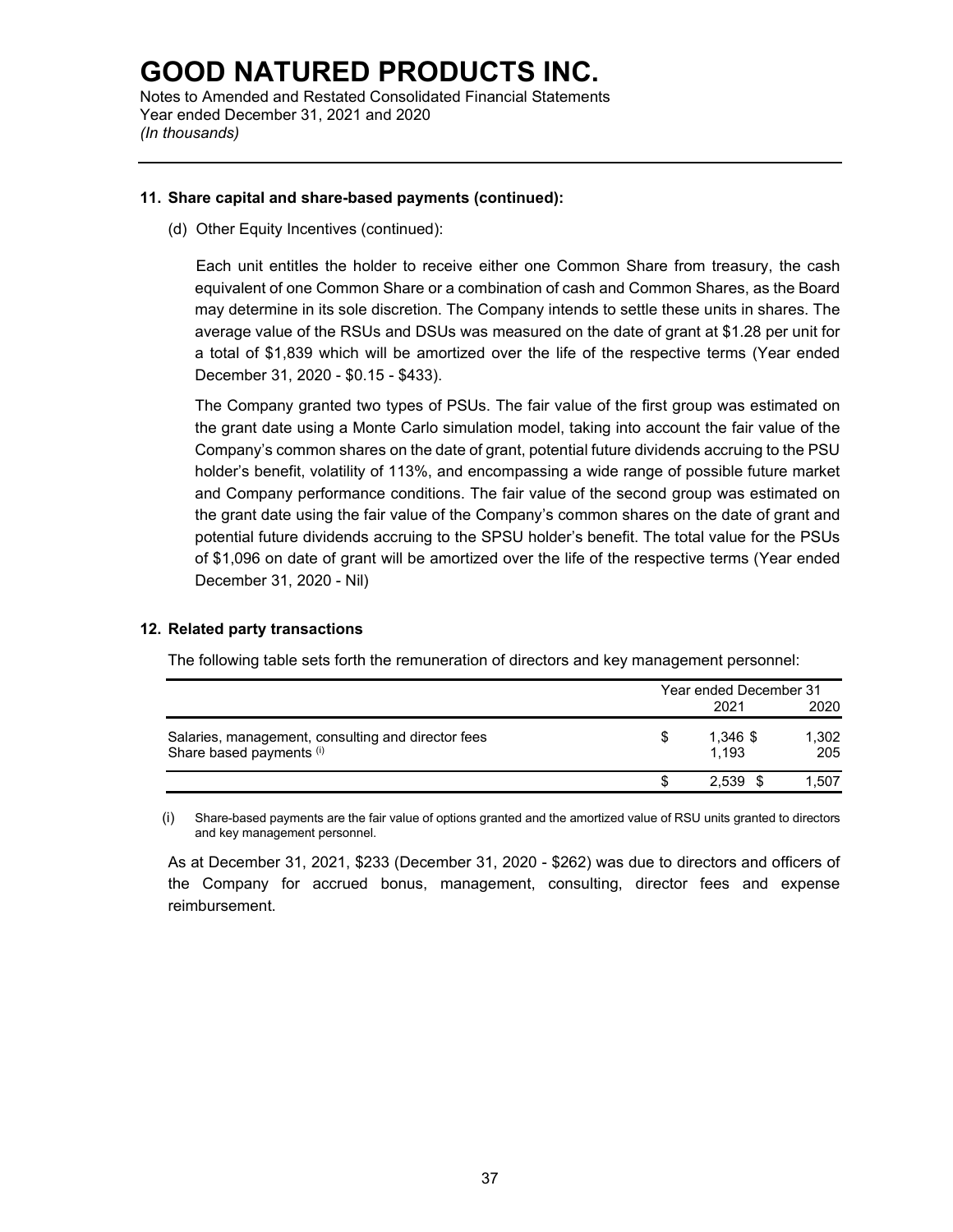# GOOD NATURED PRODUCTS INC.

Notes to Amended and Restated Consolidated Financial Statements
Year ended December 31, 2021 and 2020
*(In thousands)*

---

**11. Share capital and share-based payments (continued):**

(d) Other Equity Incentives (continued):

Each unit entitles the holder to receive either one Common Share from treasury, the cash equivalent of one Common Share or a combination of cash and Common Shares, as the Board may determine in its sole discretion. The Company intends to settle these units in shares. The average value of the RSUs and DSUs was measured on the date of grant at $1.28 per unit for a total of $1,839 which will be amortized over the life of the respective terms (Year ended December 31, 2020 - $0.15 - $433).

The Company granted two types of PSUs. The fair value of the first group was estimated on the grant date using a Monte Carlo simulation model, taking into account the fair value of the Company's common shares on the date of grant, potential future dividends accruing to the PSU holder's benefit, volatility of 113%, and encompassing a wide range of possible future market and Company performance conditions. The fair value of the second group was estimated on the grant date using the fair value of the Company's common shares on the date of grant and potential future dividends accruing to the SPSU holder's benefit. The total value for the PSUs of $1,096 on date of grant will be amortized over the life of the respective terms (Year ended December 31, 2020 - Nil)

**12. Related party transactions**

The following table sets forth the remuneration of directors and key management personnel:

| | Year ended December 31 | |
|---|---|---|
| | 2021 | 2020 |
| Salaries, management, consulting and director fees | $ 1,346 | $ 1,302 |
| Share based payments (i) | 1,193 | 205 |
| | $ 2,539 | $ 1,507 |

(i) Share-based payments are the fair value of options granted and the amortized value of RSU units granted to directors and key management personnel.

As at December 31, 2021, $233 (December 31, 2020 - $262) was due to directors and officers of the Company for accrued bonus, management, consulting, director fees and expense reimbursement.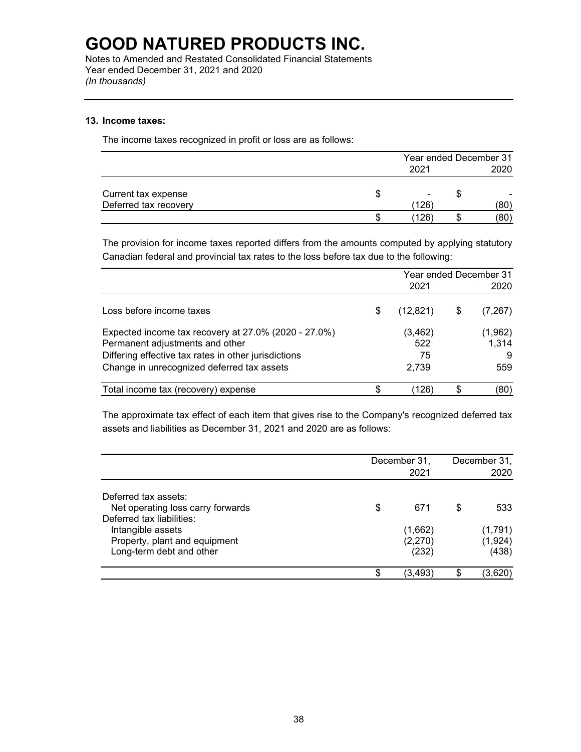# GOOD NATURED PRODUCTS INC.

Notes to Amended and Restated Consolidated Financial Statements
Year ended December 31, 2021 and 2020
*(In thousands)*

**13. Income taxes:**

The income taxes recognized in profit or loss are as follows:

| | Year ended December 31 | |
|---|---|---|
| | 2021 | 2020 |
| Current tax expense | $ - | $ - |
| Deferred tax recovery | (126) | (80) |
| | $ (126) | $ (80) |

The provision for income taxes reported differs from the amounts computed by applying statutory Canadian federal and provincial tax rates to the loss before tax due to the following:

| | Year ended December 31 | |
|---|---|---|
| | 2021 | 2020 |
| Loss before income taxes | $ (12,821) | $ (7,267) |
| Expected income tax recovery at 27.0% (2020 - 27.0%) | (3,462) | (1,962) |
| Permanent adjustments and other | 522 | 1,314 |
| Differing effective tax rates in other jurisdictions | 75 | 9 |
| Change in unrecognized deferred tax assets | 2,739 | 559 |
| Total income tax (recovery) expense | $ (126) | $ (80) |

The approximate tax effect of each item that gives rise to the Company's recognized deferred tax assets and liabilities as December 31, 2021 and 2020 are as follows:

| | December 31, 2021 | December 31, 2020 |
|---|---|---|
| Deferred tax assets: | | |
| Net operating loss carry forwards | $ 671 | $ 533 |
| Deferred tax liabilities: | | |
| Intangible assets | (1,662) | (1,791) |
| Property, plant and equipment | (2,270) | (1,924) |
| Long-term debt and other | (232) | (438) |
| | $ (3,493) | $ (3,620) |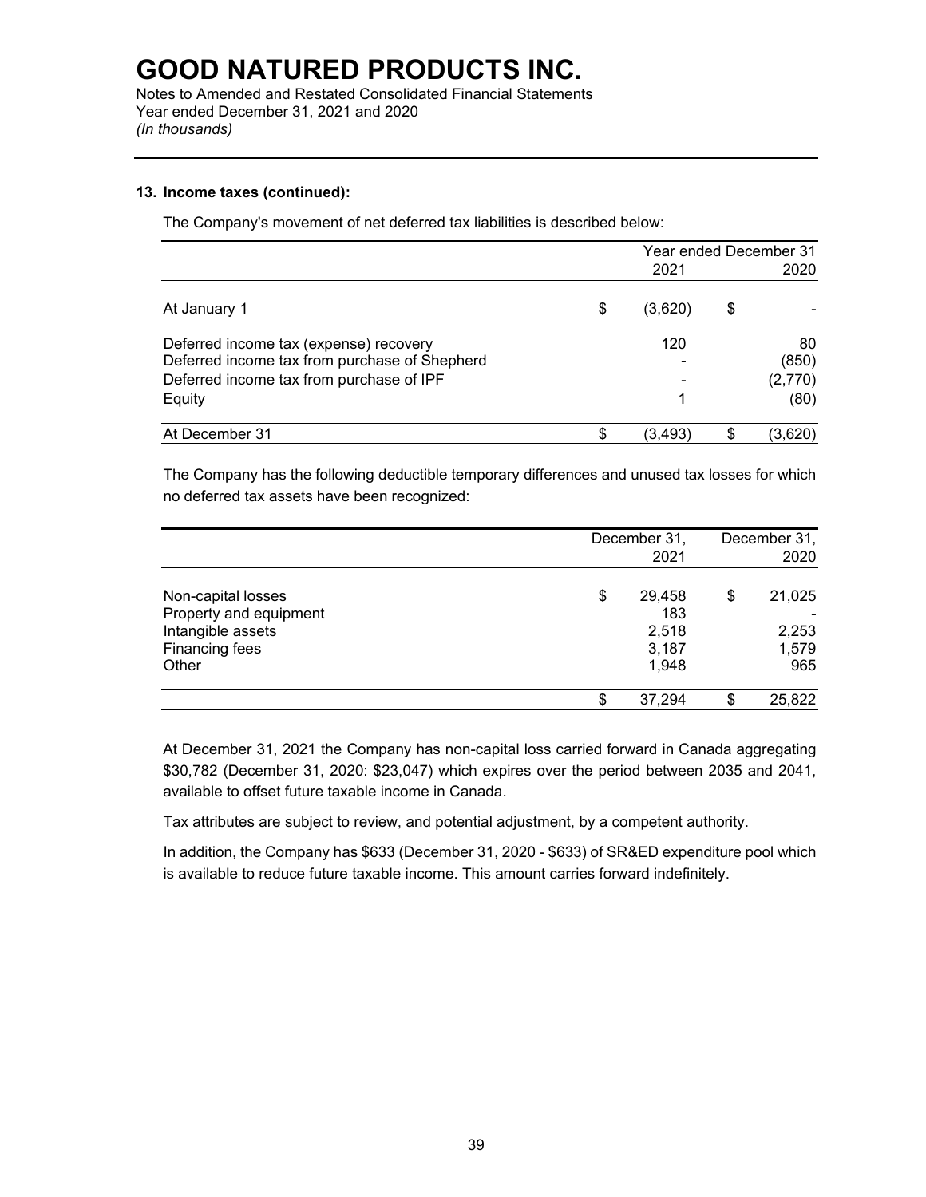# GOOD NATURED PRODUCTS INC.

Notes to Amended and Restated Consolidated Financial Statements
Year ended December 31, 2021 and 2020
*(In thousands)*

---

### 13. Income taxes (continued):

The Company's movement of net deferred tax liabilities is described below:

| | Year ended December 31 2021 | 2020 |
|---|---|---|
| At January 1 | $ (3,620) | $ - |
| Deferred income tax (expense) recovery | 120 | 80 |
| Deferred income tax from purchase of Shepherd | - | (850) |
| Deferred income tax from purchase of IPF | - | (2,770) |
| Equity | 1 | (80) |
| At December 31 | $ (3,493) | $ (3,620) |

The Company has the following deductible temporary differences and unused tax losses for which no deferred tax assets have been recognized:

| | December 31, 2021 | December 31, 2020 |
|---|---|---|
| Non-capital losses | $ 29,458 | $ 21,025 |
| Property and equipment | 183 | - |
| Intangible assets | 2,518 | 2,253 |
| Financing fees | 3,187 | 1,579 |
| Other | 1,948 | 965 |
| | $ 37,294 | $ 25,822 |

At December 31, 2021 the Company has non-capital loss carried forward in Canada aggregating $30,782 (December 31, 2020: $23,047) which expires over the period between 2035 and 2041, available to offset future taxable income in Canada.

Tax attributes are subject to review, and potential adjustment, by a competent authority.

In addition, the Company has $633 (December 31, 2020 - $633) of SR&ED expenditure pool which is available to reduce future taxable income. This amount carries forward indefinitely.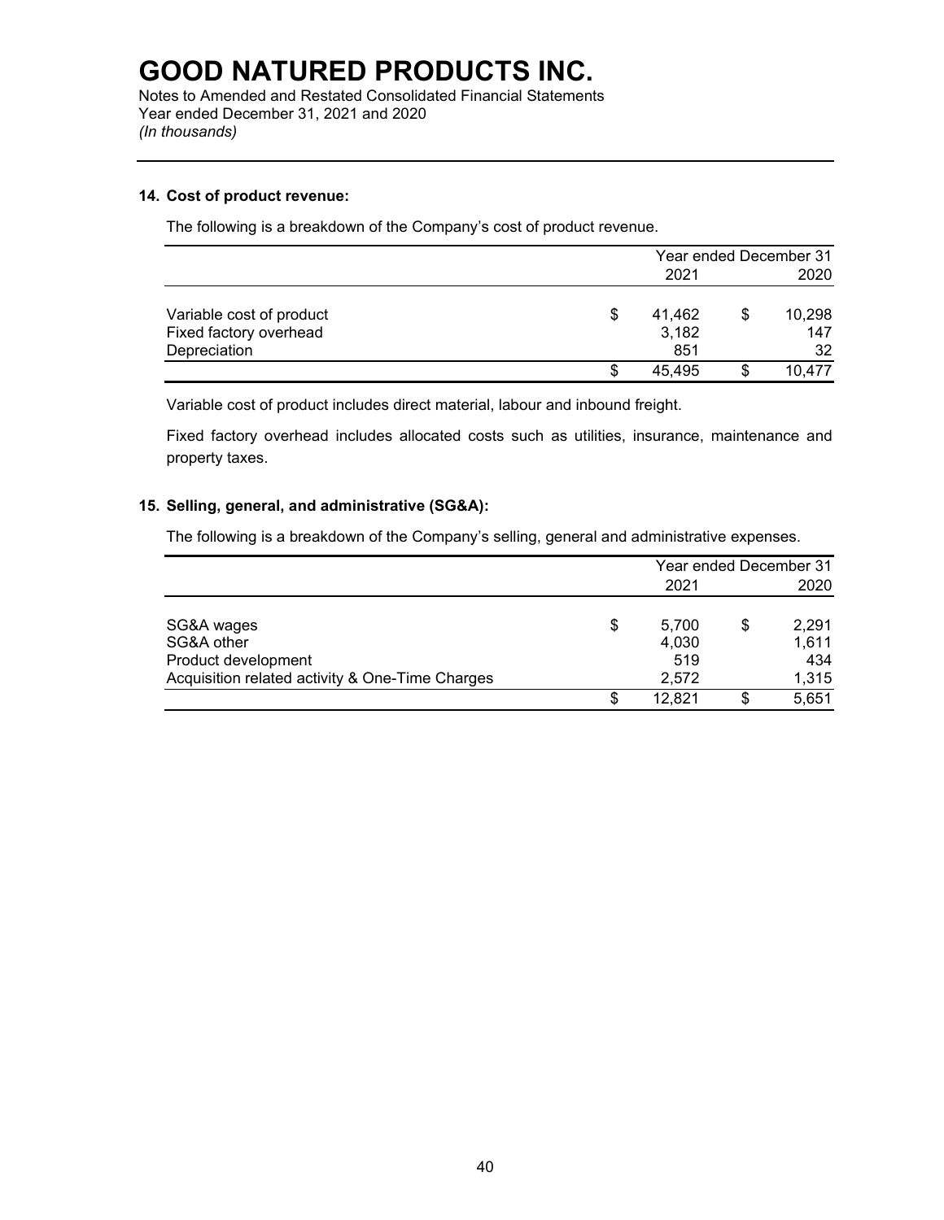# GOOD NATURED PRODUCTS INC.

Notes to Amended and Restated Consolidated Financial Statements
Year ended December 31, 2021 and 2020
*(In thousands)*

### 14. Cost of product revenue:

The following is a breakdown of the Company's cost of product revenue.

| | Year ended December 31 | |
|---|---|---|
| | 2021 | 2020 |
| Variable cost of product | $ 41,462 | $ 10,298 |
| Fixed factory overhead | 3,182 | 147 |
| Depreciation | 851 | 32 |
| | $ 45,495 | $ 10,477 |

Variable cost of product includes direct material, labour and inbound freight.

Fixed factory overhead includes allocated costs such as utilities, insurance, maintenance and property taxes.

### 15. Selling, general, and administrative (SG&A):

The following is a breakdown of the Company's selling, general and administrative expenses.

| | Year ended December 31 | |
|---|---|---|
| | 2021 | 2020 |
| SG&A wages | $ 5,700 | $ 2,291 |
| SG&A other | 4,030 | 1,611 |
| Product development | 519 | 434 |
| Acquisition related activity & One-Time Charges | 2,572 | 1,315 |
| | $ 12,821 | $ 5,651 |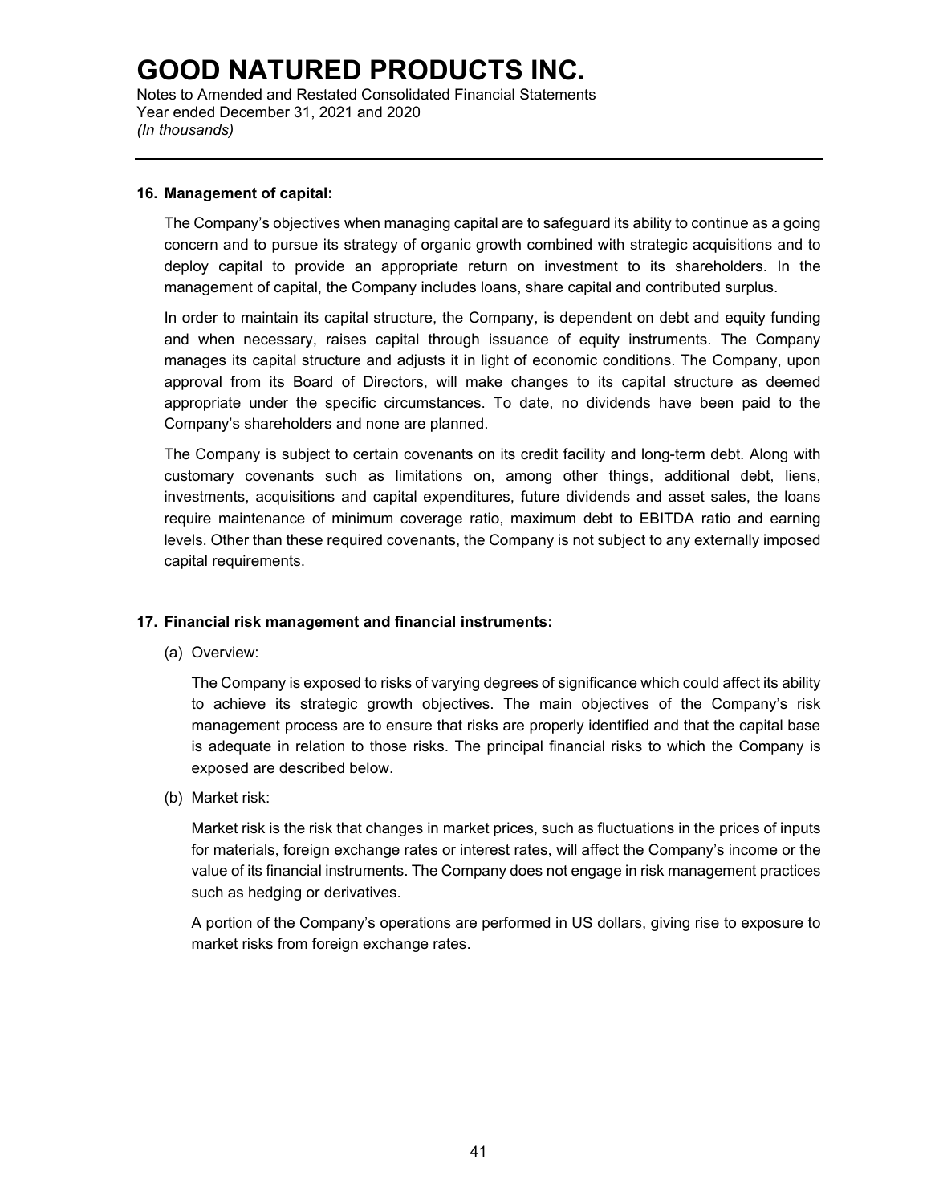## 16. Management of capital:

The Company's objectives when managing capital are to safeguard its ability to continue as a going concern and to pursue its strategy of organic growth combined with strategic acquisitions and to deploy capital to provide an appropriate return on investment to its shareholders. In the management of capital, the Company includes loans, share capital and contributed surplus.

In order to maintain its capital structure, the Company, is dependent on debt and equity funding and when necessary, raises capital through issuance of equity instruments. The Company manages its capital structure and adjusts it in light of economic conditions. The Company, upon approval from its Board of Directors, will make changes to its capital structure as deemed appropriate under the specific circumstances. To date, no dividends have been paid to the Company's shareholders and none are planned.

The Company is subject to certain covenants on its credit facility and long-term debt. Along with customary covenants such as limitations on, among other things, additional debt, liens, investments, acquisitions and capital expenditures, future dividends and asset sales, the loans require maintenance of minimum coverage ratio, maximum debt to EBITDA ratio and earning levels. Other than these required covenants, the Company is not subject to any externally imposed capital requirements.

## 17. Financial risk management and financial instruments:

(a) Overview:

The Company is exposed to risks of varying degrees of significance which could affect its ability to achieve its strategic growth objectives. The main objectives of the Company's risk management process are to ensure that risks are properly identified and that the capital base is adequate in relation to those risks. The principal financial risks to which the Company is exposed are described below.

(b) Market risk:

Market risk is the risk that changes in market prices, such as fluctuations in the prices of inputs for materials, foreign exchange rates or interest rates, will affect the Company's income or the value of its financial instruments. The Company does not engage in risk management practices such as hedging or derivatives.

A portion of the Company's operations are performed in US dollars, giving rise to exposure to market risks from foreign exchange rates.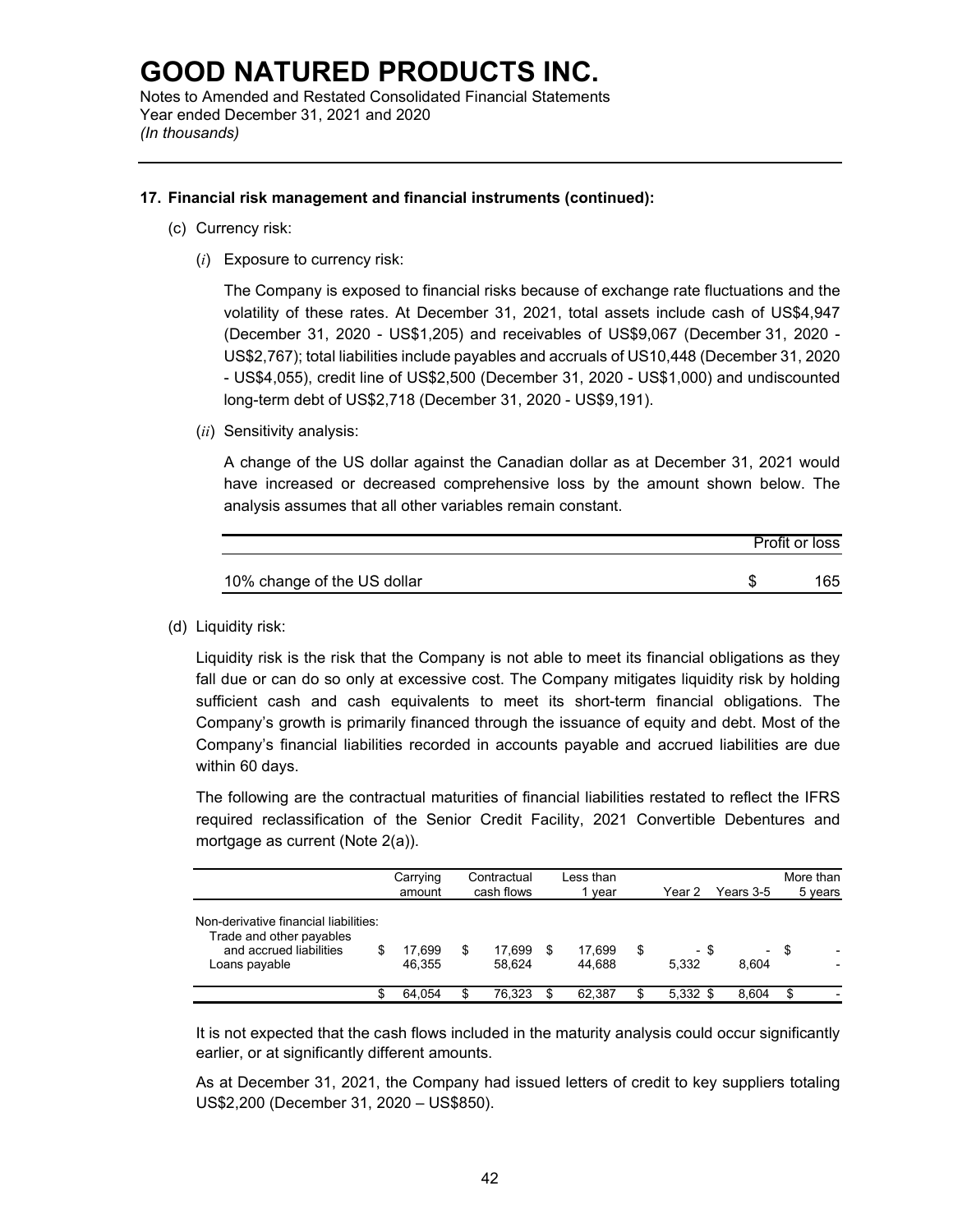**17. Financial risk management and financial instruments (continued):**

(c) Currency risk:

(*i*) Exposure to currency risk:

The Company is exposed to financial risks because of exchange rate fluctuations and the volatility of these rates. At December 31, 2021, total assets include cash of US$4,947 (December 31, 2020 - US$1,205) and receivables of US$9,067 (December 31, 2020 - US$2,767); total liabilities include payables and accruals of US10,448 (December 31, 2020 - US$4,055), credit line of US$2,500 (December 31, 2020 - US$1,000) and undiscounted long-term debt of US$2,718 (December 31, 2020 - US$9,191).

(*ii*) Sensitivity analysis:

A change of the US dollar against the Canadian dollar as at December 31, 2021 would have increased or decreased comprehensive loss by the amount shown below. The analysis assumes that all other variables remain constant.

| | Profit or loss |
|---|---|
| 10% change of the US dollar | $ 165 |

(d) Liquidity risk:

Liquidity risk is the risk that the Company is not able to meet its financial obligations as they fall due or can do so only at excessive cost. The Company mitigates liquidity risk by holding sufficient cash and cash equivalents to meet its short-term financial obligations. The Company's growth is primarily financed through the issuance of equity and debt. Most of the Company's financial liabilities recorded in accounts payable and accrued liabilities are due within 60 days.

The following are the contractual maturities of financial liabilities restated to reflect the IFRS required reclassification of the Senior Credit Facility, 2021 Convertible Debentures and mortgage as current (Note 2(a)).

| | Carrying amount | Contractual cash flows | Less than 1 year | Year 2 | Years 3-5 | More than 5 years |
|---|---|---|---|---|---|---|
| Non-derivative financial liabilities: | | | | | | |
| Trade and other payables and accrued liabilities | $ 17,699 | $ 17,699 | $ 17,699 | $ - | $ - | $ - |
| Loans payable | 46,355 | 58,624 | 44,688 | 5,332 | 8,604 | - |
| | $ 64,054 | $ 76,323 | $ 62,387 | $ 5,332 | $ 8,604 | $ - |

It is not expected that the cash flows included in the maturity analysis could occur significantly earlier, or at significantly different amounts.

As at December 31, 2021, the Company had issued letters of credit to key suppliers totaling US$2,200 (December 31, 2020 – US$850).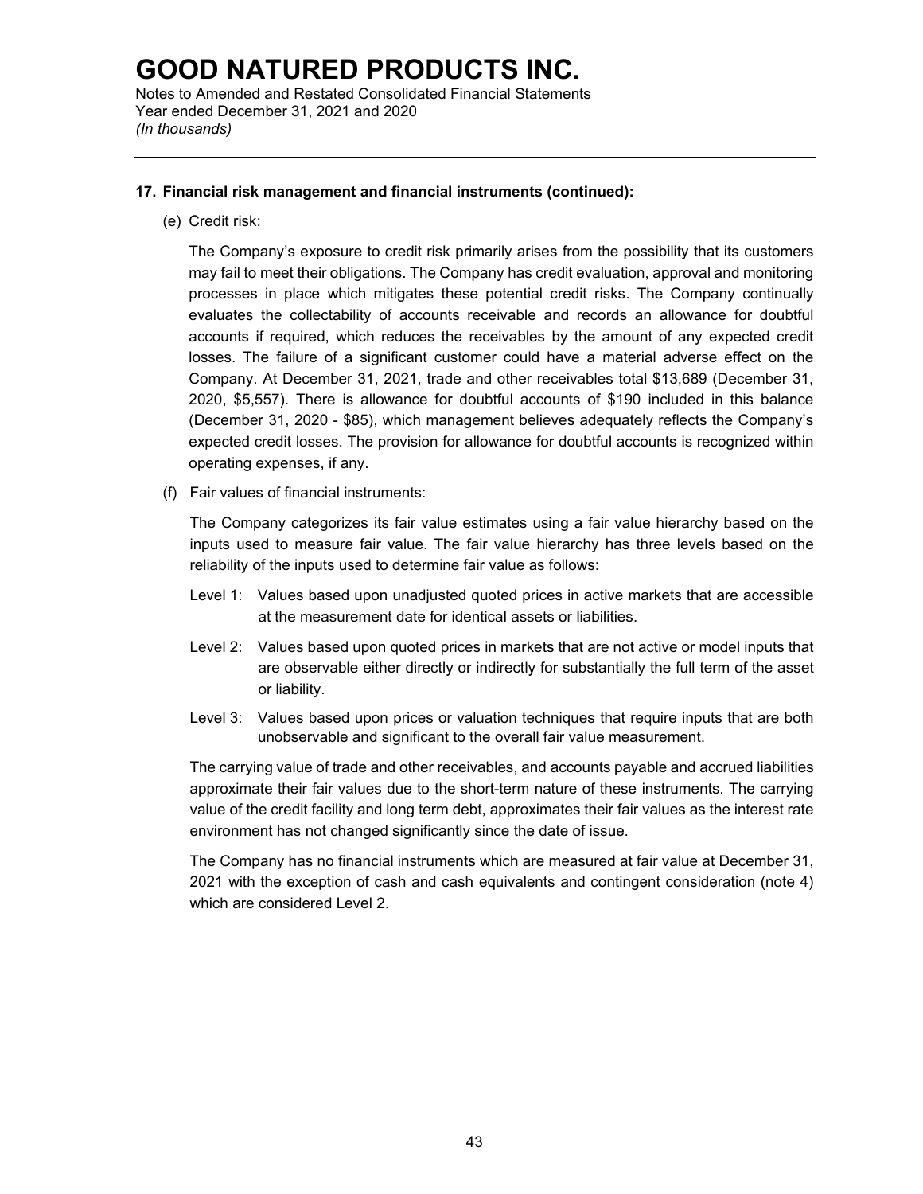## 17. Financial risk management and financial instruments (continued):

(e) Credit risk:

The Company's exposure to credit risk primarily arises from the possibility that its customers may fail to meet their obligations. The Company has credit evaluation, approval and monitoring processes in place which mitigates these potential credit risks. The Company continually evaluates the collectability of accounts receivable and records an allowance for doubtful accounts if required, which reduces the receivables by the amount of any expected credit losses. The failure of a significant customer could have a material adverse effect on the Company. At December 31, 2021, trade and other receivables total $13,689 (December 31, 2020, $5,557). There is allowance for doubtful accounts of $190 included in this balance (December 31, 2020 - $85), which management believes adequately reflects the Company's expected credit losses. The provision for allowance for doubtful accounts is recognized within operating expenses, if any.

(f) Fair values of financial instruments:

The Company categorizes its fair value estimates using a fair value hierarchy based on the inputs used to measure fair value. The fair value hierarchy has three levels based on the reliability of the inputs used to determine fair value as follows:

Level 1: Values based upon unadjusted quoted prices in active markets that are accessible at the measurement date for identical assets or liabilities.

Level 2: Values based upon quoted prices in markets that are not active or model inputs that are observable either directly or indirectly for substantially the full term of the asset or liability.

Level 3: Values based upon prices or valuation techniques that require inputs that are both unobservable and significant to the overall fair value measurement.

The carrying value of trade and other receivables, and accounts payable and accrued liabilities approximate their fair values due to the short-term nature of these instruments. The carrying value of the credit facility and long term debt, approximates their fair values as the interest rate environment has not changed significantly since the date of issue.

The Company has no financial instruments which are measured at fair value at December 31, 2021 with the exception of cash and cash equivalents and contingent consideration (note 4) which are considered Level 2.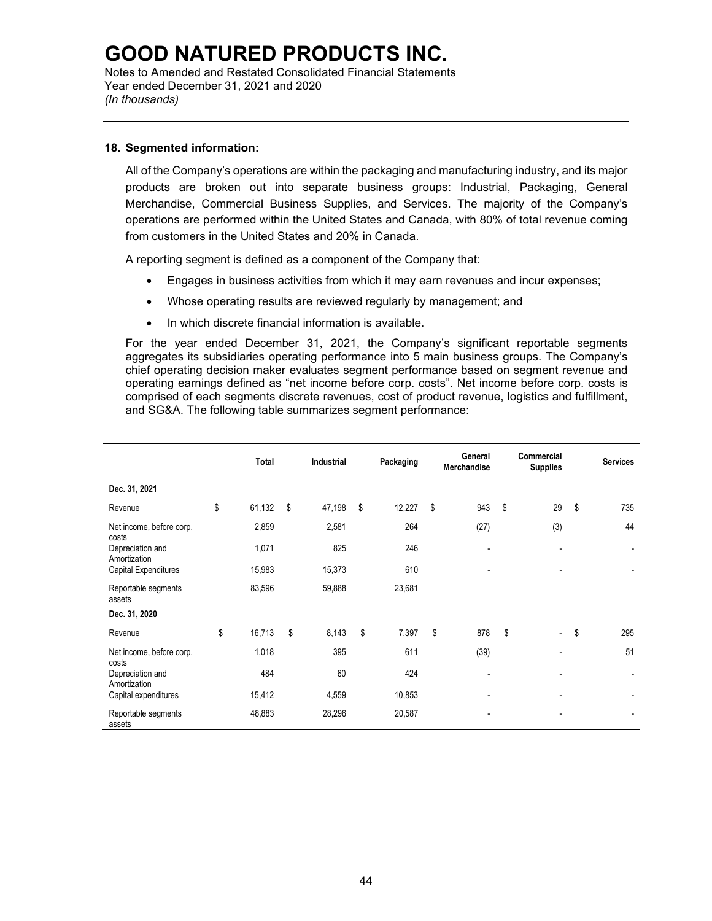# GOOD NATURED PRODUCTS INC.

Notes to Amended and Restated Consolidated Financial Statements
Year ended December 31, 2021 and 2020
*(In thousands)*

---

**18. Segmented information:**

All of the Company's operations are within the packaging and manufacturing industry, and its major products are broken out into separate business groups: Industrial, Packaging, General Merchandise, Commercial Business Supplies, and Services. The majority of the Company's operations are performed within the United States and Canada, with 80% of total revenue coming from customers in the United States and 20% in Canada.

A reporting segment is defined as a component of the Company that:

- Engages in business activities from which it may earn revenues and incur expenses;
- Whose operating results are reviewed regularly by management; and
- In which discrete financial information is available.

For the year ended December 31, 2021, the Company's significant reportable segments aggregates its subsidiaries operating performance into 5 main business groups. The Company's chief operating decision maker evaluates segment performance based on segment revenue and operating earnings defined as "net income before corp. costs". Net income before corp. costs is comprised of each segments discrete revenues, cost of product revenue, logistics and fulfillment, and SG&A. The following table summarizes segment performance:

| | Total | Industrial | Packaging | General Merchandise | Commercial Supplies | Services |
|---|---|---|---|---|---|---|
| **Dec. 31, 2021** | | | | | | |
| Revenue | $ 61,132 | $ 47,198 | $ 12,227 | $ 943 | $ 29 | $ 735 |
| Net income, before corp. costs | 2,859 | 2,581 | 264 | (27) | (3) | 44 |
| Depreciation and Amortization | 1,071 | 825 | 246 | - | - | - |
| Capital Expenditures | 15,983 | 15,373 | 610 | - | - | - |
| Reportable segments assets | 83,596 | 59,888 | 23,681 | | | |
| **Dec. 31, 2020** | | | | | | |
| Revenue | $ 16,713 | $ 8,143 | $ 7,397 | $ 878 | $ - | $ 295 |
| Net income, before corp. costs | 1,018 | 395 | 611 | (39) | - | 51 |
| Depreciation and Amortization | 484 | 60 | 424 | - | - | - |
| Capital expenditures | 15,412 | 4,559 | 10,853 | - | - | - |
| Reportable segments assets | 48,883 | 28,296 | 20,587 | - | - | - |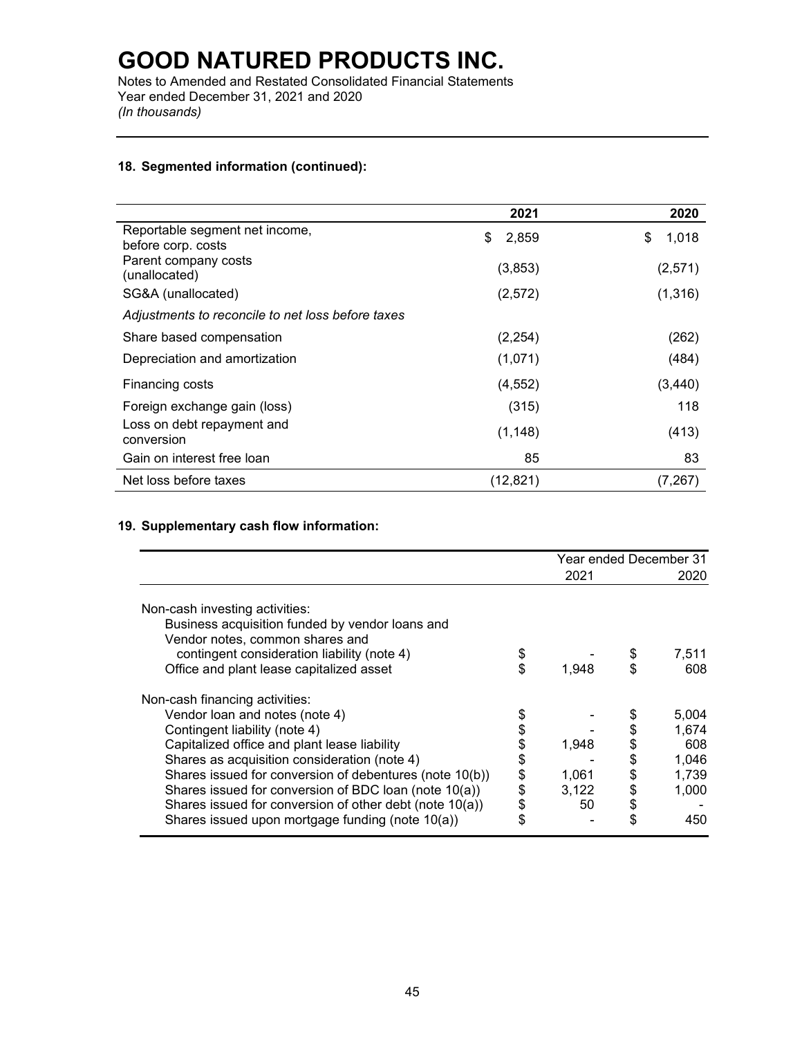# GOOD NATURED PRODUCTS INC.

Notes to Amended and Restated Consolidated Financial Statements
Year ended December 31, 2021 and 2020
*(In thousands)*

### 18. Segmented information (continued):

| | 2021 | 2020 |
|---|---|---|
| Reportable segment net income, before corp. costs | $ 2,859 | $ 1,018 |
| Parent company costs (unallocated) | (3,853) | (2,571) |
| SG&A (unallocated) | (2,572) | (1,316) |
| *Adjustments to reconcile to net loss before taxes* | | |
| Share based compensation | (2,254) | (262) |
| Depreciation and amortization | (1,071) | (484) |
| Financing costs | (4,552) | (3,440) |
| Foreign exchange gain (loss) | (315) | 118 |
| Loss on debt repayment and conversion | (1,148) | (413) |
| Gain on interest free loan | 85 | 83 |
| Net loss before taxes | (12,821) | (7,267) |

### 19. Supplementary cash flow information:

| | Year ended December 31 2021 | 2020 |
|---|---|---|
| Non-cash investing activities: | | |
| Business acquisition funded by vendor loans and Vendor notes, common shares and contingent consideration liability (note 4) | $ - | $ 7,511 |
| Office and plant lease capitalized asset | $ 1,948 | $ 608 |
| Non-cash financing activities: | | |
| Vendor loan and notes (note 4) | $ - | $ 5,004 |
| Contingent liability (note 4) | $ - | $ 1,674 |
| Capitalized office and plant lease liability | $ 1,948 | $ 608 |
| Shares as acquisition consideration (note 4) | $ - | $ 1,046 |
| Shares issued for conversion of debentures (note 10(b)) | $ 1,061 | $ 1,739 |
| Shares issued for conversion of BDC loan (note 10(a)) | $ 3,122 | $ 1,000 |
| Shares issued for conversion of other debt (note 10(a)) | $ 50 | $ - |
| Shares issued upon mortgage funding (note 10(a)) | $ - | $ 450 |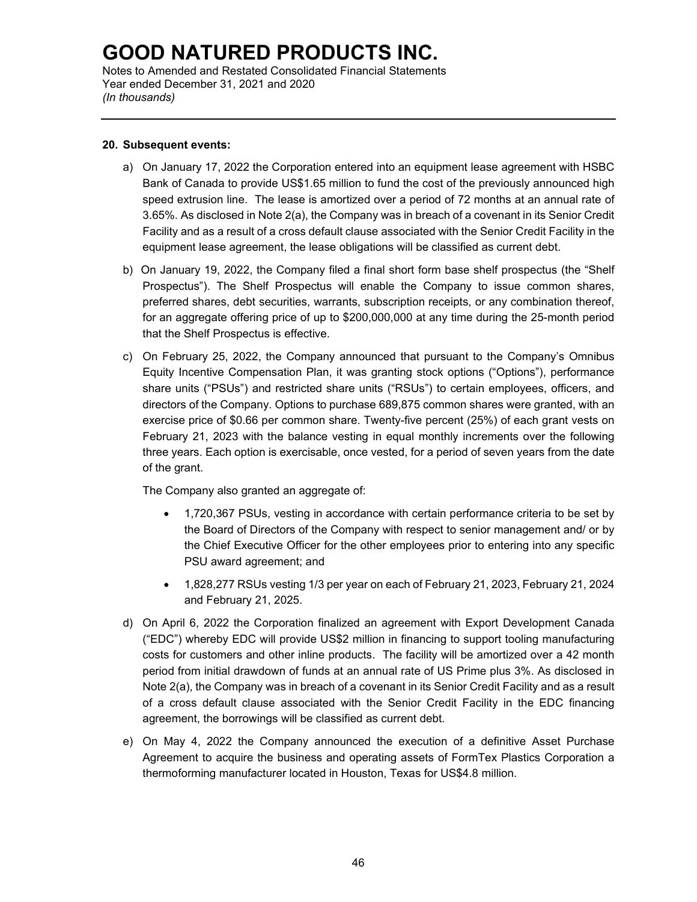**20. Subsequent events:**

a) On January 17, 2022 the Corporation entered into an equipment lease agreement with HSBC Bank of Canada to provide US$1.65 million to fund the cost of the previously announced high speed extrusion line. The lease is amortized over a period of 72 months at an annual rate of 3.65%. As disclosed in Note 2(a), the Company was in breach of a covenant in its Senior Credit Facility and as a result of a cross default clause associated with the Senior Credit Facility in the equipment lease agreement, the lease obligations will be classified as current debt.

b) On January 19, 2022, the Company filed a final short form base shelf prospectus (the "Shelf Prospectus"). The Shelf Prospectus will enable the Company to issue common shares, preferred shares, debt securities, warrants, subscription receipts, or any combination thereof, for an aggregate offering price of up to $200,000,000 at any time during the 25-month period that the Shelf Prospectus is effective.

c) On February 25, 2022, the Company announced that pursuant to the Company's Omnibus Equity Incentive Compensation Plan, it was granting stock options ("Options"), performance share units ("PSUs") and restricted share units ("RSUs") to certain employees, officers, and directors of the Company. Options to purchase 689,875 common shares were granted, with an exercise price of $0.66 per common share. Twenty-five percent (25%) of each grant vests on February 21, 2023 with the balance vesting in equal monthly increments over the following three years. Each option is exercisable, once vested, for a period of seven years from the date of the grant.

   The Company also granted an aggregate of:

   - 1,720,367 PSUs, vesting in accordance with certain performance criteria to be set by the Board of Directors of the Company with respect to senior management and/ or by the Chief Executive Officer for the other employees prior to entering into any specific PSU award agreement; and
   - 1,828,277 RSUs vesting 1/3 per year on each of February 21, 2023, February 21, 2024 and February 21, 2025.

d) On April 6, 2022 the Corporation finalized an agreement with Export Development Canada ("EDC") whereby EDC will provide US$2 million in financing to support tooling manufacturing costs for customers and other inline products. The facility will be amortized over a 42 month period from initial drawdown of funds at an annual rate of US Prime plus 3%. As disclosed in Note 2(a), the Company was in breach of a covenant in its Senior Credit Facility and as a result of a cross default clause associated with the Senior Credit Facility in the EDC financing agreement, the borrowings will be classified as current debt.

e) On May 4, 2022 the Company announced the execution of a definitive Asset Purchase Agreement to acquire the business and operating assets of FormTex Plastics Corporation a thermoforming manufacturer located in Houston, Texas for US$4.8 million.